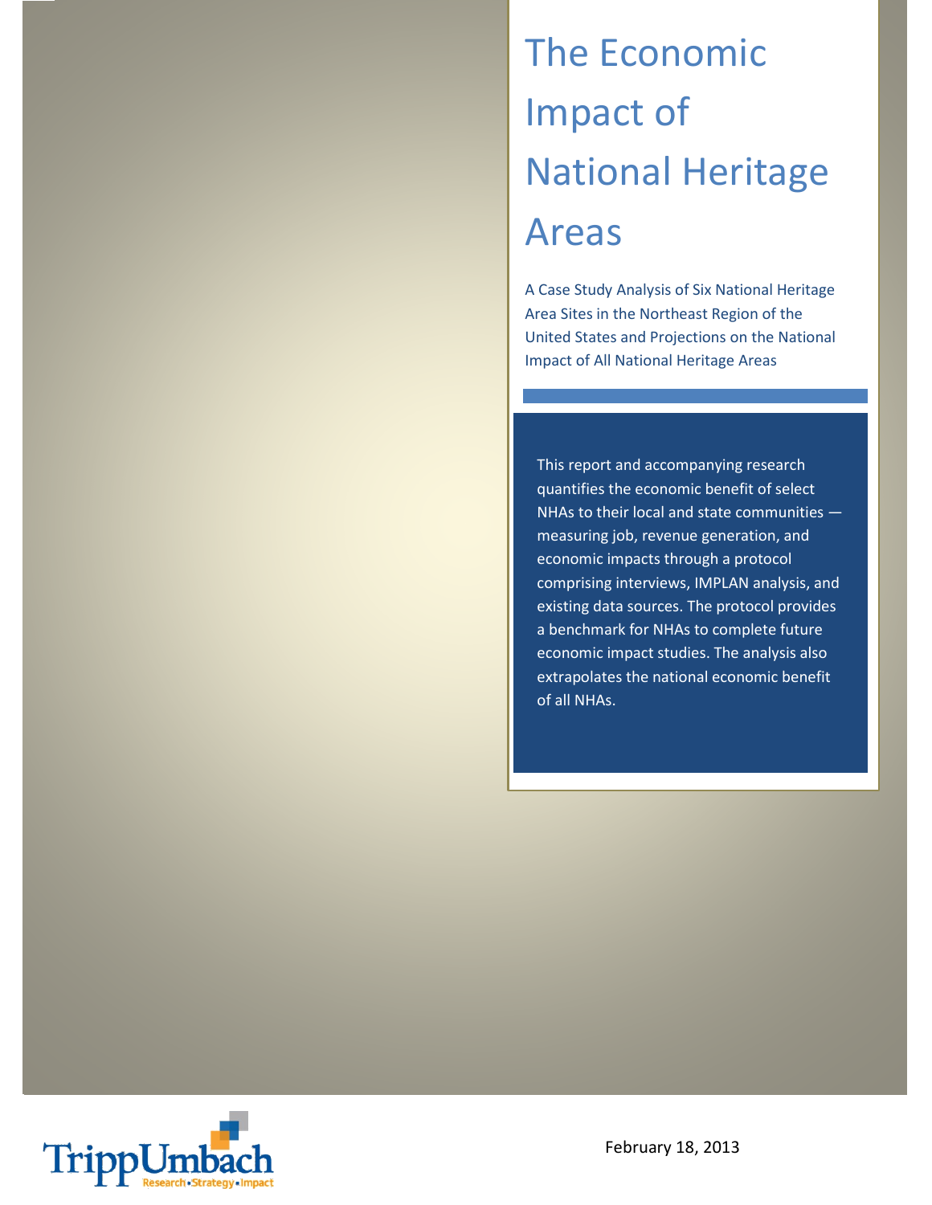# The Economic Impact of National Heritage Areas

A Case Study Analysis of Six National Heritage Area Sites in the Northeast Region of the United States and Projections on the National Impact of All National Heritage Areas

This report and accompanying research quantifies the economic benefit of select NHAs to their local and state communities — measuring job, revenue generation, and economic impacts through a protocol comprising interviews, IMPLAN analysis, and existing data sources. The protocol provides a benchmark for NHAs to complete future economic impact studies. The analysis also extrapolates the national economic benefit of all NHAs.

TrippUmbach
Research • Strategy • Impact

February 18, 2013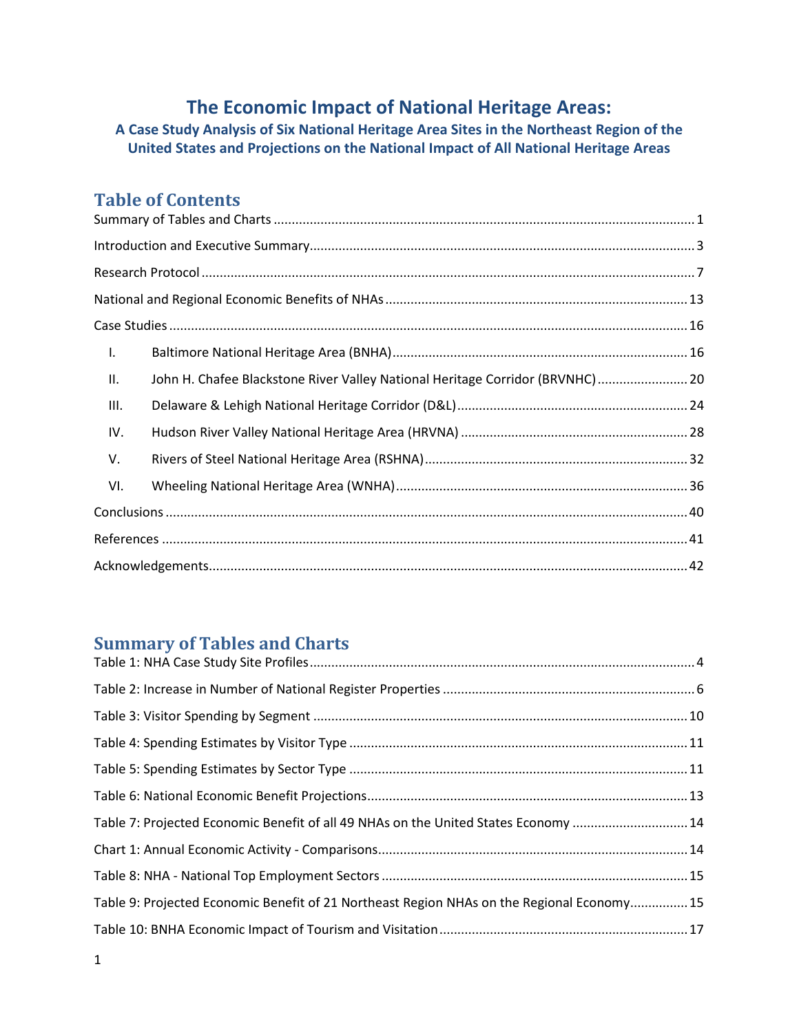# The Economic Impact of National Heritage Areas:

### A Case Study Analysis of Six National Heritage Area Sites in the Northeast Region of the United States and Projections on the National Impact of All National Heritage Areas

## Table of Contents

Summary of Tables and Charts ........ 1

Introduction and Executive Summary ........ 3

Research Protocol ........ 7

National and Regional Economic Benefits of NHAs ........ 13

Case Studies ........ 16

- I. Baltimore National Heritage Area (BNHA) ........ 16
- II. John H. Chafee Blackstone River Valley National Heritage Corridor (BRVNHC) ........ 20
- III. Delaware & Lehigh National Heritage Corridor (D&L) ........ 24
- IV. Hudson River Valley National Heritage Area (HRVNA) ........ 28
- V. Rivers of Steel National Heritage Area (RSHNA) ........ 32
- VI. Wheeling National Heritage Area (WNHA) ........ 36

Conclusions ........ 40

References ........ 41

Acknowledgements ........ 42

## Summary of Tables and Charts

Table 1: NHA Case Study Site Profiles ........ 4

Table 2: Increase in Number of National Register Properties ........ 6

Table 3: Visitor Spending by Segment ........ 10

Table 4: Spending Estimates by Visitor Type ........ 11

Table 5: Spending Estimates by Sector Type ........ 11

Table 6: National Economic Benefit Projections ........ 13

Table 7: Projected Economic Benefit of all 49 NHAs on the United States Economy ........ 14

Chart 1: Annual Economic Activity - Comparisons ........ 14

Table 8: NHA - National Top Employment Sectors ........ 15

Table 9: Projected Economic Benefit of 21 Northeast Region NHAs on the Regional Economy ........ 15

Table 10: BNHA Economic Impact of Tourism and Visitation ........ 17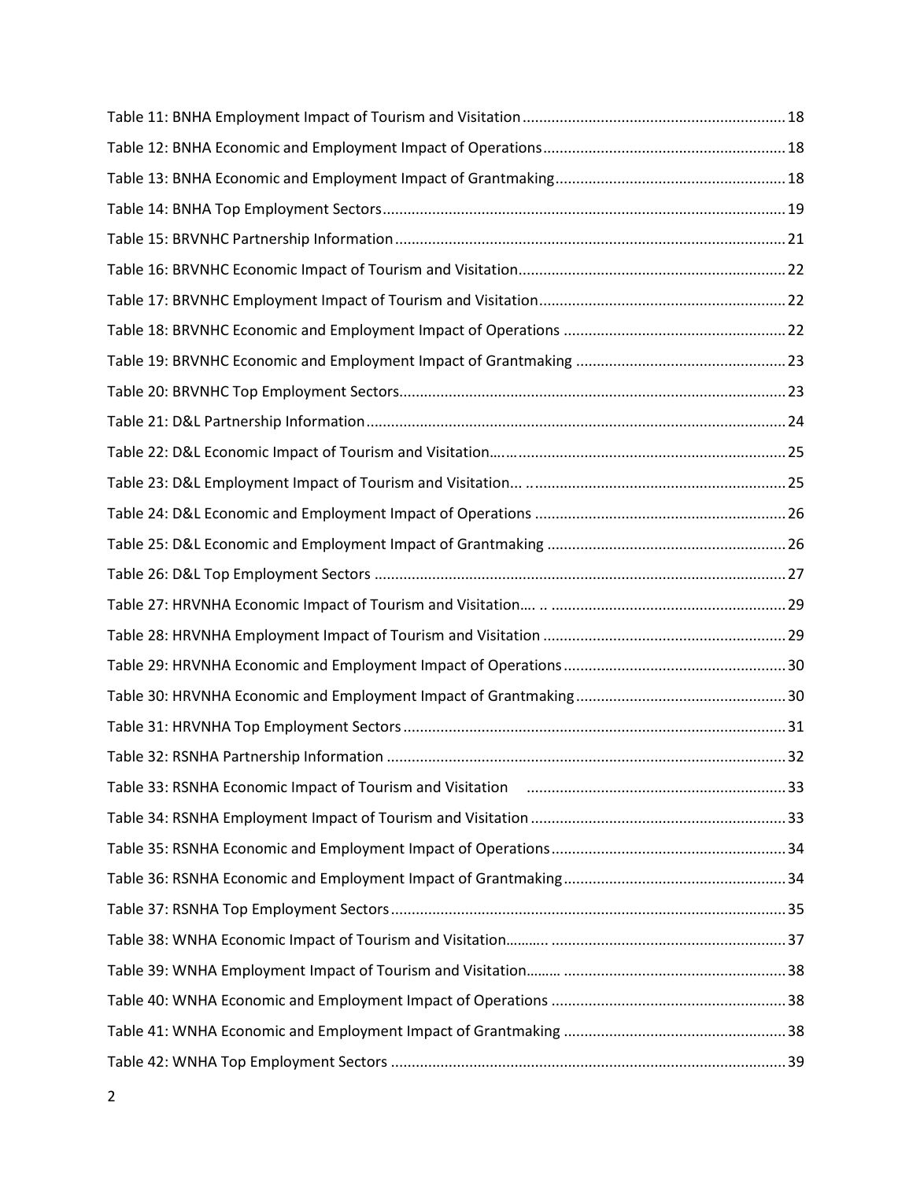Table 11: BNHA Employment Impact of Tourism and Visitation ........................................................ 18

Table 12: BNHA Economic and Employment Impact of Operations ........................................................ 18

Table 13: BNHA Economic and Employment Impact of Grantmaking ........................................................ 18

Table 14: BNHA Top Employment Sectors ........................................................ 19

Table 15: BRVNHC Partnership Information ........................................................ 21

Table 16: BRVNHC Economic Impact of Tourism and Visitation ........................................................ 22

Table 17: BRVNHC Employment Impact of Tourism and Visitation ........................................................ 22

Table 18: BRVNHC Economic and Employment Impact of Operations ........................................................ 22

Table 19: BRVNHC Economic and Employment Impact of Grantmaking ........................................................ 23

Table 20: BRVNHC Top Employment Sectors ........................................................ 23

Table 21: D&L Partnership Information ........................................................ 24

Table 22: D&L Economic Impact of Tourism and Visitation ........................................................ 25

Table 23: D&L Employment Impact of Tourism and Visitation ........................................................ 25

Table 24: D&L Economic and Employment Impact of Operations ........................................................ 26

Table 25: D&L Economic and Employment Impact of Grantmaking ........................................................ 26

Table 26: D&L Top Employment Sectors ........................................................ 27

Table 27: HRVNHA Economic Impact of Tourism and Visitation ........................................................ 29

Table 28: HRVNHA Employment Impact of Tourism and Visitation ........................................................ 29

Table 29: HRVNHA Economic and Employment Impact of Operations ........................................................ 30

Table 30: HRVNHA Economic and Employment Impact of Grantmaking ........................................................ 30

Table 31: HRVNHA Top Employment Sectors ........................................................ 31

Table 32: RSNHA Partnership Information ........................................................ 32

Table 33: RSNHA Economic Impact of Tourism and Visitation ........................................................ 33

Table 34: RSNHA Employment Impact of Tourism and Visitation ........................................................ 33

Table 35: RSNHA Economic and Employment Impact of Operations ........................................................ 34

Table 36: RSNHA Economic and Employment Impact of Grantmaking ........................................................ 34

Table 37: RSNHA Top Employment Sectors ........................................................ 35

Table 38: WNHA Economic Impact of Tourism and Visitation ........................................................ 37

Table 39: WNHA Employment Impact of Tourism and Visitation ........................................................ 38

Table 40: WNHA Economic and Employment Impact of Operations ........................................................ 38

Table 41: WNHA Economic and Employment Impact of Grantmaking ........................................................ 38

Table 42: WNHA Top Employment Sectors ........................................................ 39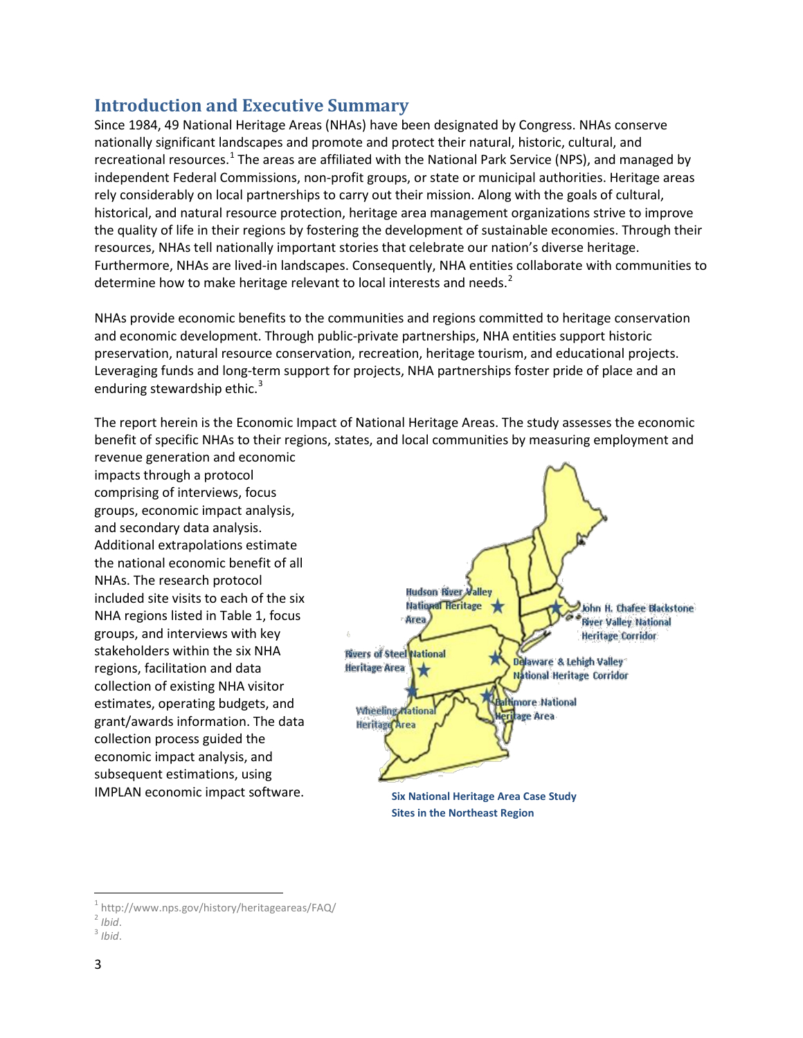## Introduction and Executive Summary

Since 1984, 49 National Heritage Areas (NHAs) have been designated by Congress. NHAs conserve nationally significant landscapes and promote and protect their natural, historic, cultural, and recreational resources.[1] The areas are affiliated with the National Park Service (NPS), and managed by independent Federal Commissions, non-profit groups, or state or municipal authorities. Heritage areas rely considerably on local partnerships to carry out their mission. Along with the goals of cultural, historical, and natural resource protection, heritage area management organizations strive to improve the quality of life in their regions by fostering the development of sustainable economies. Through their resources, NHAs tell nationally important stories that celebrate our nation's diverse heritage. Furthermore, NHAs are lived-in landscapes. Consequently, NHA entities collaborate with communities to determine how to make heritage relevant to local interests and needs.[2]

NHAs provide economic benefits to the communities and regions committed to heritage conservation and economic development. Through public-private partnerships, NHA entities support historic preservation, natural resource conservation, recreation, heritage tourism, and educational projects. Leveraging funds and long-term support for projects, NHA partnerships foster pride of place and an enduring stewardship ethic.[3]

The report herein is the Economic Impact of National Heritage Areas. The study assesses the economic benefit of specific NHAs to their regions, states, and local communities by measuring employment and revenue generation and economic impacts through a protocol comprising of interviews, focus groups, economic impact analysis, and secondary data analysis. Additional extrapolations estimate the national economic benefit of all NHAs. The research protocol included site visits to each of the six NHA regions listed in Table 1, focus groups, and interviews with key stakeholders within the six NHA regions, facilitation and data collection of existing NHA visitor estimates, operating budgets, and grant/awards information. The data collection process guided the economic impact analysis, and subsequent estimations, using IMPLAN economic impact software.

Hudson River Valley National Heritage Area

John H. Chafee Blackstone River Valley National Heritage Corridor

Rivers of Steel National Heritage Area

Delaware & Lehigh Valley National Heritage Corridor

Baltimore National Heritage Area

Wheeling National Heritage Area

**Six National Heritage Area Case Study Sites in the Northeast Region**

---

[1] http://www.nps.gov/history/heritageareas/FAQ/

[2] *Ibid.*

[3] *Ibid.*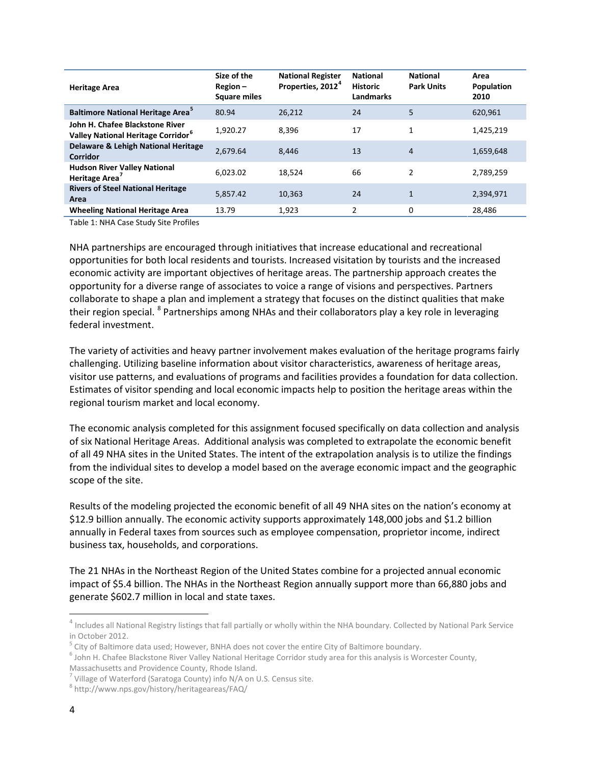| Heritage Area | Size of the Region – Square miles | National Register Properties, 2012[4] | National Historic Landmarks | National Park Units | Area Population 2010 |
|---|---|---|---|---|---|
| Baltimore National Heritage Area[5] | 80.94 | 26,212 | 24 | 5 | 620,961 |
| John H. Chafee Blackstone River Valley National Heritage Corridor[6] | 1,920.27 | 8,396 | 17 | 1 | 1,425,219 |
| Delaware & Lehigh National Heritage Corridor | 2,679.64 | 8,446 | 13 | 4 | 1,659,648 |
| Hudson River Valley National Heritage Area[7] | 6,023.02 | 18,524 | 66 | 2 | 2,789,259 |
| Rivers of Steel National Heritage Area | 5,857.42 | 10,363 | 24 | 1 | 2,394,971 |
| Wheeling National Heritage Area | 13.79 | 1,923 | 2 | 0 | 28,486 |

Table 1: NHA Case Study Site Profiles

NHA partnerships are encouraged through initiatives that increase educational and recreational opportunities for both local residents and tourists. Increased visitation by tourists and the increased economic activity are important objectives of heritage areas. The partnership approach creates the opportunity for a diverse range of associates to voice a range of visions and perspectives. Partners collaborate to shape a plan and implement a strategy that focuses on the distinct qualities that make their region special. [8] Partnerships among NHAs and their collaborators play a key role in leveraging federal investment.

The variety of activities and heavy partner involvement makes evaluation of the heritage programs fairly challenging. Utilizing baseline information about visitor characteristics, awareness of heritage areas, visitor use patterns, and evaluations of programs and facilities provides a foundation for data collection. Estimates of visitor spending and local economic impacts help to position the heritage areas within the regional tourism market and local economy.

The economic analysis completed for this assignment focused specifically on data collection and analysis of six National Heritage Areas. Additional analysis was completed to extrapolate the economic benefit of all 49 NHA sites in the United States. The intent of the extrapolation analysis is to utilize the findings from the individual sites to develop a model based on the average economic impact and the geographic scope of the site.

Results of the modeling projected the economic benefit of all 49 NHA sites on the nation's economy at $12.9 billion annually. The economic activity supports approximately 148,000 jobs and $1.2 billion annually in Federal taxes from sources such as employee compensation, proprietor income, indirect business tax, households, and corporations.

The 21 NHAs in the Northeast Region of the United States combine for a projected annual economic impact of $5.4 billion. The NHAs in the Northeast Region annually support more than 66,880 jobs and generate $602.7 million in local and state taxes.

---

[4] Includes all National Registry listings that fall partially or wholly within the NHA boundary. Collected by National Park Service in October 2012.

[5] City of Baltimore data used; However, BNHA does not cover the entire City of Baltimore boundary.

[6] John H. Chafee Blackstone River Valley National Heritage Corridor study area for this analysis is Worcester County, Massachusetts and Providence County, Rhode Island.

[7] Village of Waterford (Saratoga County) info N/A on U.S. Census site.

[8] http://www.nps.gov/history/heritageareas/FAQ/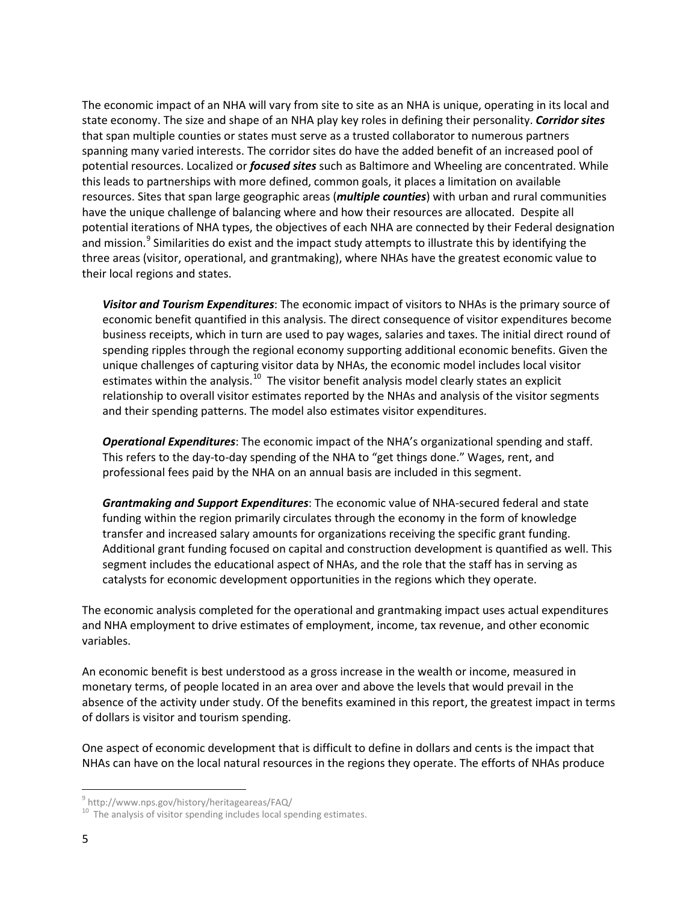The economic impact of an NHA will vary from site to site as an NHA is unique, operating in its local and state economy. The size and shape of an NHA play key roles in defining their personality. ***Corridor sites*** that span multiple counties or states must serve as a trusted collaborator to numerous partners spanning many varied interests. The corridor sites do have the added benefit of an increased pool of potential resources. Localized or ***focused sites*** such as Baltimore and Wheeling are concentrated. While this leads to partnerships with more defined, common goals, it places a limitation on available resources. Sites that span large geographic areas (***multiple counties***) with urban and rural communities have the unique challenge of balancing where and how their resources are allocated. Despite all potential iterations of NHA types, the objectives of each NHA are connected by their Federal designation and mission.[9] Similarities do exist and the impact study attempts to illustrate this by identifying the three areas (visitor, operational, and grantmaking), where NHAs have the greatest economic value to their local regions and states.

> ***Visitor and Tourism Expenditures***: The economic impact of visitors to NHAs is the primary source of economic benefit quantified in this analysis. The direct consequence of visitor expenditures become business receipts, which in turn are used to pay wages, salaries and taxes. The initial direct round of spending ripples through the regional economy supporting additional economic benefits. Given the unique challenges of capturing visitor data by NHAs, the economic model includes local visitor estimates within the analysis.[10] The visitor benefit analysis model clearly states an explicit relationship to overall visitor estimates reported by the NHAs and analysis of the visitor segments and their spending patterns. The model also estimates visitor expenditures.
>
> ***Operational Expenditures***: The economic impact of the NHA's organizational spending and staff. This refers to the day-to-day spending of the NHA to "get things done." Wages, rent, and professional fees paid by the NHA on an annual basis are included in this segment.
>
> ***Grantmaking and Support Expenditures***: The economic value of NHA-secured federal and state funding within the region primarily circulates through the economy in the form of knowledge transfer and increased salary amounts for organizations receiving the specific grant funding. Additional grant funding focused on capital and construction development is quantified as well. This segment includes the educational aspect of NHAs, and the role that the staff has in serving as catalysts for economic development opportunities in the regions which they operate.

The economic analysis completed for the operational and grantmaking impact uses actual expenditures and NHA employment to drive estimates of employment, income, tax revenue, and other economic variables.

An economic benefit is best understood as a gross increase in the wealth or income, measured in monetary terms, of people located in an area over and above the levels that would prevail in the absence of the activity under study. Of the benefits examined in this report, the greatest impact in terms of dollars is visitor and tourism spending.

One aspect of economic development that is difficult to define in dollars and cents is the impact that NHAs can have on the local natural resources in the regions they operate. The efforts of NHAs produce

---

[9] http://www.nps.gov/history/heritageareas/FAQ/

[10] The analysis of visitor spending includes local spending estimates.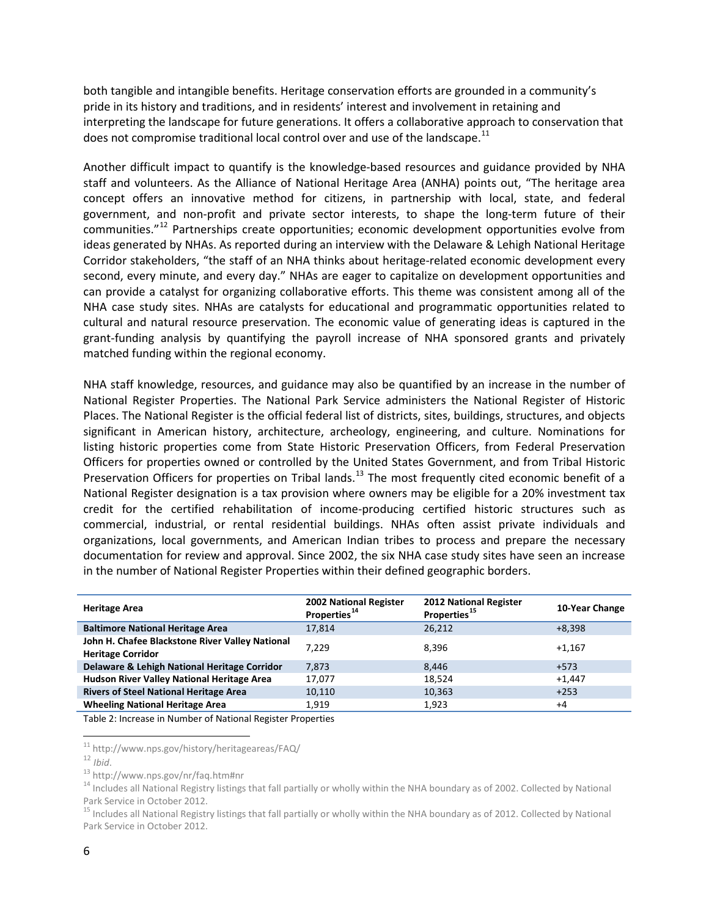both tangible and intangible benefits. Heritage conservation efforts are grounded in a community's pride in its history and traditions, and in residents' interest and involvement in retaining and interpreting the landscape for future generations. It offers a collaborative approach to conservation that does not compromise traditional local control over and use of the landscape.[11]

Another difficult impact to quantify is the knowledge-based resources and guidance provided by NHA staff and volunteers. As the Alliance of National Heritage Area (ANHA) points out, "The heritage area concept offers an innovative method for citizens, in partnership with local, state, and federal government, and non-profit and private sector interests, to shape the long-term future of their communities."[12] Partnerships create opportunities; economic development opportunities evolve from ideas generated by NHAs. As reported during an interview with the Delaware & Lehigh National Heritage Corridor stakeholders, "the staff of an NHA thinks about heritage-related economic development every second, every minute, and every day." NHAs are eager to capitalize on development opportunities and can provide a catalyst for organizing collaborative efforts. This theme was consistent among all of the NHA case study sites. NHAs are catalysts for educational and programmatic opportunities related to cultural and natural resource preservation. The economic value of generating ideas is captured in the grant-funding analysis by quantifying the payroll increase of NHA sponsored grants and privately matched funding within the regional economy.

NHA staff knowledge, resources, and guidance may also be quantified by an increase in the number of National Register Properties. The National Park Service administers the National Register of Historic Places. The National Register is the official federal list of districts, sites, buildings, structures, and objects significant in American history, architecture, archeology, engineering, and culture. Nominations for listing historic properties come from State Historic Preservation Officers, from Federal Preservation Officers for properties owned or controlled by the United States Government, and from Tribal Historic Preservation Officers for properties on Tribal lands.[13] The most frequently cited economic benefit of a National Register designation is a tax provision where owners may be eligible for a 20% investment tax credit for the certified rehabilitation of income-producing certified historic structures such as commercial, industrial, or rental residential buildings. NHAs often assist private individuals and organizations, local governments, and American Indian tribes to process and prepare the necessary documentation for review and approval. Since 2002, the six NHA case study sites have seen an increase in the number of National Register Properties within their defined geographic borders.

| Heritage Area | 2002 National Register Properties[14] | 2012 National Register Properties[15] | 10-Year Change |
|---|---|---|---|
| **Baltimore National Heritage Area** | 17,814 | 26,212 | +8,398 |
| **John H. Chafee Blackstone River Valley National Heritage Corridor** | 7,229 | 8,396 | +1,167 |
| **Delaware & Lehigh National Heritage Corridor** | 7,873 | 8,446 | +573 |
| **Hudson River Valley National Heritage Area** | 17,077 | 18,524 | +1,447 |
| **Rivers of Steel National Heritage Area** | 10,110 | 10,363 | +253 |
| **Wheeling National Heritage Area** | 1,919 | 1,923 | +4 |

Table 2: Increase in Number of National Register Properties

[11] http://www.nps.gov/history/heritageareas/FAQ/

[12] *Ibid*.

[13] http://www.nps.gov/nr/faq.htm#nr

[14] Includes all National Registry listings that fall partially or wholly within the NHA boundary as of 2002. Collected by National Park Service in October 2012.

[15] Includes all National Registry listings that fall partially or wholly within the NHA boundary as of 2012. Collected by National Park Service in October 2012.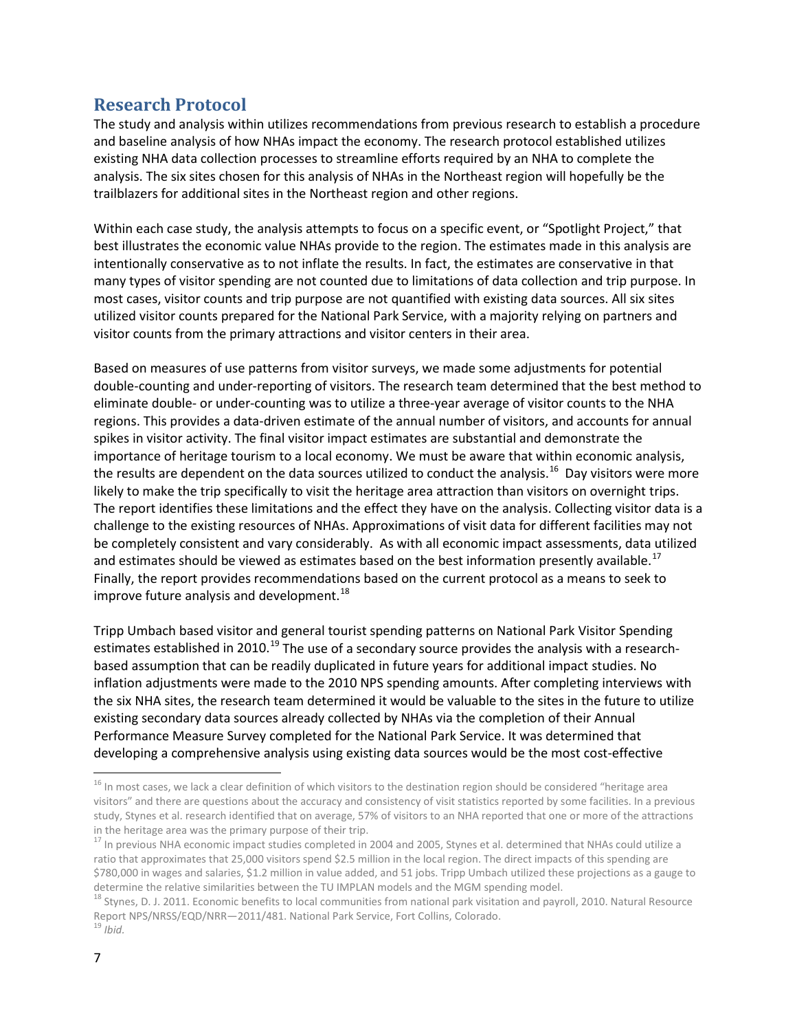## Research Protocol

The study and analysis within utilizes recommendations from previous research to establish a procedure and baseline analysis of how NHAs impact the economy. The research protocol established utilizes existing NHA data collection processes to streamline efforts required by an NHA to complete the analysis. The six sites chosen for this analysis of NHAs in the Northeast region will hopefully be the trailblazers for additional sites in the Northeast region and other regions.

Within each case study, the analysis attempts to focus on a specific event, or "Spotlight Project," that best illustrates the economic value NHAs provide to the region. The estimates made in this analysis are intentionally conservative as to not inflate the results. In fact, the estimates are conservative in that many types of visitor spending are not counted due to limitations of data collection and trip purpose. In most cases, visitor counts and trip purpose are not quantified with existing data sources. All six sites utilized visitor counts prepared for the National Park Service, with a majority relying on partners and visitor counts from the primary attractions and visitor centers in their area.

Based on measures of use patterns from visitor surveys, we made some adjustments for potential double-counting and under-reporting of visitors. The research team determined that the best method to eliminate double- or under-counting was to utilize a three-year average of visitor counts to the NHA regions. This provides a data-driven estimate of the annual number of visitors, and accounts for annual spikes in visitor activity. The final visitor impact estimates are substantial and demonstrate the importance of heritage tourism to a local economy. We must be aware that within economic analysis, the results are dependent on the data sources utilized to conduct the analysis.[16] Day visitors were more likely to make the trip specifically to visit the heritage area attraction than visitors on overnight trips. The report identifies these limitations and the effect they have on the analysis. Collecting visitor data is a challenge to the existing resources of NHAs. Approximations of visit data for different facilities may not be completely consistent and vary considerably. As with all economic impact assessments, data utilized and estimates should be viewed as estimates based on the best information presently available.[17] Finally, the report provides recommendations based on the current protocol as a means to seek to improve future analysis and development.[18]

Tripp Umbach based visitor and general tourist spending patterns on National Park Visitor Spending estimates established in 2010.[19] The use of a secondary source provides the analysis with a research-based assumption that can be readily duplicated in future years for additional impact studies. No inflation adjustments were made to the 2010 NPS spending amounts. After completing interviews with the six NHA sites, the research team determined it would be valuable to the sites in the future to utilize existing secondary data sources already collected by NHAs via the completion of their Annual Performance Measure Survey completed for the National Park Service. It was determined that developing a comprehensive analysis using existing data sources would be the most cost-effective

---

[16] In most cases, we lack a clear definition of which visitors to the destination region should be considered "heritage area visitors" and there are questions about the accuracy and consistency of visit statistics reported by some facilities. In a previous study, Stynes et al. research identified that on average, 57% of visitors to an NHA reported that one or more of the attractions in the heritage area was the primary purpose of their trip.

[17] In previous NHA economic impact studies completed in 2004 and 2005, Stynes et al. determined that NHAs could utilize a ratio that approximates that 25,000 visitors spend $2.5 million in the local region. The direct impacts of this spending are $780,000 in wages and salaries, $1.2 million in value added, and 51 jobs. Tripp Umbach utilized these projections as a gauge to determine the relative similarities between the TU IMPLAN models and the MGM spending model.

[18] Stynes, D. J. 2011. Economic benefits to local communities from national park visitation and payroll, 2010. Natural Resource Report NPS/NRSS/EQD/NRR—2011/481. National Park Service, Fort Collins, Colorado.

[19] *Ibid.*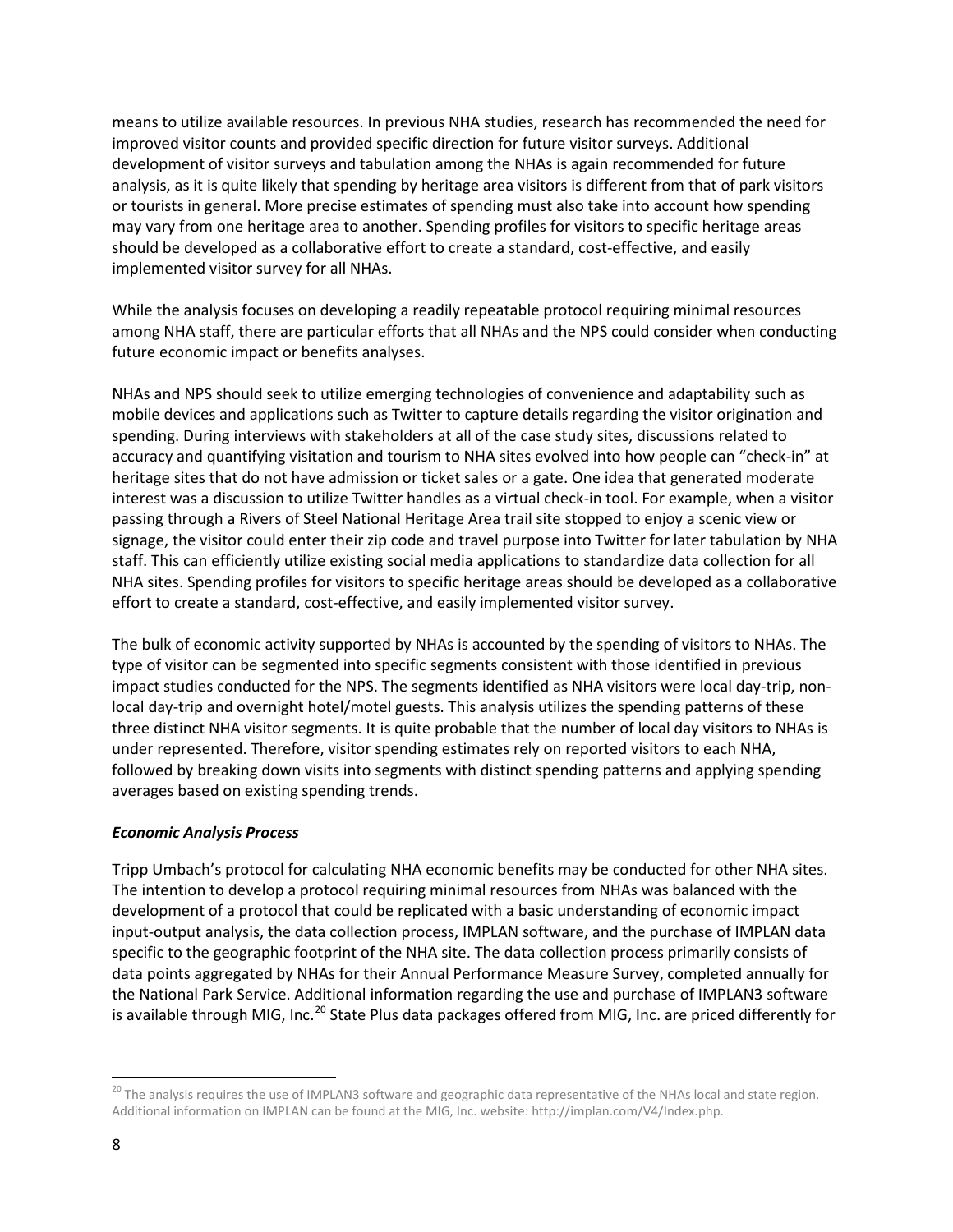means to utilize available resources. In previous NHA studies, research has recommended the need for improved visitor counts and provided specific direction for future visitor surveys. Additional development of visitor surveys and tabulation among the NHAs is again recommended for future analysis, as it is quite likely that spending by heritage area visitors is different from that of park visitors or tourists in general. More precise estimates of spending must also take into account how spending may vary from one heritage area to another. Spending profiles for visitors to specific heritage areas should be developed as a collaborative effort to create a standard, cost-effective, and easily implemented visitor survey for all NHAs.

While the analysis focuses on developing a readily repeatable protocol requiring minimal resources among NHA staff, there are particular efforts that all NHAs and the NPS could consider when conducting future economic impact or benefits analyses.

NHAs and NPS should seek to utilize emerging technologies of convenience and adaptability such as mobile devices and applications such as Twitter to capture details regarding the visitor origination and spending. During interviews with stakeholders at all of the case study sites, discussions related to accuracy and quantifying visitation and tourism to NHA sites evolved into how people can "check-in" at heritage sites that do not have admission or ticket sales or a gate. One idea that generated moderate interest was a discussion to utilize Twitter handles as a virtual check-in tool. For example, when a visitor passing through a Rivers of Steel National Heritage Area trail site stopped to enjoy a scenic view or signage, the visitor could enter their zip code and travel purpose into Twitter for later tabulation by NHA staff. This can efficiently utilize existing social media applications to standardize data collection for all NHA sites. Spending profiles for visitors to specific heritage areas should be developed as a collaborative effort to create a standard, cost-effective, and easily implemented visitor survey.

The bulk of economic activity supported by NHAs is accounted by the spending of visitors to NHAs. The type of visitor can be segmented into specific segments consistent with those identified in previous impact studies conducted for the NPS. The segments identified as NHA visitors were local day-trip, non-local day-trip and overnight hotel/motel guests. This analysis utilizes the spending patterns of these three distinct NHA visitor segments. It is quite probable that the number of local day visitors to NHAs is under represented. Therefore, visitor spending estimates rely on reported visitors to each NHA, followed by breaking down visits into segments with distinct spending patterns and applying spending averages based on existing spending trends.

***Economic Analysis Process***

Tripp Umbach's protocol for calculating NHA economic benefits may be conducted for other NHA sites. The intention to develop a protocol requiring minimal resources from NHAs was balanced with the development of a protocol that could be replicated with a basic understanding of economic impact input-output analysis, the data collection process, IMPLAN software, and the purchase of IMPLAN data specific to the geographic footprint of the NHA site. The data collection process primarily consists of data points aggregated by NHAs for their Annual Performance Measure Survey, completed annually for the National Park Service. Additional information regarding the use and purchase of IMPLAN3 software is available through MIG, Inc.[20] State Plus data packages offered from MIG, Inc. are priced differently for

[20] The analysis requires the use of IMPLAN3 software and geographic data representative of the NHAs local and state region. Additional information on IMPLAN can be found at the MIG, Inc. website: http://implan.com/V4/Index.php.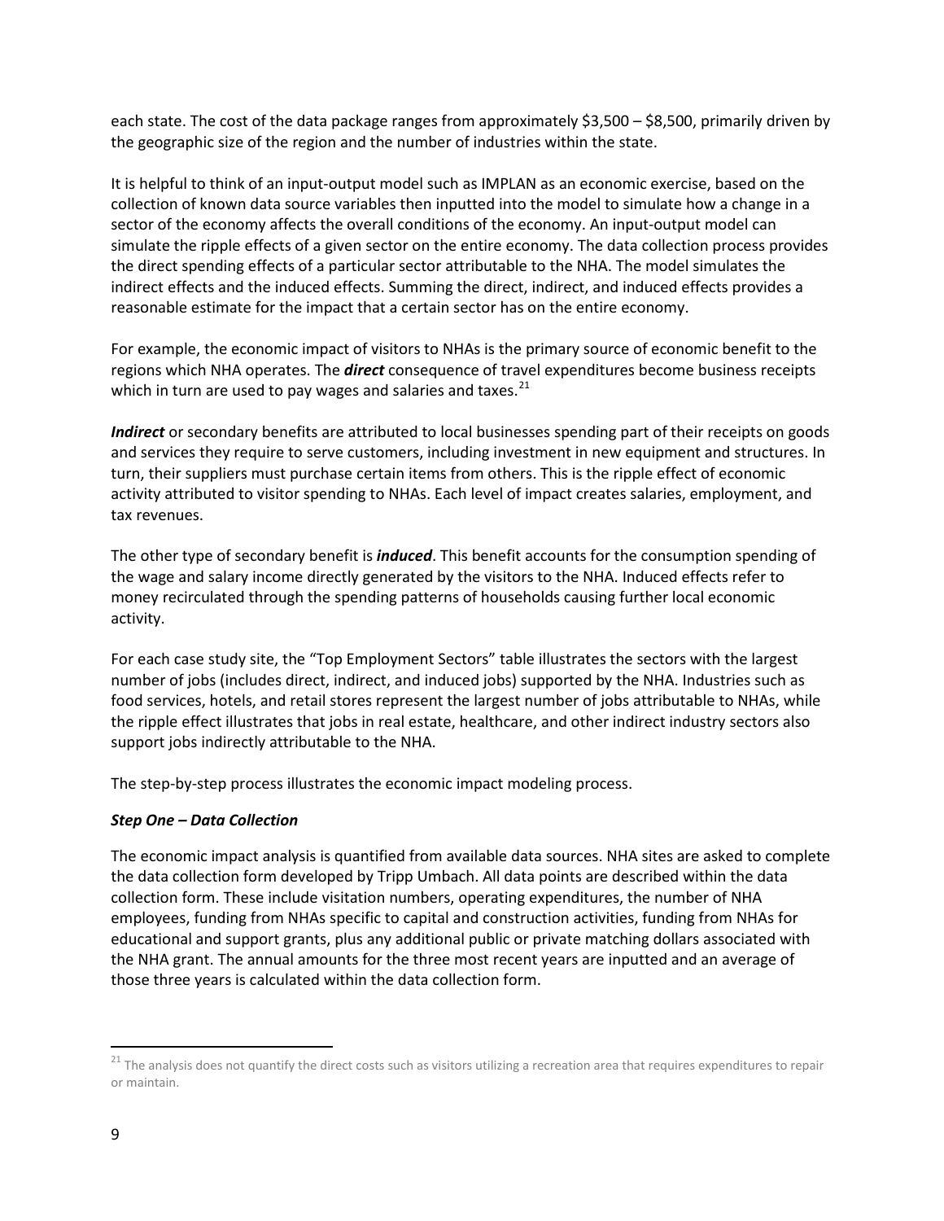each state. The cost of the data package ranges from approximately $3,500 – $8,500, primarily driven by the geographic size of the region and the number of industries within the state.

It is helpful to think of an input-output model such as IMPLAN as an economic exercise, based on the collection of known data source variables then inputted into the model to simulate how a change in a sector of the economy affects the overall conditions of the economy. An input-output model can simulate the ripple effects of a given sector on the entire economy. The data collection process provides the direct spending effects of a particular sector attributable to the NHA. The model simulates the indirect effects and the induced effects. Summing the direct, indirect, and induced effects provides a reasonable estimate for the impact that a certain sector has on the entire economy.

For example, the economic impact of visitors to NHAs is the primary source of economic benefit to the regions which NHA operates. The ***direct*** consequence of travel expenditures become business receipts which in turn are used to pay wages and salaries and taxes.[21]

***Indirect*** or secondary benefits are attributed to local businesses spending part of their receipts on goods and services they require to serve customers, including investment in new equipment and structures. In turn, their suppliers must purchase certain items from others. This is the ripple effect of economic activity attributed to visitor spending to NHAs. Each level of impact creates salaries, employment, and tax revenues.

The other type of secondary benefit is ***induced***. This benefit accounts for the consumption spending of the wage and salary income directly generated by the visitors to the NHA. Induced effects refer to money recirculated through the spending patterns of households causing further local economic activity.

For each case study site, the "Top Employment Sectors" table illustrates the sectors with the largest number of jobs (includes direct, indirect, and induced jobs) supported by the NHA. Industries such as food services, hotels, and retail stores represent the largest number of jobs attributable to NHAs, while the ripple effect illustrates that jobs in real estate, healthcare, and other indirect industry sectors also support jobs indirectly attributable to the NHA.

The step-by-step process illustrates the economic impact modeling process.

### *Step One – Data Collection*

The economic impact analysis is quantified from available data sources. NHA sites are asked to complete the data collection form developed by Tripp Umbach. All data points are described within the data collection form. These include visitation numbers, operating expenditures, the number of NHA employees, funding from NHAs specific to capital and construction activities, funding from NHAs for educational and support grants, plus any additional public or private matching dollars associated with the NHA grant. The annual amounts for the three most recent years are inputted and an average of those three years is calculated within the data collection form.

---

[21] The analysis does not quantify the direct costs such as visitors utilizing a recreation area that requires expenditures to repair or maintain.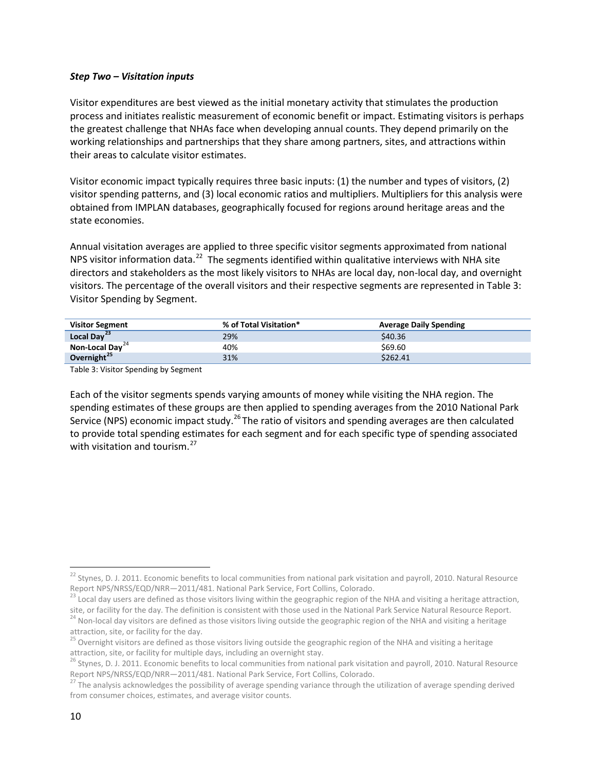***Step Two – Visitation inputs***

Visitor expenditures are best viewed as the initial monetary activity that stimulates the production process and initiates realistic measurement of economic benefit or impact. Estimating visitors is perhaps the greatest challenge that NHAs face when developing annual counts. They depend primarily on the working relationships and partnerships that they share among partners, sites, and attractions within their areas to calculate visitor estimates.

Visitor economic impact typically requires three basic inputs: (1) the number and types of visitors, (2) visitor spending patterns, and (3) local economic ratios and multipliers. Multipliers for this analysis were obtained from IMPLAN databases, geographically focused for regions around heritage areas and the state economies.

Annual visitation averages are applied to three specific visitor segments approximated from national NPS visitor information data.[22] The segments identified within qualitative interviews with NHA site directors and stakeholders as the most likely visitors to NHAs are local day, non-local day, and overnight visitors. The percentage of the overall visitors and their respective segments are represented in Table 3: Visitor Spending by Segment.

| Visitor Segment | % of Total Visitation* | Average Daily Spending |
|---|---|---|
| **Local Day**[23] | 29% | $40.36 |
| **Non-Local Day**[24] | 40% | $69.60 |
| **Overnight**[25] | 31% | $262.41 |

Table 3: Visitor Spending by Segment

Each of the visitor segments spends varying amounts of money while visiting the NHA region. The spending estimates of these groups are then applied to spending averages from the 2010 National Park Service (NPS) economic impact study.[26] The ratio of visitors and spending averages are then calculated to provide total spending estimates for each segment and for each specific type of spending associated with visitation and tourism.[27]

---

[22] Stynes, D. J. 2011. Economic benefits to local communities from national park visitation and payroll, 2010. Natural Resource Report NPS/NRSS/EQD/NRR—2011/481. National Park Service, Fort Collins, Colorado.

[23] Local day users are defined as those visitors living within the geographic region of the NHA and visiting a heritage attraction, site, or facility for the day. The definition is consistent with those used in the National Park Service Natural Resource Report.

[24] Non-local day visitors are defined as those visitors living outside the geographic region of the NHA and visiting a heritage attraction, site, or facility for the day.

[25] Overnight visitors are defined as those visitors living outside the geographic region of the NHA and visiting a heritage attraction, site, or facility for multiple days, including an overnight stay.

[26] Stynes, D. J. 2011. Economic benefits to local communities from national park visitation and payroll, 2010. Natural Resource Report NPS/NRSS/EQD/NRR—2011/481. National Park Service, Fort Collins, Colorado.

[27] The analysis acknowledges the possibility of average spending variance through the utilization of average spending derived from consumer choices, estimates, and average visitor counts.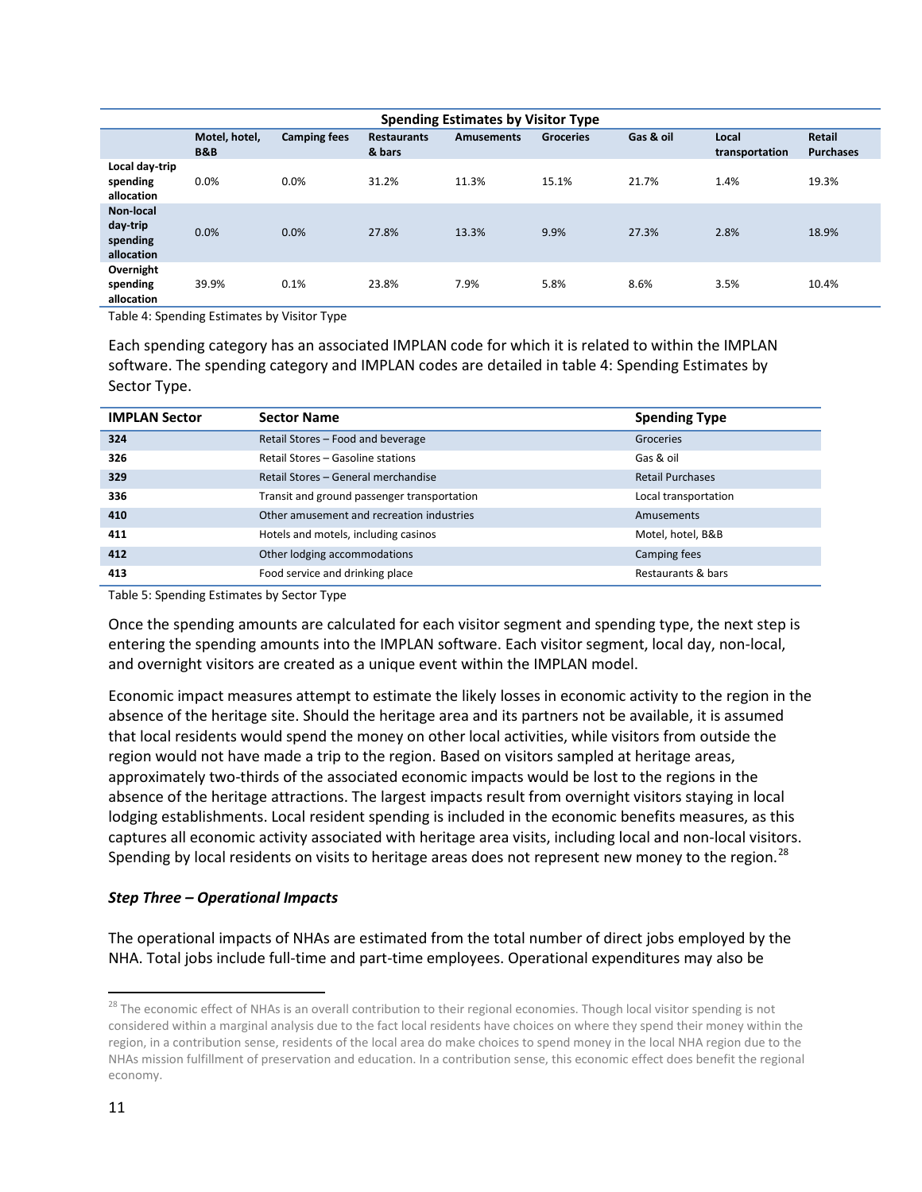| Spending Estimates by Visitor Type | | | | | | | | |
|---|---|---|---|---|---|---|---|---|
| | Motel, hotel, B&B | Camping fees | Restaurants & bars | Amusements | Groceries | Gas & oil | Local transportation | Retail Purchases |
| Local day-trip spending allocation | 0.0% | 0.0% | 31.2% | 11.3% | 15.1% | 21.7% | 1.4% | 19.3% |
| Non-local day-trip spending allocation | 0.0% | 0.0% | 27.8% | 13.3% | 9.9% | 27.3% | 2.8% | 18.9% |
| Overnight spending allocation | 39.9% | 0.1% | 23.8% | 7.9% | 5.8% | 8.6% | 3.5% | 10.4% |

Table 4: Spending Estimates by Visitor Type

Each spending category has an associated IMPLAN code for which it is related to within the IMPLAN software. The spending category and IMPLAN codes are detailed in table 4: Spending Estimates by Sector Type.

| IMPLAN Sector | Sector Name | Spending Type |
|---|---|---|
| 324 | Retail Stores – Food and beverage | Groceries |
| 326 | Retail Stores – Gasoline stations | Gas & oil |
| 329 | Retail Stores – General merchandise | Retail Purchases |
| 336 | Transit and ground passenger transportation | Local transportation |
| 410 | Other amusement and recreation industries | Amusements |
| 411 | Hotels and motels, including casinos | Motel, hotel, B&B |
| 412 | Other lodging accommodations | Camping fees |
| 413 | Food service and drinking place | Restaurants & bars |

Table 5: Spending Estimates by Sector Type

Once the spending amounts are calculated for each visitor segment and spending type, the next step is entering the spending amounts into the IMPLAN software. Each visitor segment, local day, non-local, and overnight visitors are created as a unique event within the IMPLAN model.

Economic impact measures attempt to estimate the likely losses in economic activity to the region in the absence of the heritage site. Should the heritage area and its partners not be available, it is assumed that local residents would spend the money on other local activities, while visitors from outside the region would not have made a trip to the region. Based on visitors sampled at heritage areas, approximately two-thirds of the associated economic impacts would be lost to the regions in the absence of the heritage attractions. The largest impacts result from overnight visitors staying in local lodging establishments. Local resident spending is included in the economic benefits measures, as this captures all economic activity associated with heritage area visits, including local and non-local visitors. Spending by local residents on visits to heritage areas does not represent new money to the region.[28]

### *Step Three – Operational Impacts*

The operational impacts of NHAs are estimated from the total number of direct jobs employed by the NHA. Total jobs include full-time and part-time employees. Operational expenditures may also be

[28] The economic effect of NHAs is an overall contribution to their regional economies. Though local visitor spending is not considered within a marginal analysis due to the fact local residents have choices on where they spend their money within the region, in a contribution sense, residents of the local area do make choices to spend money in the local NHA region due to the NHAs mission fulfillment of preservation and education. In a contribution sense, this economic effect does benefit the regional economy.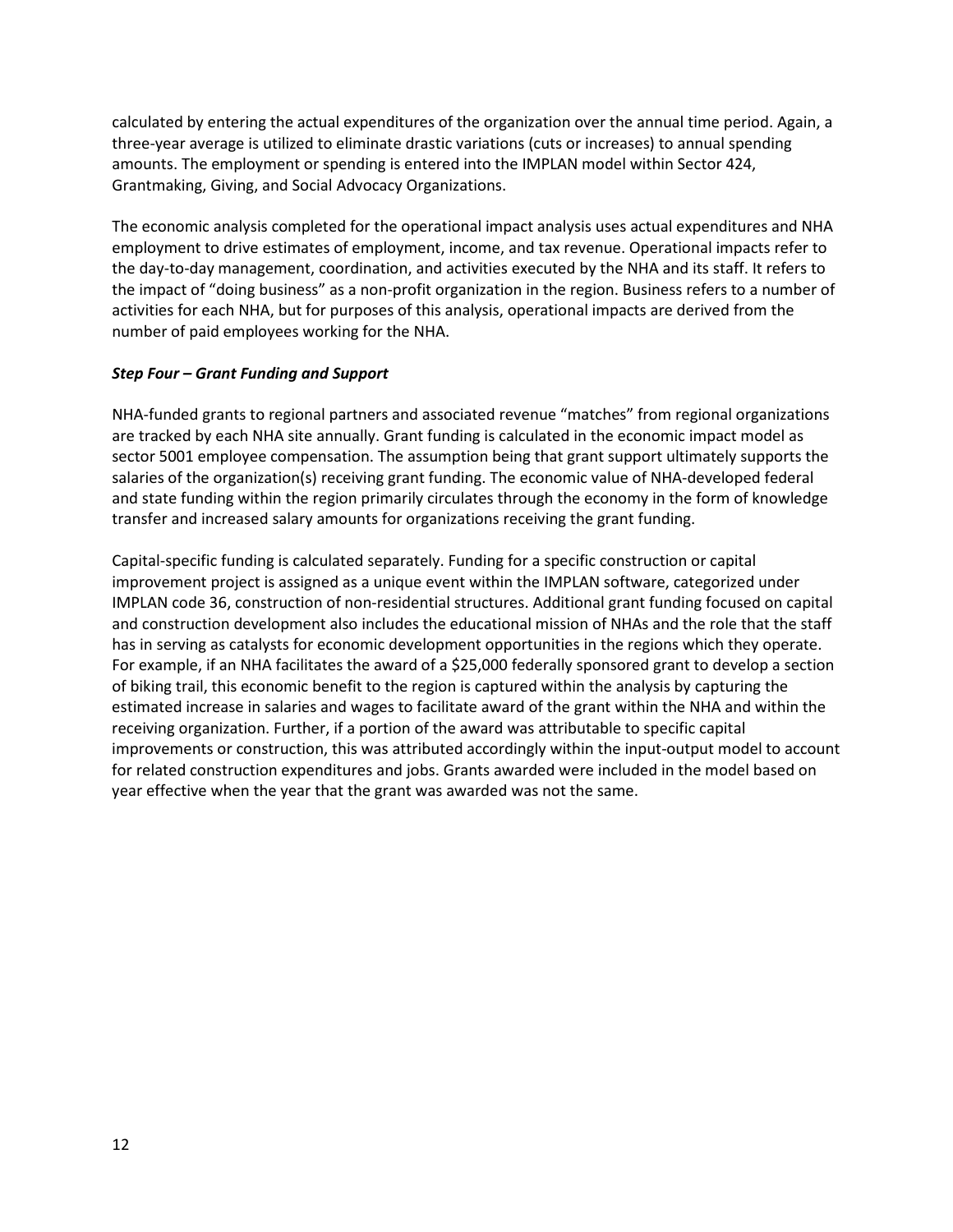calculated by entering the actual expenditures of the organization over the annual time period. Again, a three-year average is utilized to eliminate drastic variations (cuts or increases) to annual spending amounts. The employment or spending is entered into the IMPLAN model within Sector 424, Grantmaking, Giving, and Social Advocacy Organizations.

The economic analysis completed for the operational impact analysis uses actual expenditures and NHA employment to drive estimates of employment, income, and tax revenue. Operational impacts refer to the day-to-day management, coordination, and activities executed by the NHA and its staff. It refers to the impact of "doing business" as a non-profit organization in the region. Business refers to a number of activities for each NHA, but for purposes of this analysis, operational impacts are derived from the number of paid employees working for the NHA.

***Step Four – Grant Funding and Support***

NHA-funded grants to regional partners and associated revenue "matches" from regional organizations are tracked by each NHA site annually. Grant funding is calculated in the economic impact model as sector 5001 employee compensation. The assumption being that grant support ultimately supports the salaries of the organization(s) receiving grant funding. The economic value of NHA-developed federal and state funding within the region primarily circulates through the economy in the form of knowledge transfer and increased salary amounts for organizations receiving the grant funding.

Capital-specific funding is calculated separately. Funding for a specific construction or capital improvement project is assigned as a unique event within the IMPLAN software, categorized under IMPLAN code 36, construction of non-residential structures. Additional grant funding focused on capital and construction development also includes the educational mission of NHAs and the role that the staff has in serving as catalysts for economic development opportunities in the regions which they operate. For example, if an NHA facilitates the award of a $25,000 federally sponsored grant to develop a section of biking trail, this economic benefit to the region is captured within the analysis by capturing the estimated increase in salaries and wages to facilitate award of the grant within the NHA and within the receiving organization. Further, if a portion of the award was attributable to specific capital improvements or construction, this was attributed accordingly within the input-output model to account for related construction expenditures and jobs. Grants awarded were included in the model based on year effective when the year that the grant was awarded was not the same.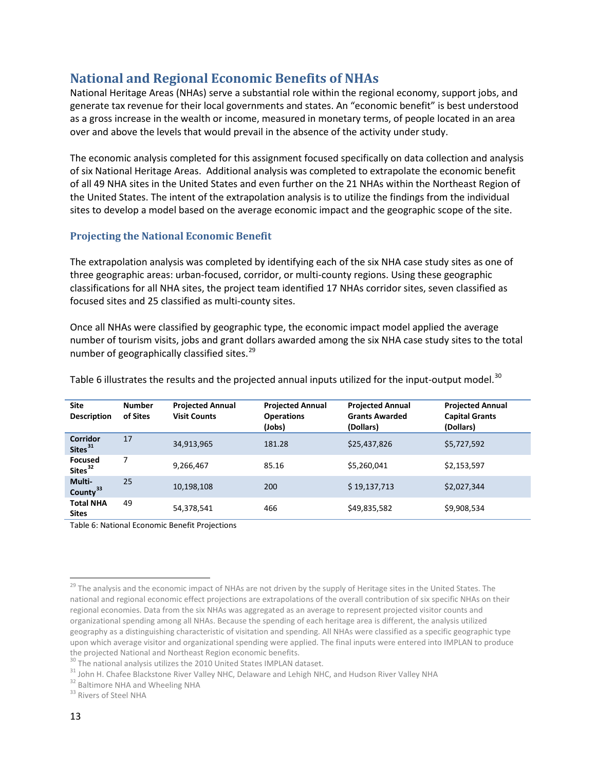## National and Regional Economic Benefits of NHAs

National Heritage Areas (NHAs) serve a substantial role within the regional economy, support jobs, and generate tax revenue for their local governments and states. An "economic benefit" is best understood as a gross increase in the wealth or income, measured in monetary terms, of people located in an area over and above the levels that would prevail in the absence of the activity under study.

The economic analysis completed for this assignment focused specifically on data collection and analysis of six National Heritage Areas. Additional analysis was completed to extrapolate the economic benefit of all 49 NHA sites in the United States and even further on the 21 NHAs within the Northeast Region of the United States. The intent of the extrapolation analysis is to utilize the findings from the individual sites to develop a model based on the average economic impact and the geographic scope of the site.

### Projecting the National Economic Benefit

The extrapolation analysis was completed by identifying each of the six NHA case study sites as one of three geographic areas: urban-focused, corridor, or multi-county regions. Using these geographic classifications for all NHA sites, the project team identified 17 NHAs corridor sites, seven classified as focused sites and 25 classified as multi-county sites.

Once all NHAs were classified by geographic type, the economic impact model applied the average number of tourism visits, jobs and grant dollars awarded among the six NHA case study sites to the total number of geographically classified sites.[29]

Table 6 illustrates the results and the projected annual inputs utilized for the input-output model.[30]

| Site Description | Number of Sites | Projected Annual Visit Counts | Projected Annual Operations (Jobs) | Projected Annual Grants Awarded (Dollars) | Projected Annual Capital Grants (Dollars) |
|---|---|---|---|---|---|
| **Corridor Sites**[31] | 17 | 34,913,965 | 181.28 | $25,437,826 | $5,727,592 |
| **Focused Sites**[32] | 7 | 9,266,467 | 85.16 | $5,260,041 | $2,153,597 |
| **Multi-County**[33] | 25 | 10,198,108 | 200 | $ 19,137,713 | $2,027,344 |
| **Total NHA Sites** | 49 | 54,378,541 | 466 | $49,835,582 | $9,908,534 |

Table 6: National Economic Benefit Projections

[29] The analysis and the economic impact of NHAs are not driven by the supply of Heritage sites in the United States. The national and regional economic effect projections are extrapolations of the overall contribution of six specific NHAs on their regional economies. Data from the six NHAs was aggregated as an average to represent projected visitor counts and organizational spending among all NHAs. Because the spending of each heritage area is different, the analysis utilized geography as a distinguishing characteristic of visitation and spending. All NHAs were classified as a specific geographic type upon which average visitor and organizational spending were applied. The final inputs were entered into IMPLAN to produce the projected National and Northeast Region economic benefits.

[30] The national analysis utilizes the 2010 United States IMPLAN dataset.

[31] John H. Chafee Blackstone River Valley NHC, Delaware and Lehigh NHC, and Hudson River Valley NHA

[32] Baltimore NHA and Wheeling NHA

[33] Rivers of Steel NHA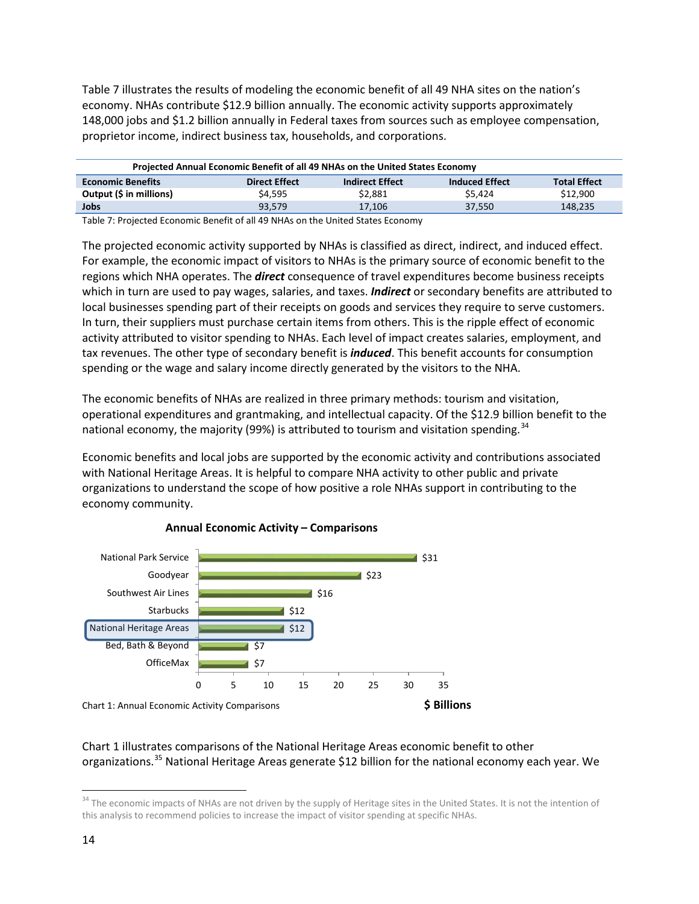Table 7 illustrates the results of modeling the economic benefit of all 49 NHA sites on the nation's economy. NHAs contribute $12.9 billion annually. The economic activity supports approximately 148,000 jobs and $1.2 billion annually in Federal taxes from sources such as employee compensation, proprietor income, indirect business tax, households, and corporations.

| Projected Annual Economic Benefit of all 49 NHAs on the United States Economy | | | | |
|---|---|---|---|---|
| **Economic Benefits** | **Direct Effect** | **Indirect Effect** | **Induced Effect** | **Total Effect** |
| **Output ($ in millions)** | $4,595 | $2,881 | $5,424 | $12,900 |
| **Jobs** | 93,579 | 17,106 | 37,550 | 148,235 |

Table 7: Projected Economic Benefit of all 49 NHAs on the United States Economy

The projected economic activity supported by NHAs is classified as direct, indirect, and induced effect. For example, the economic impact of visitors to NHAs is the primary source of economic benefit to the regions which NHA operates. The ***direct*** consequence of travel expenditures become business receipts which in turn are used to pay wages, salaries, and taxes. ***Indirect*** or secondary benefits are attributed to local businesses spending part of their receipts on goods and services they require to serve customers. In turn, their suppliers must purchase certain items from others. This is the ripple effect of economic activity attributed to visitor spending to NHAs. Each level of impact creates salaries, employment, and tax revenues. The other type of secondary benefit is ***induced***. This benefit accounts for consumption spending or the wage and salary income directly generated by the visitors to the NHA.

The economic benefits of NHAs are realized in three primary methods: tourism and visitation, operational expenditures and grantmaking, and intellectual capacity. Of the $12.9 billion benefit to the national economy, the majority (99%) is attributed to tourism and visitation spending.[34]

Economic benefits and local jobs are supported by the economic activity and contributions associated with National Heritage Areas. It is helpful to compare NHA activity to other public and private organizations to understand the scope of how positive a role NHAs support in contributing to the economy community.

**Annual Economic Activity – Comparisons**

| Organization | $ Billions |
|---|---|
| National Park Service | $31 |
| Goodyear | $23 |
| Southwest Air Lines | $16 |
| Starbucks | $12 |
| National Heritage Areas | $12 |
| Bed, Bath & Beyond | $7 |
| OfficeMax | $7 |

Chart 1: Annual Economic Activity Comparisons

Chart 1 illustrates comparisons of the National Heritage Areas economic benefit to other organizations.[35] National Heritage Areas generate $12 billion for the national economy each year. We

[34] The economic impacts of NHAs are not driven by the supply of Heritage sites in the United States. It is not the intention of this analysis to recommend policies to increase the impact of visitor spending at specific NHAs.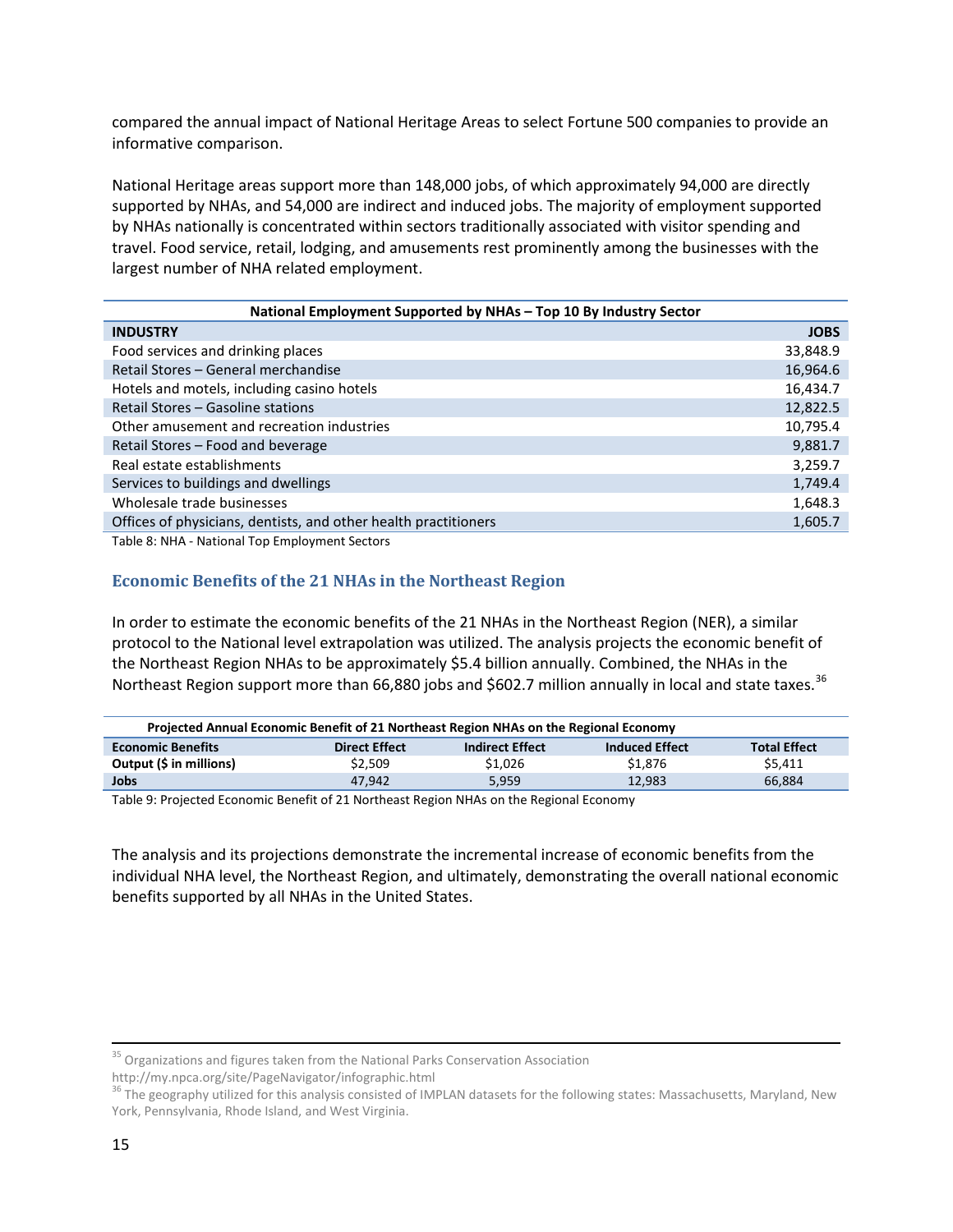compared the annual impact of National Heritage Areas to select Fortune 500 companies to provide an informative comparison.

National Heritage areas support more than 148,000 jobs, of which approximately 94,000 are directly supported by NHAs, and 54,000 are indirect and induced jobs. The majority of employment supported by NHAs nationally is concentrated within sectors traditionally associated with visitor spending and travel. Food service, retail, lodging, and amusements rest prominently among the businesses with the largest number of NHA related employment.

| National Employment Supported by NHAs – Top 10 By Industry Sector | |
|---|---|
| **INDUSTRY** | **JOBS** |
| Food services and drinking places | 33,848.9 |
| Retail Stores – General merchandise | 16,964.6 |
| Hotels and motels, including casino hotels | 16,434.7 |
| Retail Stores – Gasoline stations | 12,822.5 |
| Other amusement and recreation industries | 10,795.4 |
| Retail Stores – Food and beverage | 9,881.7 |
| Real estate establishments | 3,259.7 |
| Services to buildings and dwellings | 1,749.4 |
| Wholesale trade businesses | 1,648.3 |
| Offices of physicians, dentists, and other health practitioners | 1,605.7 |

Table 8: NHA - National Top Employment Sectors

## Economic Benefits of the 21 NHAs in the Northeast Region

In order to estimate the economic benefits of the 21 NHAs in the Northeast Region (NER), a similar protocol to the National level extrapolation was utilized. The analysis projects the economic benefit of the Northeast Region NHAs to be approximately $5.4 billion annually. Combined, the NHAs in the Northeast Region support more than 66,880 jobs and $602.7 million annually in local and state taxes.[36]

| Projected Annual Economic Benefit of 21 Northeast Region NHAs on the Regional Economy | | | | |
|---|---|---|---|---|
| **Economic Benefits** | **Direct Effect** | **Indirect Effect** | **Induced Effect** | **Total Effect** |
| **Output ($ in millions)** | $2,509 | $1,026 | $1,876 | $5,411 |
| **Jobs** | 47,942 | 5,959 | 12,983 | 66,884 |

Table 9: Projected Economic Benefit of 21 Northeast Region NHAs on the Regional Economy

The analysis and its projections demonstrate the incremental increase of economic benefits from the individual NHA level, the Northeast Region, and ultimately, demonstrating the overall national economic benefits supported by all NHAs in the United States.

---

[35] Organizations and figures taken from the National Parks Conservation Association http://my.npca.org/site/PageNavigator/infographic.html

[36] The geography utilized for this analysis consisted of IMPLAN datasets for the following states: Massachusetts, Maryland, New York, Pennsylvania, Rhode Island, and West Virginia.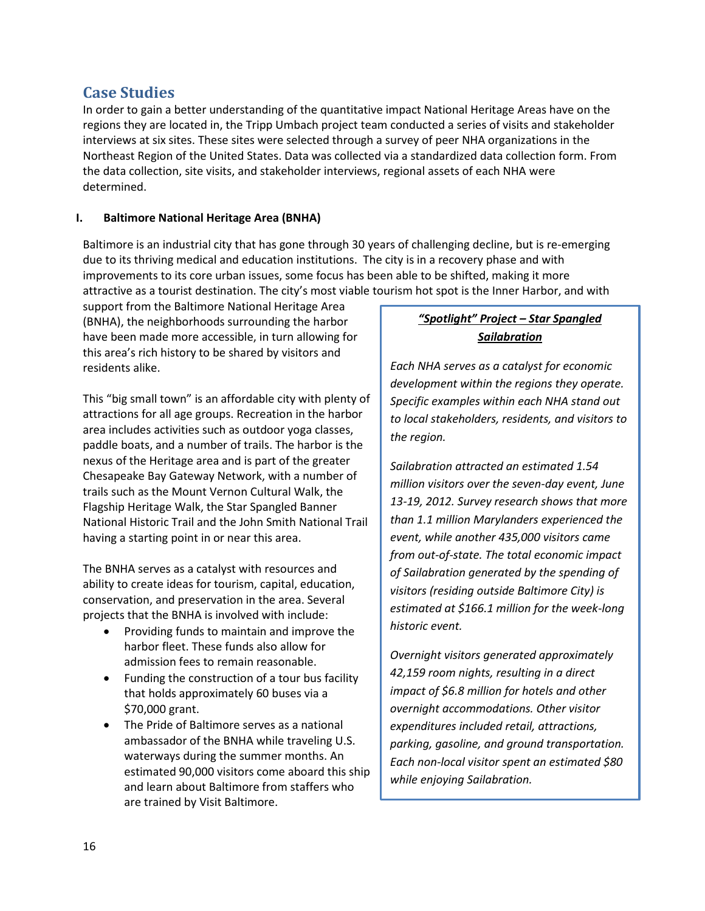## Case Studies

In order to gain a better understanding of the quantitative impact National Heritage Areas have on the regions they are located in, the Tripp Umbach project team conducted a series of visits and stakeholder interviews at six sites. These sites were selected through a survey of peer NHA organizations in the Northeast Region of the United States. Data was collected via a standardized data collection form. From the data collection, site visits, and stakeholder interviews, regional assets of each NHA were determined.

### I. Baltimore National Heritage Area (BNHA)

Baltimore is an industrial city that has gone through 30 years of challenging decline, but is re-emerging due to its thriving medical and education institutions. The city is in a recovery phase and with improvements to its core urban issues, some focus has been able to be shifted, making it more attractive as a tourist destination. The city's most viable tourism hot spot is the Inner Harbor, and with support from the Baltimore National Heritage Area (BNHA), the neighborhoods surrounding the harbor have been made more accessible, in turn allowing for this area's rich history to be shared by visitors and residents alike.

This "big small town" is an affordable city with plenty of attractions for all age groups. Recreation in the harbor area includes activities such as outdoor yoga classes, paddle boats, and a number of trails. The harbor is the nexus of the Heritage area and is part of the greater Chesapeake Bay Gateway Network, with a number of trails such as the Mount Vernon Cultural Walk, the Flagship Heritage Walk, the Star Spangled Banner National Historic Trail and the John Smith National Trail having a starting point in or near this area.

The BNHA serves as a catalyst with resources and ability to create ideas for tourism, capital, education, conservation, and preservation in the area. Several projects that the BNHA is involved with include:

- Providing funds to maintain and improve the harbor fleet. These funds also allow for admission fees to remain reasonable.
- Funding the construction of a tour bus facility that holds approximately 60 buses via a $70,000 grant.
- The Pride of Baltimore serves as a national ambassador of the BNHA while traveling U.S. waterways during the summer months. An estimated 90,000 visitors come aboard this ship and learn about Baltimore from staffers who are trained by Visit Baltimore.

**_"Spotlight" Project – Star Spangled Sailabration_**

*Each NHA serves as a catalyst for economic development within the regions they operate. Specific examples within each NHA stand out to local stakeholders, residents, and visitors to the region.*

*Sailabration attracted an estimated 1.54 million visitors over the seven-day event, June 13-19, 2012. Survey research shows that more than 1.1 million Marylanders experienced the event, while another 435,000 visitors came from out-of-state. The total economic impact of Sailabration generated by the spending of visitors (residing outside Baltimore City) is estimated at $166.1 million for the week-long historic event.*

*Overnight visitors generated approximately 42,159 room nights, resulting in a direct impact of $6.8 million for hotels and other overnight accommodations. Other visitor expenditures included retail, attractions, parking, gasoline, and ground transportation. Each non-local visitor spent an estimated $80 while enjoying Sailabration.*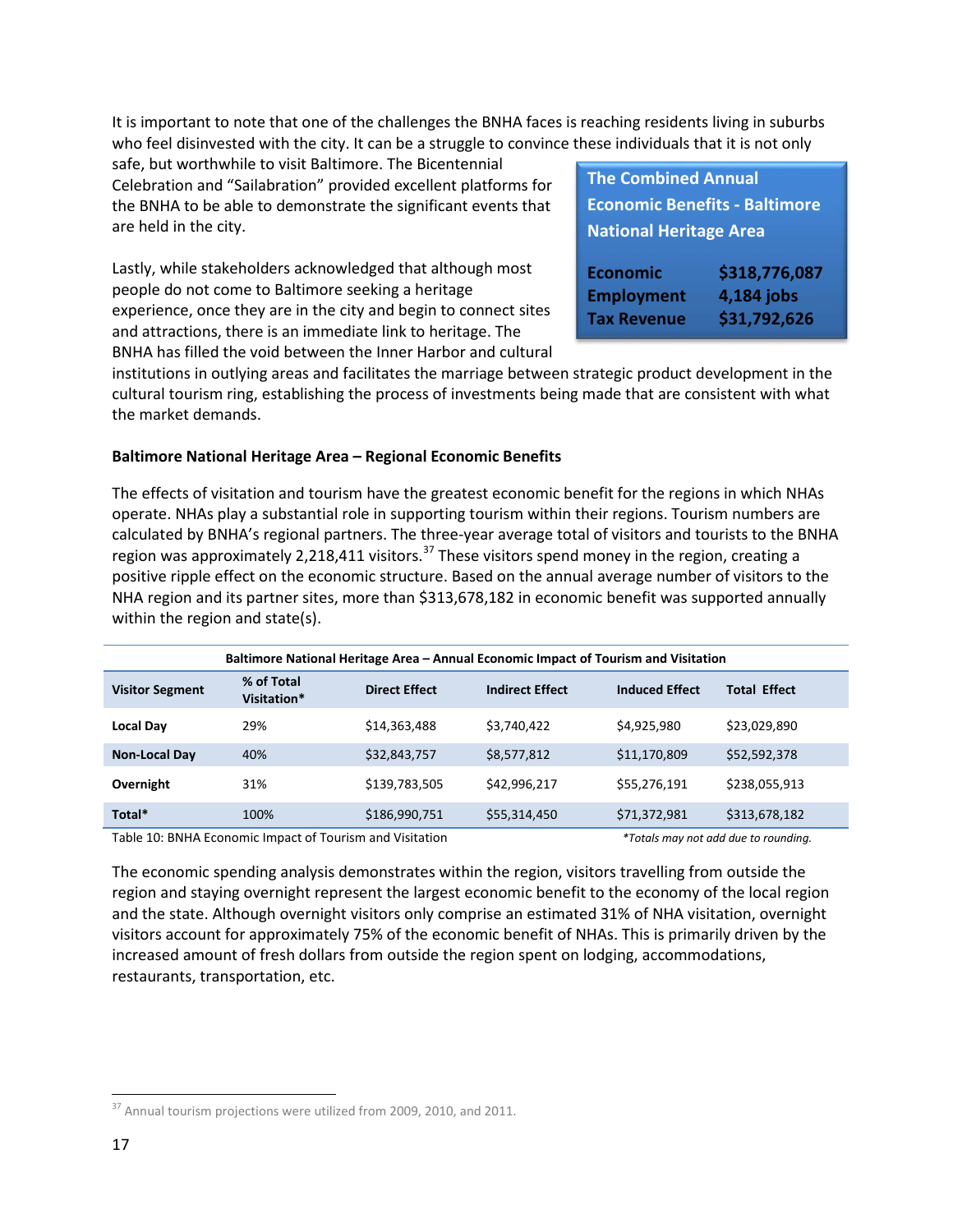It is important to note that one of the challenges the BNHA faces is reaching residents living in suburbs who feel disinvested with the city. It can be a struggle to convince these individuals that it is not only safe, but worthwhile to visit Baltimore. The Bicentennial Celebration and "Sailabration" provided excellent platforms for the BNHA to be able to demonstrate the significant events that are held in the city.

Lastly, while stakeholders acknowledged that although most people do not come to Baltimore seeking a heritage experience, once they are in the city and begin to connect sites and attractions, there is an immediate link to heritage. The BNHA has filled the void between the Inner Harbor and cultural institutions in outlying areas and facilitates the marriage between strategic product development in the cultural tourism ring, establishing the process of investments being made that are consistent with what the market demands.

| The Combined Annual Economic Benefits - Baltimore National Heritage Area | |
|---|---|
| **Economic** | **$318,776,087** |
| **Employment** | **4,184 jobs** |
| **Tax Revenue** | **$31,792,626** |

**Baltimore National Heritage Area – Regional Economic Benefits**

The effects of visitation and tourism have the greatest economic benefit for the regions in which NHAs operate. NHAs play a substantial role in supporting tourism within their regions. Tourism numbers are calculated by BNHA's regional partners. The three-year average total of visitors and tourists to the BNHA region was approximately 2,218,411 visitors.[37] These visitors spend money in the region, creating a positive ripple effect on the economic structure. Based on the annual average number of visitors to the NHA region and its partner sites, more than $313,678,182 in economic benefit was supported annually within the region and state(s).

**Baltimore National Heritage Area – Annual Economic Impact of Tourism and Visitation**

| Visitor Segment | % of Total Visitation* | Direct Effect | Indirect Effect | Induced Effect | Total Effect |
|---|---|---|---|---|---|
| **Local Day** | 29% | $14,363,488 | $3,740,422 | $4,925,980 | $23,029,890 |
| **Non-Local Day** | 40% | $32,843,757 | $8,577,812 | $11,170,809 | $52,592,378 |
| **Overnight** | 31% | $139,783,505 | $42,996,217 | $55,276,191 | $238,055,913 |
| **Total*** | 100% | $186,990,751 | $55,314,450 | $71,372,981 | $313,678,182 |

Table 10: BNHA Economic Impact of Tourism and Visitation

*\*Totals may not add due to rounding.*

The economic spending analysis demonstrates within the region, visitors travelling from outside the region and staying overnight represent the largest economic benefit to the economy of the local region and the state. Although overnight visitors only comprise an estimated 31% of NHA visitation, overnight visitors account for approximately 75% of the economic benefit of NHAs. This is primarily driven by the increased amount of fresh dollars from outside the region spent on lodging, accommodations, restaurants, transportation, etc.

---

[37] Annual tourism projections were utilized from 2009, 2010, and 2011.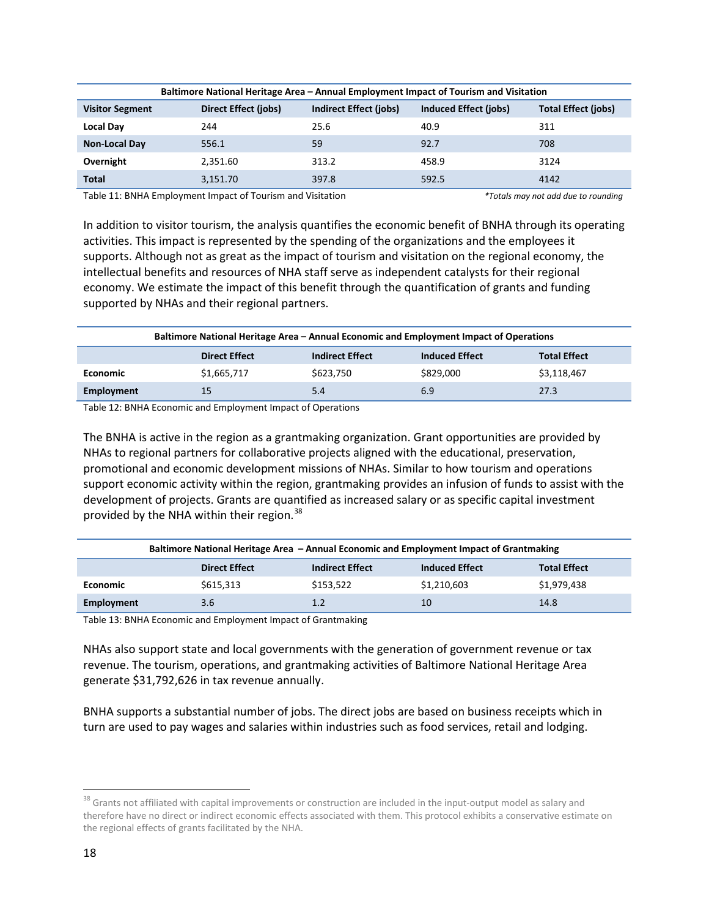| Baltimore National Heritage Area – Annual Employment Impact of Tourism and Visitation | | | | |
|---|---|---|---|---|
| **Visitor Segment** | **Direct Effect (jobs)** | **Indirect Effect (jobs)** | **Induced Effect (jobs)** | **Total Effect (jobs)** |
| **Local Day** | 244 | 25.6 | 40.9 | 311 |
| **Non-Local Day** | 556.1 | 59 | 92.7 | 708 |
| **Overnight** | 2,351.60 | 313.2 | 458.9 | 3124 |
| **Total** | 3,151.70 | 397.8 | 592.5 | 4142 |

Table 11: BNHA Employment Impact of Tourism and Visitation *\*Totals may not add due to rounding*

In addition to visitor tourism, the analysis quantifies the economic benefit of BNHA through its operating activities. This impact is represented by the spending of the organizations and the employees it supports. Although not as great as the impact of tourism and visitation on the regional economy, the intellectual benefits and resources of NHA staff serve as independent catalysts for their regional economy. We estimate the impact of this benefit through the quantification of grants and funding supported by NHAs and their regional partners.

| Baltimore National Heritage Area – Annual Economic and Employment Impact of Operations | | | | |
|---|---|---|---|---|
| | **Direct Effect** | **Indirect Effect** | **Induced Effect** | **Total Effect** |
| **Economic** | $1,665,717 | $623,750 | $829,000 | $3,118,467 |
| **Employment** | 15 | 5.4 | 6.9 | 27.3 |

Table 12: BNHA Economic and Employment Impact of Operations

The BNHA is active in the region as a grantmaking organization. Grant opportunities are provided by NHAs to regional partners for collaborative projects aligned with the educational, preservation, promotional and economic development missions of NHAs. Similar to how tourism and operations support economic activity within the region, grantmaking provides an infusion of funds to assist with the development of projects. Grants are quantified as increased salary or as specific capital investment provided by the NHA within their region.[38]

| Baltimore National Heritage Area – Annual Economic and Employment Impact of Grantmaking | | | | |
|---|---|---|---|---|
| | **Direct Effect** | **Indirect Effect** | **Induced Effect** | **Total Effect** |
| **Economic** | $615,313 | $153,522 | $1,210,603 | $1,979,438 |
| **Employment** | 3.6 | 1.2 | 10 | 14.8 |

Table 13: BNHA Economic and Employment Impact of Grantmaking

NHAs also support state and local governments with the generation of government revenue or tax revenue. The tourism, operations, and grantmaking activities of Baltimore National Heritage Area generate $31,792,626 in tax revenue annually.

BNHA supports a substantial number of jobs. The direct jobs are based on business receipts which in turn are used to pay wages and salaries within industries such as food services, retail and lodging.

[38] Grants not affiliated with capital improvements or construction are included in the input-output model as salary and therefore have no direct or indirect economic effects associated with them. This protocol exhibits a conservative estimate on the regional effects of grants facilitated by the NHA.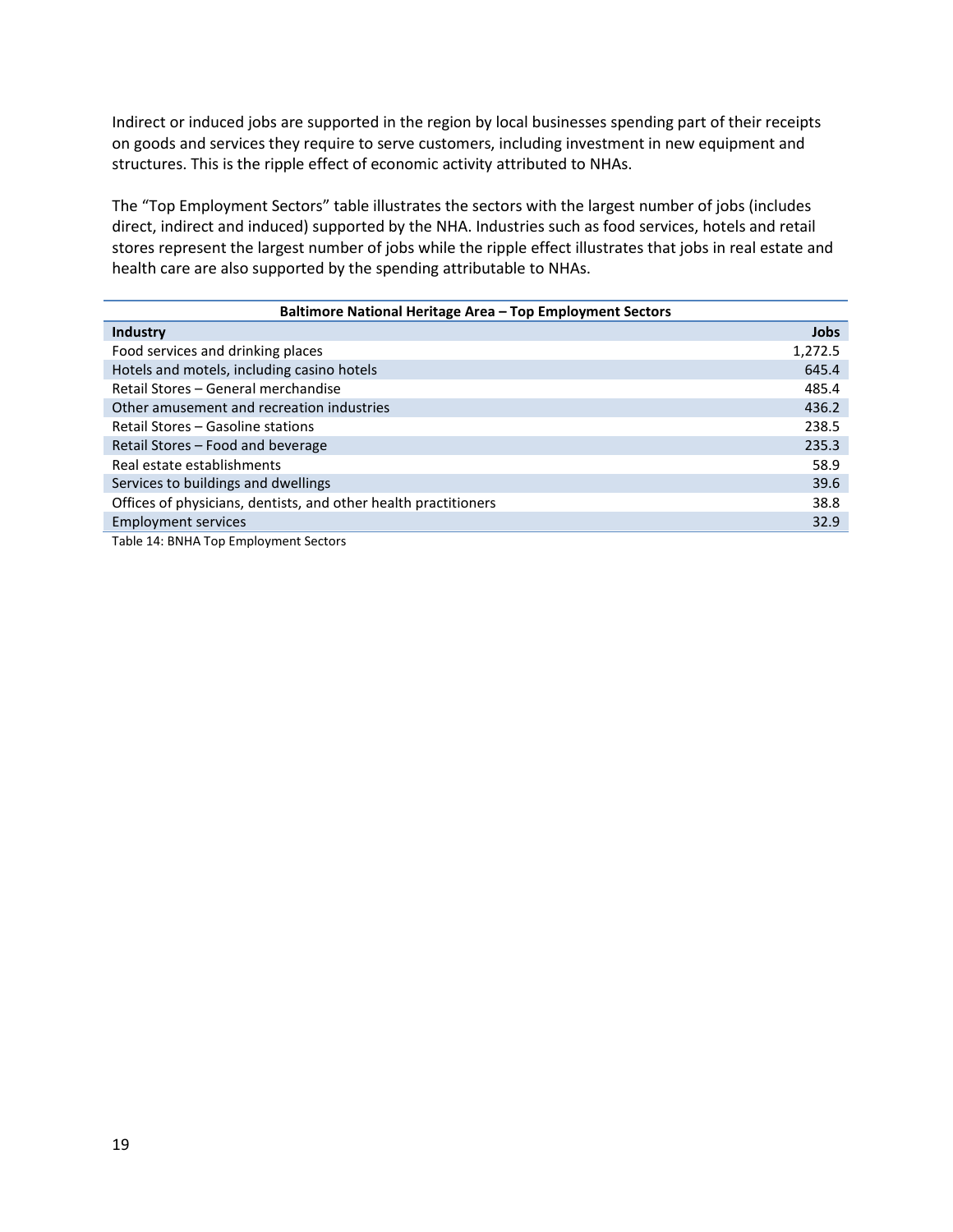Indirect or induced jobs are supported in the region by local businesses spending part of their receipts on goods and services they require to serve customers, including investment in new equipment and structures. This is the ripple effect of economic activity attributed to NHAs.

The "Top Employment Sectors" table illustrates the sectors with the largest number of jobs (includes direct, indirect and induced) supported by the NHA. Industries such as food services, hotels and retail stores represent the largest number of jobs while the ripple effect illustrates that jobs in real estate and health care are also supported by the spending attributable to NHAs.

| Baltimore National Heritage Area – Top Employment Sectors | |
|---|---|
| **Industry** | **Jobs** |
| Food services and drinking places | 1,272.5 |
| Hotels and motels, including casino hotels | 645.4 |
| Retail Stores – General merchandise | 485.4 |
| Other amusement and recreation industries | 436.2 |
| Retail Stores – Gasoline stations | 238.5 |
| Retail Stores – Food and beverage | 235.3 |
| Real estate establishments | 58.9 |
| Services to buildings and dwellings | 39.6 |
| Offices of physicians, dentists, and other health practitioners | 38.8 |
| Employment services | 32.9 |

Table 14: BNHA Top Employment Sectors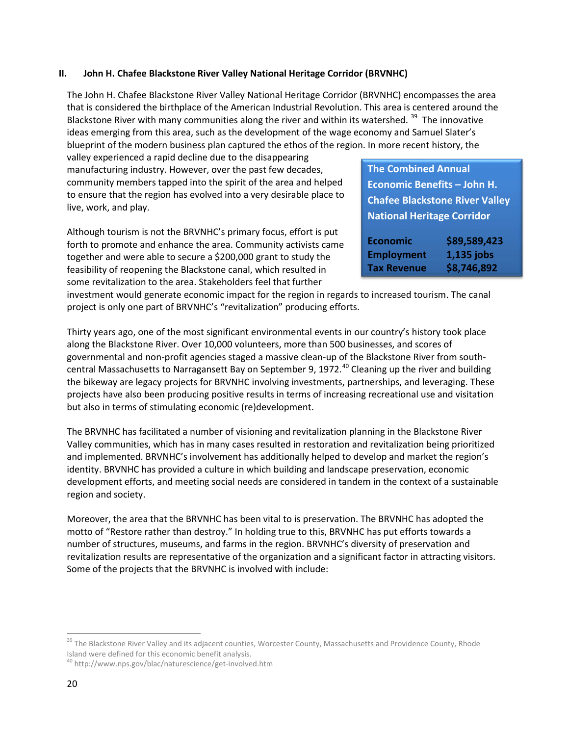## II. John H. Chafee Blackstone River Valley National Heritage Corridor (BRVNHC)

The John H. Chafee Blackstone River Valley National Heritage Corridor (BRVNHC) encompasses the area that is considered the birthplace of the American Industrial Revolution. This area is centered around the Blackstone River with many communities along the river and within its watershed. [39] The innovative ideas emerging from this area, such as the development of the wage economy and Samuel Slater's blueprint of the modern business plan captured the ethos of the region. In more recent history, the valley experienced a rapid decline due to the disappearing manufacturing industry. However, over the past few decades, community members tapped into the spirit of the area and helped to ensure that the region has evolved into a very desirable place to live, work, and play.

| The Combined Annual Economic Benefits – John H. Chafee Blackstone River Valley National Heritage Corridor | |
|---|---|
| Economic | $89,589,423 |
| Employment | 1,135 jobs |
| Tax Revenue | $8,746,892 |

Although tourism is not the BRVNHC's primary focus, effort is put forth to promote and enhance the area. Community activists came together and were able to secure a $200,000 grant to study the feasibility of reopening the Blackstone canal, which resulted in some revitalization to the area. Stakeholders feel that further investment would generate economic impact for the region in regards to increased tourism. The canal project is only one part of BRVNHC's "revitalization" producing efforts.

Thirty years ago, one of the most significant environmental events in our country's history took place along the Blackstone River. Over 10,000 volunteers, more than 500 businesses, and scores of governmental and non-profit agencies staged a massive clean-up of the Blackstone River from south-central Massachusetts to Narragansett Bay on September 9, 1972.[40] Cleaning up the river and building the bikeway are legacy projects for BRVNHC involving investments, partnerships, and leveraging. These projects have also been producing positive results in terms of increasing recreational use and visitation but also in terms of stimulating economic (re)development.

The BRVNHC has facilitated a number of visioning and revitalization planning in the Blackstone River Valley communities, which has in many cases resulted in restoration and revitalization being prioritized and implemented. BRVNHC's involvement has additionally helped to develop and market the region's identity. BRVNHC has provided a culture in which building and landscape preservation, economic development efforts, and meeting social needs are considered in tandem in the context of a sustainable region and society.

Moreover, the area that the BRVNHC has been vital to is preservation. The BRVNHC has adopted the motto of "Restore rather than destroy." In holding true to this, BRVNHC has put efforts towards a number of structures, museums, and farms in the region. BRVNHC's diversity of preservation and revitalization results are representative of the organization and a significant factor in attracting visitors. Some of the projects that the BRVNHC is involved with include:

---

[39] The Blackstone River Valley and its adjacent counties, Worcester County, Massachusetts and Providence County, Rhode Island were defined for this economic benefit analysis.

[40] http://www.nps.gov/blac/naturescience/get-involved.htm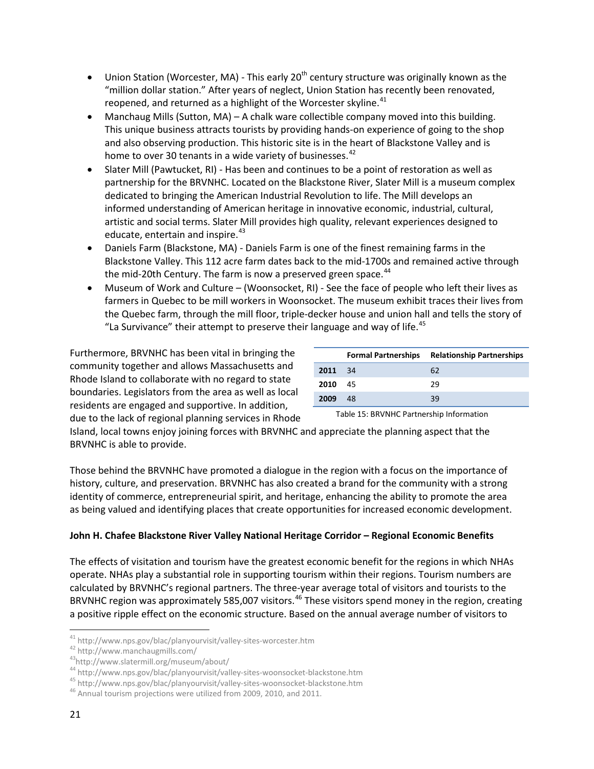- Union Station (Worcester, MA) - This early 20th century structure was originally known as the "million dollar station." After years of neglect, Union Station has recently been renovated, reopened, and returned as a highlight of the Worcester skyline.[41]
- Manchaug Mills (Sutton, MA) – A chalk ware collectible company moved into this building. This unique business attracts tourists by providing hands-on experience of going to the shop and also observing production. This historic site is in the heart of Blackstone Valley and is home to over 30 tenants in a wide variety of businesses.[42]
- Slater Mill (Pawtucket, RI) - Has been and continues to be a point of restoration as well as partnership for the BRVNHC. Located on the Blackstone River, Slater Mill is a museum complex dedicated to bringing the American Industrial Revolution to life. The Mill develops an informed understanding of American heritage in innovative economic, industrial, cultural, artistic and social terms. Slater Mill provides high quality, relevant experiences designed to educate, entertain and inspire.[43]
- Daniels Farm (Blackstone, MA) - Daniels Farm is one of the finest remaining farms in the Blackstone Valley. This 112 acre farm dates back to the mid-1700s and remained active through the mid-20th Century. The farm is now a preserved green space.[44]
- Museum of Work and Culture – (Woonsocket, RI) - See the face of people who left their lives as farmers in Quebec to be mill workers in Woonsocket. The museum exhibit traces their lives from the Quebec farm, through the mill floor, triple-decker house and union hall and tells the story of "La Survivance" their attempt to preserve their language and way of life.[45]

Furthermore, BRVNHC has been vital in bringing the community together and allows Massachusetts and Rhode Island to collaborate with no regard to state boundaries. Legislators from the area as well as local residents are engaged and supportive. In addition, due to the lack of regional planning services in Rhode Island, local towns enjoy joining forces with BRVNHC and appreciate the planning aspect that the BRVNHC is able to provide.

| | Formal Partnerships | Relationship Partnerships |
|---|---|---|
| **2011** | 34 | 62 |
| **2010** | 45 | 29 |
| **2009** | 48 | 39 |

Table 15: BRVNHC Partnership Information

Those behind the BRVNHC have promoted a dialogue in the region with a focus on the importance of history, culture, and preservation. BRVNHC has also created a brand for the community with a strong identity of commerce, entrepreneurial spirit, and heritage, enhancing the ability to promote the area as being valued and identifying places that create opportunities for increased economic development.

**John H. Chafee Blackstone River Valley National Heritage Corridor – Regional Economic Benefits**

The effects of visitation and tourism have the greatest economic benefit for the regions in which NHAs operate. NHAs play a substantial role in supporting tourism within their regions. Tourism numbers are calculated by BRVNHC's regional partners. The three-year average total of visitors and tourists to the BRVNHC region was approximately 585,007 visitors.[46] These visitors spend money in the region, creating a positive ripple effect on the economic structure. Based on the annual average number of visitors to

[41] http://www.nps.gov/blac/planyourvisit/valley-sites-worcester.htm
[42] http://www.manchaugmills.com/
[43] http://www.slatermill.org/museum/about/
[44] http://www.nps.gov/blac/planyourvisit/valley-sites-woonsocket-blackstone.htm
[45] http://www.nps.gov/blac/planyourvisit/valley-sites-woonsocket-blackstone.htm
[46] Annual tourism projections were utilized from 2009, 2010, and 2011.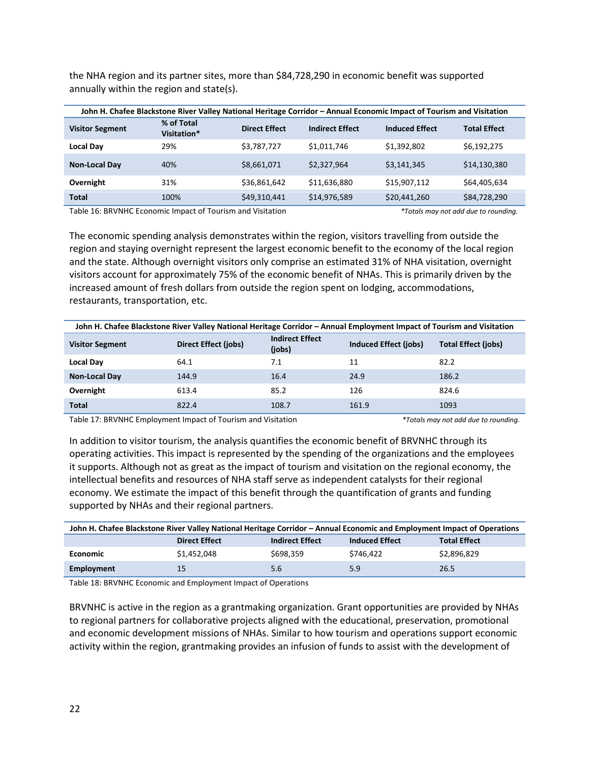the NHA region and its partner sites, more than $84,728,290 in economic benefit was supported annually within the region and state(s).

| John H. Chafee Blackstone River Valley National Heritage Corridor – Annual Economic Impact of Tourism and Visitation | | | | | |
|---|---|---|---|---|---|
| **Visitor Segment** | **% of Total Visitation*** | **Direct Effect** | **Indirect Effect** | **Induced Effect** | **Total Effect** |
| **Local Day** | 29% | $3,787,727 | $1,011,746 | $1,392,802 | $6,192,275 |
| **Non-Local Day** | 40% | $8,661,071 | $2,327,964 | $3,141,345 | $14,130,380 |
| **Overnight** | 31% | $36,861,642 | $11,636,880 | $15,907,112 | $64,405,634 |
| **Total** | 100% | $49,310,441 | $14,976,589 | $20,441,260 | $84,728,290 |

Table 16: BRVNHC Economic Impact of Tourism and Visitation *\*Totals may not add due to rounding.*

The economic spending analysis demonstrates within the region, visitors travelling from outside the region and staying overnight represent the largest economic benefit to the economy of the local region and the state. Although overnight visitors only comprise an estimated 31% of NHA visitation, overnight visitors account for approximately 75% of the economic benefit of NHAs. This is primarily driven by the increased amount of fresh dollars from outside the region spent on lodging, accommodations, restaurants, transportation, etc.

| John H. Chafee Blackstone River Valley National Heritage Corridor – Annual Employment Impact of Tourism and Visitation | | | | |
|---|---|---|---|---|
| **Visitor Segment** | **Direct Effect (jobs)** | **Indirect Effect (jobs)** | **Induced Effect (jobs)** | **Total Effect (jobs)** |
| **Local Day** | 64.1 | 7.1 | 11 | 82.2 |
| **Non-Local Day** | 144.9 | 16.4 | 24.9 | 186.2 |
| **Overnight** | 613.4 | 85.2 | 126 | 824.6 |
| **Total** | 822.4 | 108.7 | 161.9 | 1093 |

Table 17: BRVNHC Employment Impact of Tourism and Visitation *\*Totals may not add due to rounding.*

In addition to visitor tourism, the analysis quantifies the economic benefit of BRVNHC through its operating activities. This impact is represented by the spending of the organizations and the employees it supports. Although not as great as the impact of tourism and visitation on the regional economy, the intellectual benefits and resources of NHA staff serve as independent catalysts for their regional economy. We estimate the impact of this benefit through the quantification of grants and funding supported by NHAs and their regional partners.

| John H. Chafee Blackstone River Valley National Heritage Corridor – Annual Economic and Employment Impact of Operations | | | | |
|---|---|---|---|---|
| | **Direct Effect** | **Indirect Effect** | **Induced Effect** | **Total Effect** |
| **Economic** | $1,452,048 | $698,359 | $746,422 | $2,896,829 |
| **Employment** | 15 | 5.6 | 5.9 | 26.5 |

Table 18: BRVNHC Economic and Employment Impact of Operations

BRVNHC is active in the region as a grantmaking organization. Grant opportunities are provided by NHAs to regional partners for collaborative projects aligned with the educational, preservation, promotional and economic development missions of NHAs. Similar to how tourism and operations support economic activity within the region, grantmaking provides an infusion of funds to assist with the development of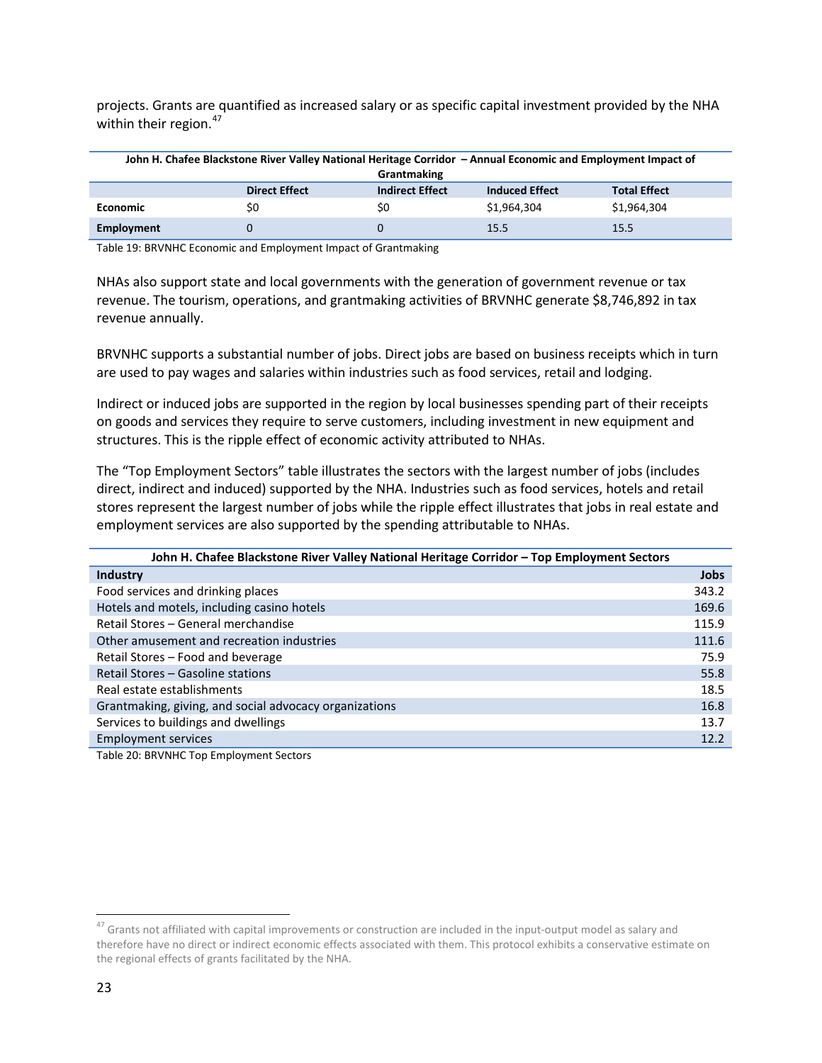projects. Grants are quantified as increased salary or as specific capital investment provided by the NHA within their region.[47]

| John H. Chafee Blackstone River Valley National Heritage Corridor – Annual Economic and Employment Impact of Grantmaking | | | | |
|---|---|---|---|---|
| | **Direct Effect** | **Indirect Effect** | **Induced Effect** | **Total Effect** |
| **Economic** | $0 | $0 | $1,964,304 | $1,964,304 |
| **Employment** | 0 | 0 | 15.5 | 15.5 |

Table 19: BRVNHC Economic and Employment Impact of Grantmaking

NHAs also support state and local governments with the generation of government revenue or tax revenue. The tourism, operations, and grantmaking activities of BRVNHC generate $8,746,892 in tax revenue annually.

BRVNHC supports a substantial number of jobs. Direct jobs are based on business receipts which in turn are used to pay wages and salaries within industries such as food services, retail and lodging.

Indirect or induced jobs are supported in the region by local businesses spending part of their receipts on goods and services they require to serve customers, including investment in new equipment and structures. This is the ripple effect of economic activity attributed to NHAs.

The "Top Employment Sectors" table illustrates the sectors with the largest number of jobs (includes direct, indirect and induced) supported by the NHA. Industries such as food services, hotels and retail stores represent the largest number of jobs while the ripple effect illustrates that jobs in real estate and employment services are also supported by the spending attributable to NHAs.

| John H. Chafee Blackstone River Valley National Heritage Corridor – Top Employment Sectors | |
|---|---|
| **Industry** | **Jobs** |
| Food services and drinking places | 343.2 |
| Hotels and motels, including casino hotels | 169.6 |
| Retail Stores – General merchandise | 115.9 |
| Other amusement and recreation industries | 111.6 |
| Retail Stores – Food and beverage | 75.9 |
| Retail Stores – Gasoline stations | 55.8 |
| Real estate establishments | 18.5 |
| Grantmaking, giving, and social advocacy organizations | 16.8 |
| Services to buildings and dwellings | 13.7 |
| Employment services | 12.2 |

Table 20: BRVNHC Top Employment Sectors

[47] Grants not affiliated with capital improvements or construction are included in the input-output model as salary and therefore have no direct or indirect economic effects associated with them. This protocol exhibits a conservative estimate on the regional effects of grants facilitated by the NHA.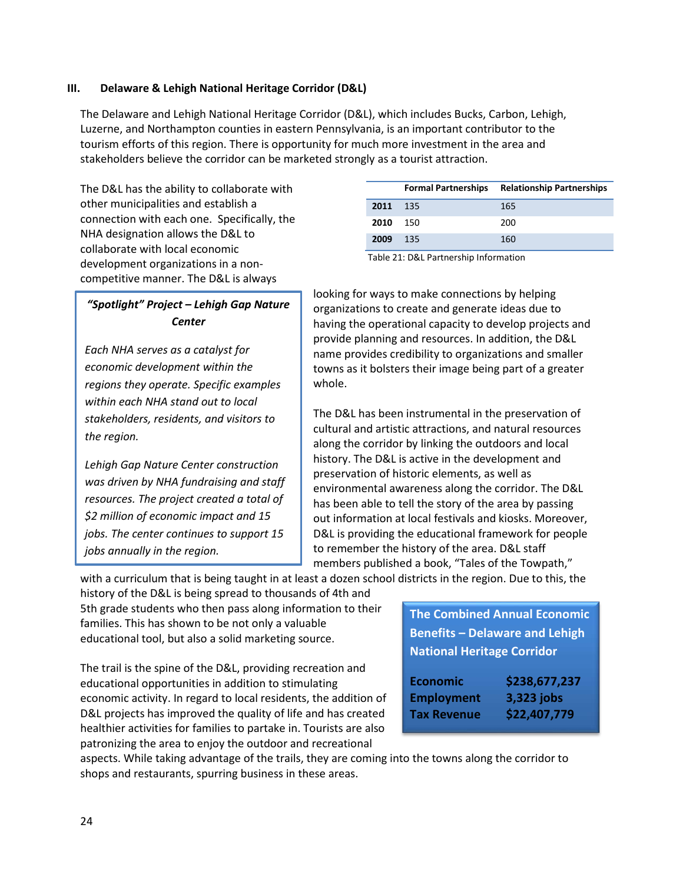## III. Delaware & Lehigh National Heritage Corridor (D&L)

The Delaware and Lehigh National Heritage Corridor (D&L), which includes Bucks, Carbon, Lehigh, Luzerne, and Northampton counties in eastern Pennsylvania, is an important contributor to the tourism efforts of this region. There is opportunity for much more investment in the area and stakeholders believe the corridor can be marketed strongly as a tourist attraction.

| | Formal Partnerships | Relationship Partnerships |
|---|---|---|
| **2011** | 135 | 165 |
| **2010** | 150 | 200 |
| **2009** | 135 | 160 |

Table 21: D&L Partnership Information

The D&L has the ability to collaborate with other municipalities and establish a connection with each one. Specifically, the NHA designation allows the D&L to collaborate with local economic development organizations in a non-competitive manner. The D&L is always looking for ways to make connections by helping organizations to create and generate ideas due to having the operational capacity to develop projects and provide planning and resources. In addition, the D&L name provides credibility to organizations and smaller towns as it bolsters their image being part of a greater whole.

> ***"Spotlight" Project – Lehigh Gap Nature Center***
>
> *Each NHA serves as a catalyst for economic development within the regions they operate. Specific examples within each NHA stand out to local stakeholders, residents, and visitors to the region.*
>
> *Lehigh Gap Nature Center construction was driven by NHA fundraising and staff resources. The project created a total of $2 million of economic impact and 15 jobs. The center continues to support 15 jobs annually in the region.*

The D&L has been instrumental in the preservation of cultural and artistic attractions, and natural resources along the corridor by linking the outdoors and local history. The D&L is active in the development and preservation of historic elements, as well as environmental awareness along the corridor. The D&L has been able to tell the story of the area by passing out information at local festivals and kiosks. Moreover, D&L is providing the educational framework for people to remember the history of the area. D&L staff members published a book, "Tales of the Towpath," with a curriculum that is being taught in at least a dozen school districts in the region. Due to this, the history of the D&L is being spread to thousands of 4th and 5th grade students who then pass along information to their families. This has shown to be not only a valuable educational tool, but also a solid marketing source.

> **The Combined Annual Economic Benefits – Delaware and Lehigh National Heritage Corridor**
>
> | | |
> |---|---|
> | **Economic** | **$238,677,237** |
> | **Employment** | **3,323 jobs** |
> | **Tax Revenue** | **$22,407,779** |

The trail is the spine of the D&L, providing recreation and educational opportunities in addition to stimulating economic activity. In regard to local residents, the addition of D&L projects has improved the quality of life and has created healthier activities for families to partake in. Tourists are also patronizing the area to enjoy the outdoor and recreational aspects. While taking advantage of the trails, they are coming into the towns along the corridor to shops and restaurants, spurring business in these areas.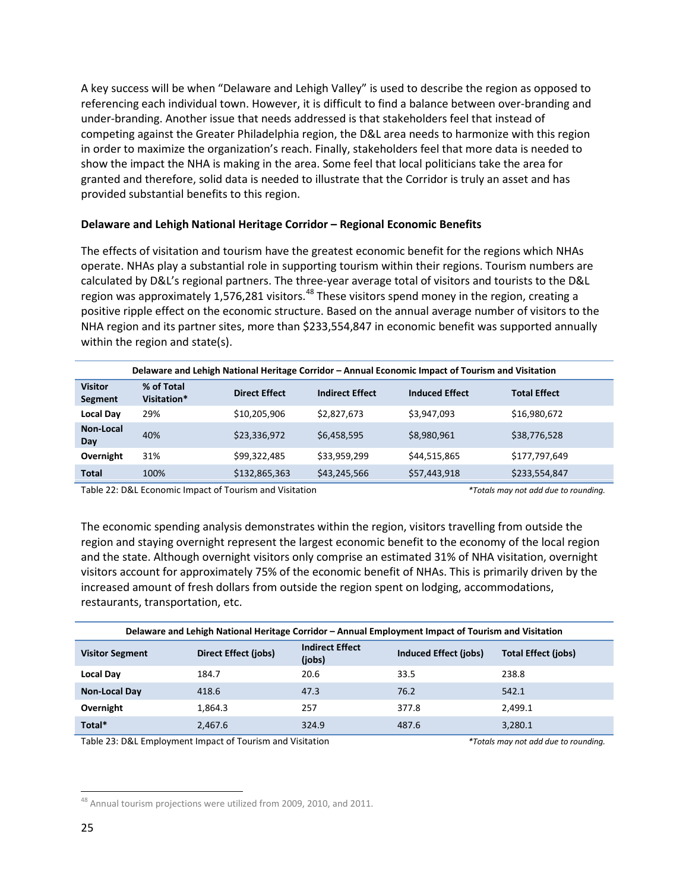A key success will be when "Delaware and Lehigh Valley" is used to describe the region as opposed to referencing each individual town. However, it is difficult to find a balance between over-branding and under-branding. Another issue that needs addressed is that stakeholders feel that instead of competing against the Greater Philadelphia region, the D&L area needs to harmonize with this region in order to maximize the organization's reach. Finally, stakeholders feel that more data is needed to show the impact the NHA is making in the area. Some feel that local politicians take the area for granted and therefore, solid data is needed to illustrate that the Corridor is truly an asset and has provided substantial benefits to this region.

**Delaware and Lehigh National Heritage Corridor – Regional Economic Benefits**

The effects of visitation and tourism have the greatest economic benefit for the regions which NHAs operate. NHAs play a substantial role in supporting tourism within their regions. Tourism numbers are calculated by D&L's regional partners. The three-year average total of visitors and tourists to the D&L region was approximately 1,576,281 visitors.[48] These visitors spend money in the region, creating a positive ripple effect on the economic structure. Based on the annual average number of visitors to the NHA region and its partner sites, more than $233,554,847 in economic benefit was supported annually within the region and state(s).

**Delaware and Lehigh National Heritage Corridor – Annual Economic Impact of Tourism and Visitation**

| Visitor Segment | % of Total Visitation* | Direct Effect | Indirect Effect | Induced Effect | Total Effect |
|---|---|---|---|---|---|
| **Local Day** | 29% | $10,205,906 | $2,827,673 | $3,947,093 | $16,980,672 |
| **Non-Local Day** | 40% | $23,336,972 | $6,458,595 | $8,980,961 | $38,776,528 |
| **Overnight** | 31% | $99,322,485 | $33,959,299 | $44,515,865 | $177,797,649 |
| **Total** | 100% | $132,865,363 | $43,245,566 | $57,443,918 | $233,554,847 |

Table 22: D&L Economic Impact of Tourism and Visitation *\*Totals may not add due to rounding.*

The economic spending analysis demonstrates within the region, visitors travelling from outside the region and staying overnight represent the largest economic benefit to the economy of the local region and the state. Although overnight visitors only comprise an estimated 31% of NHA visitation, overnight visitors account for approximately 75% of the economic benefit of NHAs. This is primarily driven by the increased amount of fresh dollars from outside the region spent on lodging, accommodations, restaurants, transportation, etc.

**Delaware and Lehigh National Heritage Corridor – Annual Employment Impact of Tourism and Visitation**

| Visitor Segment | Direct Effect (jobs) | Indirect Effect (jobs) | Induced Effect (jobs) | Total Effect (jobs) |
|---|---|---|---|---|
| **Local Day** | 184.7 | 20.6 | 33.5 | 238.8 |
| **Non-Local Day** | 418.6 | 47.3 | 76.2 | 542.1 |
| **Overnight** | 1,864.3 | 257 | 377.8 | 2,499.1 |
| **Total*** | 2,467.6 | 324.9 | 487.6 | 3,280.1 |

Table 23: D&L Employment Impact of Tourism and Visitation *\*Totals may not add due to rounding.*

[48] Annual tourism projections were utilized from 2009, 2010, and 2011.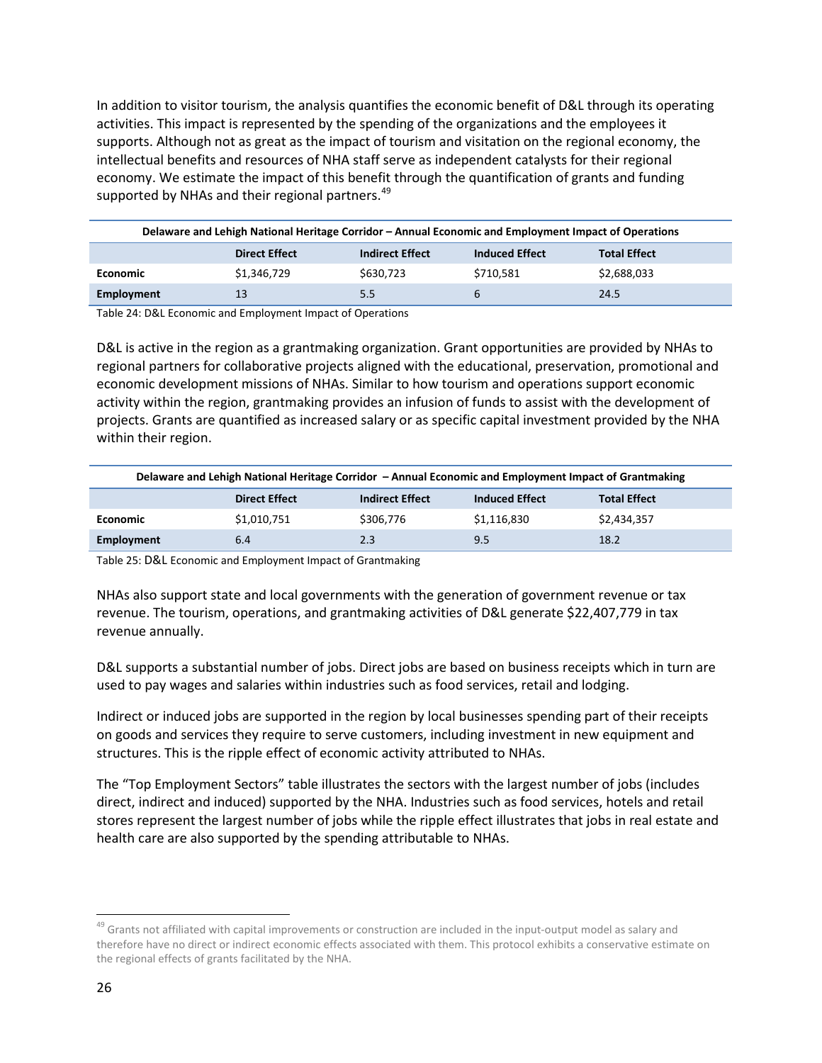In addition to visitor tourism, the analysis quantifies the economic benefit of D&L through its operating activities. This impact is represented by the spending of the organizations and the employees it supports. Although not as great as the impact of tourism and visitation on the regional economy, the intellectual benefits and resources of NHA staff serve as independent catalysts for their regional economy. We estimate the impact of this benefit through the quantification of grants and funding supported by NHAs and their regional partners.[49]

| Delaware and Lehigh National Heritage Corridor – Annual Economic and Employment Impact of Operations | | | | |
|---|---|---|---|---|
| | **Direct Effect** | **Indirect Effect** | **Induced Effect** | **Total Effect** |
| **Economic** | $1,346,729 | $630,723 | $710,581 | $2,688,033 |
| **Employment** | 13 | 5.5 | 6 | 24.5 |

Table 24: D&L Economic and Employment Impact of Operations

D&L is active in the region as a grantmaking organization. Grant opportunities are provided by NHAs to regional partners for collaborative projects aligned with the educational, preservation, promotional and economic development missions of NHAs. Similar to how tourism and operations support economic activity within the region, grantmaking provides an infusion of funds to assist with the development of projects. Grants are quantified as increased salary or as specific capital investment provided by the NHA within their region.

| Delaware and Lehigh National Heritage Corridor – Annual Economic and Employment Impact of Grantmaking | | | | |
|---|---|---|---|---|
| | **Direct Effect** | **Indirect Effect** | **Induced Effect** | **Total Effect** |
| **Economic** | $1,010,751 | $306,776 | $1,116,830 | $2,434,357 |
| **Employment** | 6.4 | 2.3 | 9.5 | 18.2 |

Table 25: D&L Economic and Employment Impact of Grantmaking

NHAs also support state and local governments with the generation of government revenue or tax revenue. The tourism, operations, and grantmaking activities of D&L generate $22,407,779 in tax revenue annually.

D&L supports a substantial number of jobs. Direct jobs are based on business receipts which in turn are used to pay wages and salaries within industries such as food services, retail and lodging.

Indirect or induced jobs are supported in the region by local businesses spending part of their receipts on goods and services they require to serve customers, including investment in new equipment and structures. This is the ripple effect of economic activity attributed to NHAs.

The "Top Employment Sectors" table illustrates the sectors with the largest number of jobs (includes direct, indirect and induced) supported by the NHA. Industries such as food services, hotels and retail stores represent the largest number of jobs while the ripple effect illustrates that jobs in real estate and health care are also supported by the spending attributable to NHAs.

[49] Grants not affiliated with capital improvements or construction are included in the input-output model as salary and therefore have no direct or indirect economic effects associated with them. This protocol exhibits a conservative estimate on the regional effects of grants facilitated by the NHA.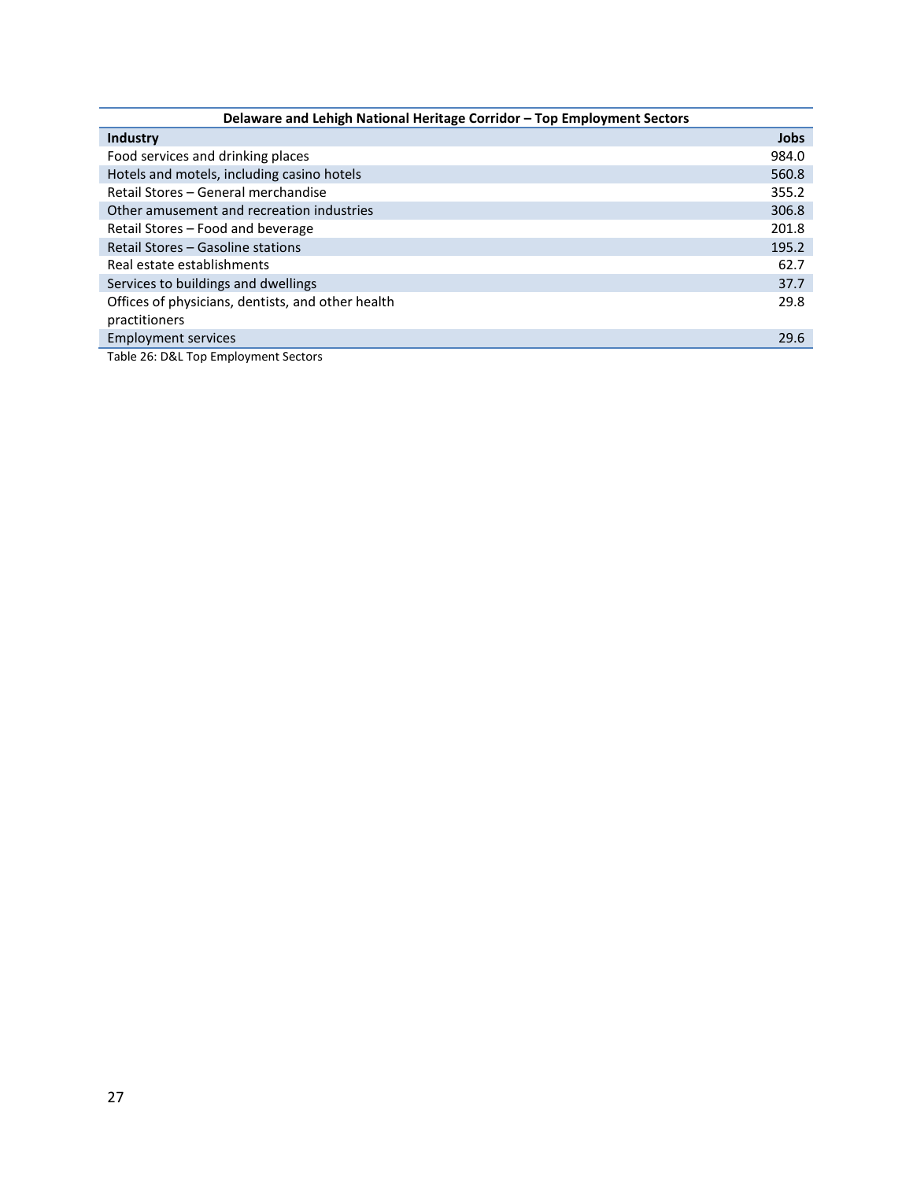| Delaware and Lehigh National Heritage Corridor – Top Employment Sectors | |
|---|---|
| **Industry** | **Jobs** |
| Food services and drinking places | 984.0 |
| Hotels and motels, including casino hotels | 560.8 |
| Retail Stores – General merchandise | 355.2 |
| Other amusement and recreation industries | 306.8 |
| Retail Stores – Food and beverage | 201.8 |
| Retail Stores – Gasoline stations | 195.2 |
| Real estate establishments | 62.7 |
| Services to buildings and dwellings | 37.7 |
| Offices of physicians, dentists, and other health practitioners | 29.8 |
| Employment services | 29.6 |

Table 26: D&L Top Employment Sectors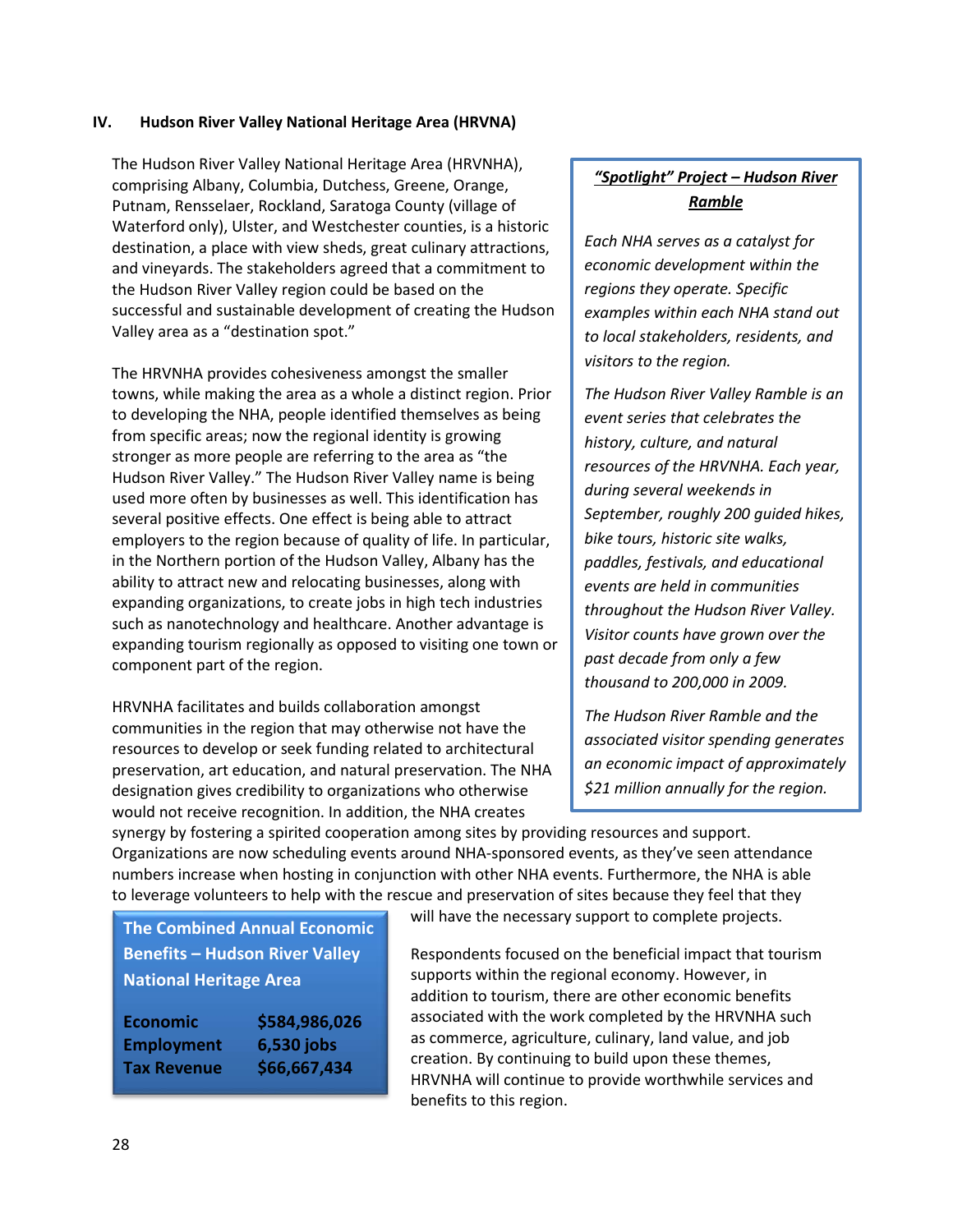## IV. Hudson River Valley National Heritage Area (HRVNA)

The Hudson River Valley National Heritage Area (HRVNHA), comprising Albany, Columbia, Dutchess, Greene, Orange, Putnam, Rensselaer, Rockland, Saratoga County (village of Waterford only), Ulster, and Westchester counties, is a historic destination, a place with view sheds, great culinary attractions, and vineyards. The stakeholders agreed that a commitment to the Hudson River Valley region could be based on the successful and sustainable development of creating the Hudson Valley area as a "destination spot."

The HRVNHA provides cohesiveness amongst the smaller towns, while making the area as a whole a distinct region. Prior to developing the NHA, people identified themselves as being from specific areas; now the regional identity is growing stronger as more people are referring to the area as "the Hudson River Valley." The Hudson River Valley name is being used more often by businesses as well. This identification has several positive effects. One effect is being able to attract employers to the region because of quality of life. In particular, in the Northern portion of the Hudson Valley, Albany has the ability to attract new and relocating businesses, along with expanding organizations, to create jobs in high tech industries such as nanotechnology and healthcare. Another advantage is expanding tourism regionally as opposed to visiting one town or component part of the region.

HRVNHA facilitates and builds collaboration amongst communities in the region that may otherwise not have the resources to develop or seek funding related to architectural preservation, art education, and natural preservation. The NHA designation gives credibility to organizations who otherwise would not receive recognition. In addition, the NHA creates synergy by fostering a spirited cooperation among sites by providing resources and support. Organizations are now scheduling events around NHA-sponsored events, as they've seen attendance numbers increase when hosting in conjunction with other NHA events. Furthermore, the NHA is able to leverage volunteers to help with the rescue and preservation of sites because they feel that they will have the necessary support to complete projects.

Respondents focused on the beneficial impact that tourism supports within the regional economy. However, in addition to tourism, there are other economic benefits associated with the work completed by the HRVNHA such as commerce, agriculture, culinary, land value, and job creation. By continuing to build upon these themes, HRVNHA will continue to provide worthwhile services and benefits to this region.

**"Spotlight" Project – Hudson River Ramble**

*Each NHA serves as a catalyst for economic development within the regions they operate. Specific examples within each NHA stand out to local stakeholders, residents, and visitors to the region.*

*The Hudson River Valley Ramble is an event series that celebrates the history, culture, and natural resources of the HRVNHA. Each year, during several weekends in September, roughly 200 guided hikes, bike tours, historic site walks, paddles, festivals, and educational events are held in communities throughout the Hudson River Valley. Visitor counts have grown over the past decade from only a few thousand to 200,000 in 2009.*

*The Hudson River Ramble and the associated visitor spending generates an economic impact of approximately $21 million annually for the region.*

**The Combined Annual Economic Benefits – Hudson River Valley National Heritage Area**

| | |
|---|---|
| **Economic** | **$584,986,026** |
| **Employment** | **6,530 jobs** |
| **Tax Revenue** | **$66,667,434** |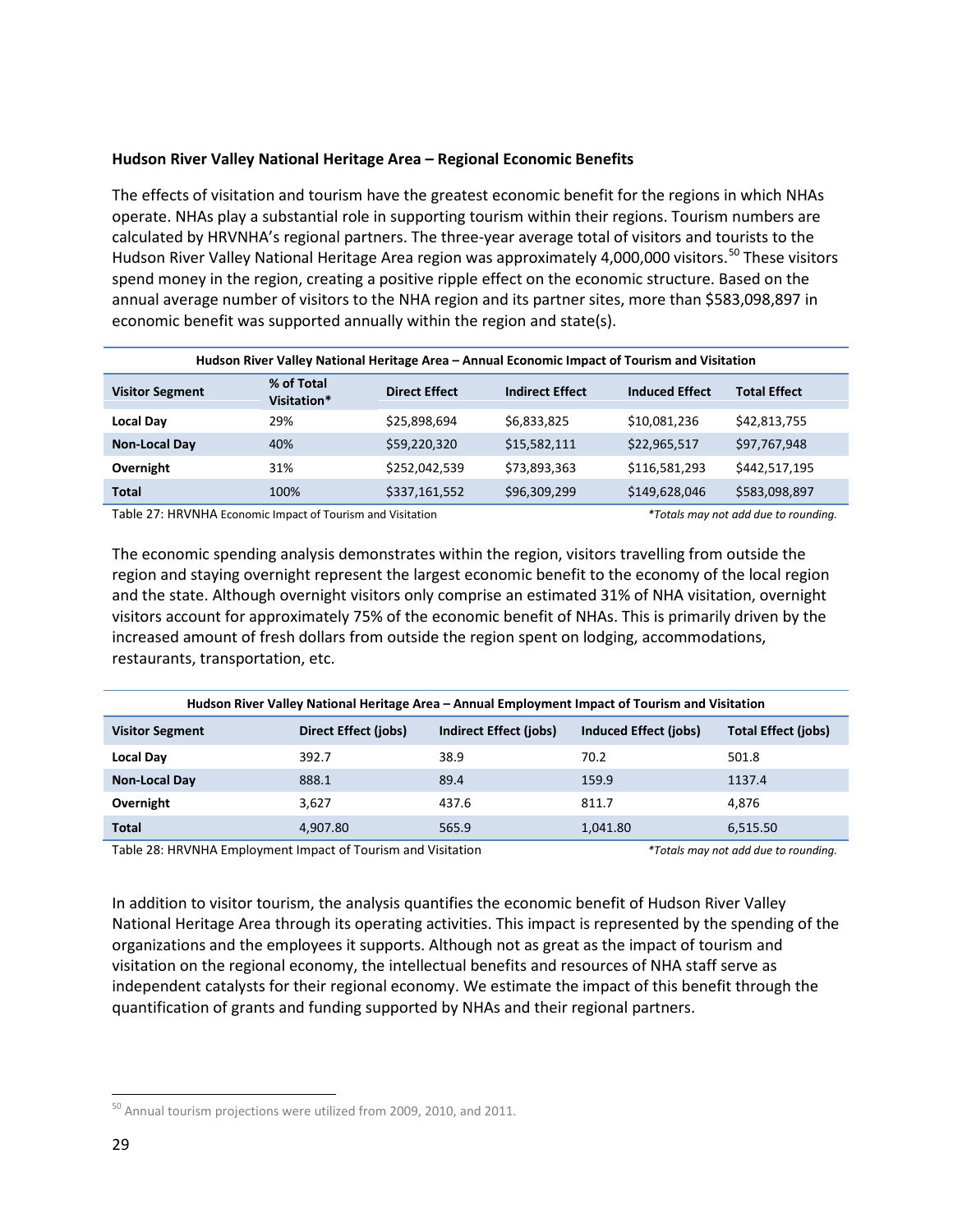**Hudson River Valley National Heritage Area – Regional Economic Benefits**

The effects of visitation and tourism have the greatest economic benefit for the regions in which NHAs operate. NHAs play a substantial role in supporting tourism within their regions. Tourism numbers are calculated by HRVNHA's regional partners. The three-year average total of visitors and tourists to the Hudson River Valley National Heritage Area region was approximately 4,000,000 visitors.[50] These visitors spend money in the region, creating a positive ripple effect on the economic structure. Based on the annual average number of visitors to the NHA region and its partner sites, more than $583,098,897 in economic benefit was supported annually within the region and state(s).

| Hudson River Valley National Heritage Area – Annual Economic Impact of Tourism and Visitation | | | | | |
|---|---|---|---|---|---|
| **Visitor Segment** | **% of Total Visitation*** | **Direct Effect** | **Indirect Effect** | **Induced Effect** | **Total Effect** |
| **Local Day** | 29% | $25,898,694 | $6,833,825 | $10,081,236 | $42,813,755 |
| **Non-Local Day** | 40% | $59,220,320 | $15,582,111 | $22,965,517 | $97,767,948 |
| **Overnight** | 31% | $252,042,539 | $73,893,363 | $116,581,293 | $442,517,195 |
| **Total** | 100% | $337,161,552 | $96,309,299 | $149,628,046 | $583,098,897 |

Table 27: HRVNHA Economic Impact of Tourism and Visitation *\*Totals may not add due to rounding.*

The economic spending analysis demonstrates within the region, visitors travelling from outside the region and staying overnight represent the largest economic benefit to the economy of the local region and the state. Although overnight visitors only comprise an estimated 31% of NHA visitation, overnight visitors account for approximately 75% of the economic benefit of NHAs. This is primarily driven by the increased amount of fresh dollars from outside the region spent on lodging, accommodations, restaurants, transportation, etc.

| Hudson River Valley National Heritage Area – Annual Employment Impact of Tourism and Visitation | | | | |
|---|---|---|---|---|
| **Visitor Segment** | **Direct Effect (jobs)** | **Indirect Effect (jobs)** | **Induced Effect (jobs)** | **Total Effect (jobs)** |
| **Local Day** | 392.7 | 38.9 | 70.2 | 501.8 |
| **Non-Local Day** | 888.1 | 89.4 | 159.9 | 1137.4 |
| **Overnight** | 3,627 | 437.6 | 811.7 | 4,876 |
| **Total** | 4,907.80 | 565.9 | 1,041.80 | 6,515.50 |

Table 28: HRVNHA Employment Impact of Tourism and Visitation *\*Totals may not add due to rounding.*

In addition to visitor tourism, the analysis quantifies the economic benefit of Hudson River Valley National Heritage Area through its operating activities. This impact is represented by the spending of the organizations and the employees it supports. Although not as great as the impact of tourism and visitation on the regional economy, the intellectual benefits and resources of NHA staff serve as independent catalysts for their regional economy. We estimate the impact of this benefit through the quantification of grants and funding supported by NHAs and their regional partners.

[50] Annual tourism projections were utilized from 2009, 2010, and 2011.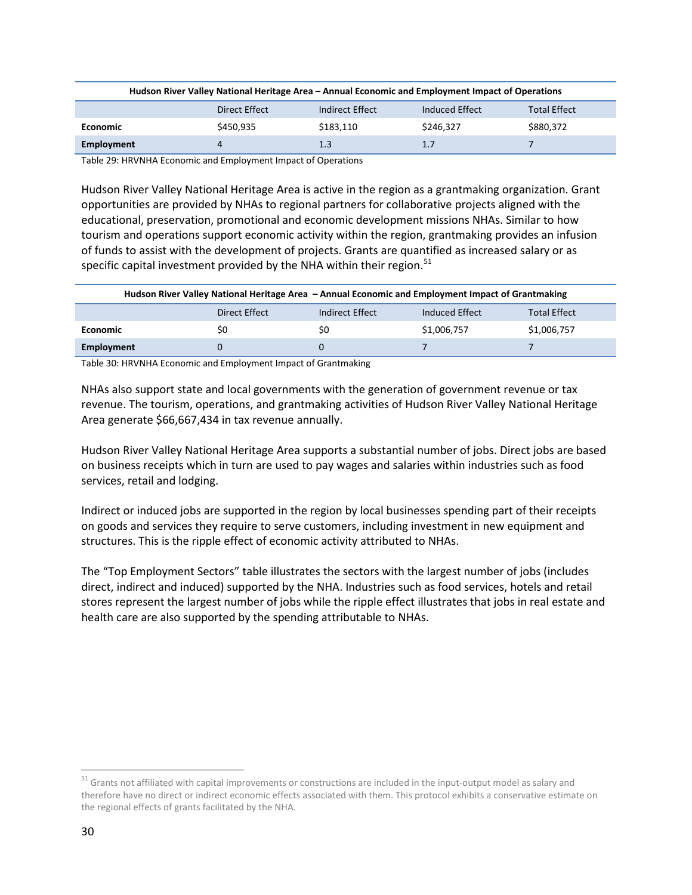| Hudson River Valley National Heritage Area – Annual Economic and Employment Impact of Operations | | | | |
|---|---|---|---|---|
| | Direct Effect | Indirect Effect | Induced Effect | Total Effect |
| **Economic** | $450,935 | $183,110 | $246,327 | $880,372 |
| **Employment** | 4 | 1.3 | 1.7 | 7 |

Table 29: HRVNHA Economic and Employment Impact of Operations

Hudson River Valley National Heritage Area is active in the region as a grantmaking organization. Grant opportunities are provided by NHAs to regional partners for collaborative projects aligned with the educational, preservation, promotional and economic development missions NHAs. Similar to how tourism and operations support economic activity within the region, grantmaking provides an infusion of funds to assist with the development of projects. Grants are quantified as increased salary or as specific capital investment provided by the NHA within their region.[51]

| Hudson River Valley National Heritage Area – Annual Economic and Employment Impact of Grantmaking | | | | |
|---|---|---|---|---|
| | Direct Effect | Indirect Effect | Induced Effect | Total Effect |
| **Economic** | $0 | $0 | $1,006,757 | $1,006,757 |
| **Employment** | 0 | 0 | 7 | 7 |

Table 30: HRVNHA Economic and Employment Impact of Grantmaking

NHAs also support state and local governments with the generation of government revenue or tax revenue. The tourism, operations, and grantmaking activities of Hudson River Valley National Heritage Area generate $66,667,434 in tax revenue annually.

Hudson River Valley National Heritage Area supports a substantial number of jobs. Direct jobs are based on business receipts which in turn are used to pay wages and salaries within industries such as food services, retail and lodging.

Indirect or induced jobs are supported in the region by local businesses spending part of their receipts on goods and services they require to serve customers, including investment in new equipment and structures. This is the ripple effect of economic activity attributed to NHAs.

The "Top Employment Sectors" table illustrates the sectors with the largest number of jobs (includes direct, indirect and induced) supported by the NHA. Industries such as food services, hotels and retail stores represent the largest number of jobs while the ripple effect illustrates that jobs in real estate and health care are also supported by the spending attributable to NHAs.

[51] Grants not affiliated with capital improvements or constructions are included in the input-output model as salary and therefore have no direct or indirect economic effects associated with them. This protocol exhibits a conservative estimate on the regional effects of grants facilitated by the NHA.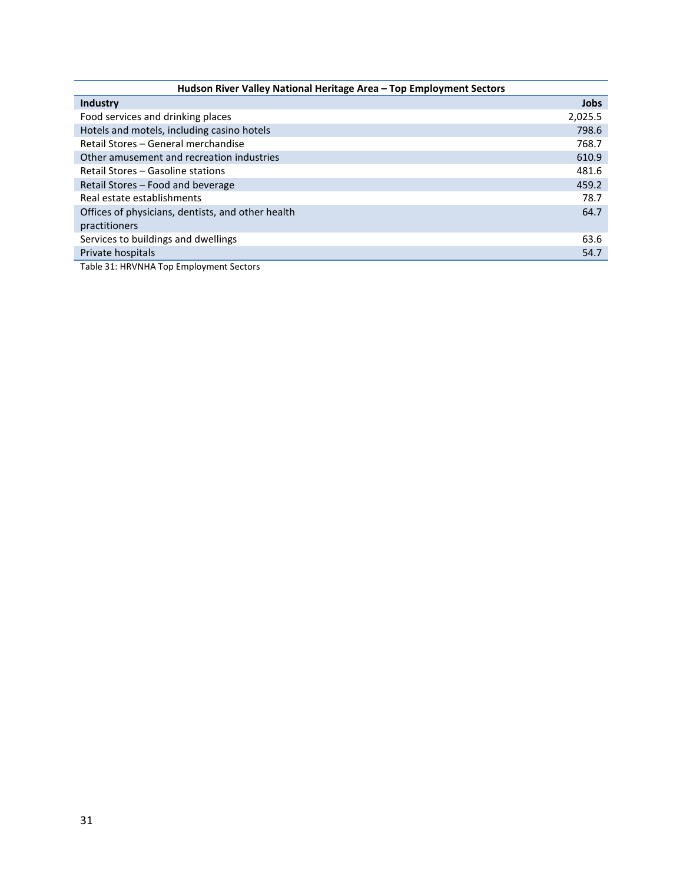| Hudson River Valley National Heritage Area – Top Employment Sectors | |
|---|---|
| **Industry** | **Jobs** |
| Food services and drinking places | 2,025.5 |
| Hotels and motels, including casino hotels | 798.6 |
| Retail Stores – General merchandise | 768.7 |
| Other amusement and recreation industries | 610.9 |
| Retail Stores – Gasoline stations | 481.6 |
| Retail Stores – Food and beverage | 459.2 |
| Real estate establishments | 78.7 |
| Offices of physicians, dentists, and other health practitioners | 64.7 |
| Services to buildings and dwellings | 63.6 |
| Private hospitals | 54.7 |

Table 31: HRVNHA Top Employment Sectors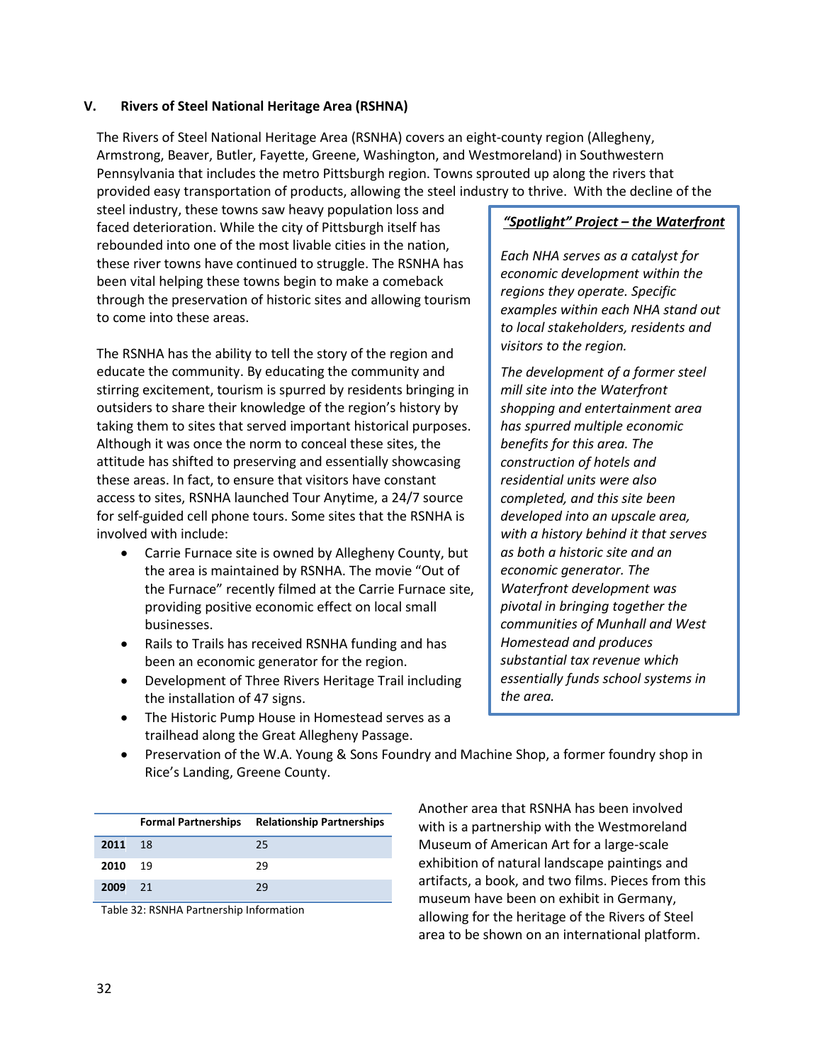## V. Rivers of Steel National Heritage Area (RSHNA)

The Rivers of Steel National Heritage Area (RSNHA) covers an eight-county region (Allegheny, Armstrong, Beaver, Butler, Fayette, Greene, Washington, and Westmoreland) in Southwestern Pennsylvania that includes the metro Pittsburgh region. Towns sprouted up along the rivers that provided easy transportation of products, allowing the steel industry to thrive. With the decline of the steel industry, these towns saw heavy population loss and faced deterioration. While the city of Pittsburgh itself has rebounded into one of the most livable cities in the nation, these river towns have continued to struggle. The RSNHA has been vital helping these towns begin to make a comeback through the preservation of historic sites and allowing tourism to come into these areas.

The RSNHA has the ability to tell the story of the region and educate the community. By educating the community and stirring excitement, tourism is spurred by residents bringing in outsiders to share their knowledge of the region's history by taking them to sites that served important historical purposes. Although it was once the norm to conceal these sites, the attitude has shifted to preserving and essentially showcasing these areas. In fact, to ensure that visitors have constant access to sites, RSNHA launched Tour Anytime, a 24/7 source for self-guided cell phone tours. Some sites that the RSNHA is involved with include:

- Carrie Furnace site is owned by Allegheny County, but the area is maintained by RSNHA. The movie "Out of the Furnace" recently filmed at the Carrie Furnace site, providing positive economic effect on local small businesses.
- Rails to Trails has received RSNHA funding and has been an economic generator for the region.
- Development of Three Rivers Heritage Trail including the installation of 47 signs.
- The Historic Pump House in Homestead serves as a trailhead along the Great Allegheny Passage.
- Preservation of the W.A. Young & Sons Foundry and Machine Shop, a former foundry shop in Rice's Landing, Greene County.

***<u>"Spotlight" Project – the Waterfront</u>***

*Each NHA serves as a catalyst for economic development within the regions they operate. Specific examples within each NHA stand out to local stakeholders, residents and visitors to the region.*

*The development of a former steel mill site into the Waterfront shopping and entertainment area has spurred multiple economic benefits for this area. The construction of hotels and residential units were also completed, and this site been developed into an upscale area, with a history behind it that serves as both a historic site and an economic generator. The Waterfront development was pivotal in bringing together the communities of Munhall and West Homestead and produces substantial tax revenue which essentially funds school systems in the area.*

| | Formal Partnerships | Relationship Partnerships |
|---|---|---|
| **2011** | 18 | 25 |
| **2010** | 19 | 29 |
| **2009** | 21 | 29 |

Table 32: RSNHA Partnership Information

Another area that RSNHA has been involved with is a partnership with the Westmoreland Museum of American Art for a large-scale exhibition of natural landscape paintings and artifacts, a book, and two films. Pieces from this museum have been on exhibit in Germany, allowing for the heritage of the Rivers of Steel area to be shown on an international platform.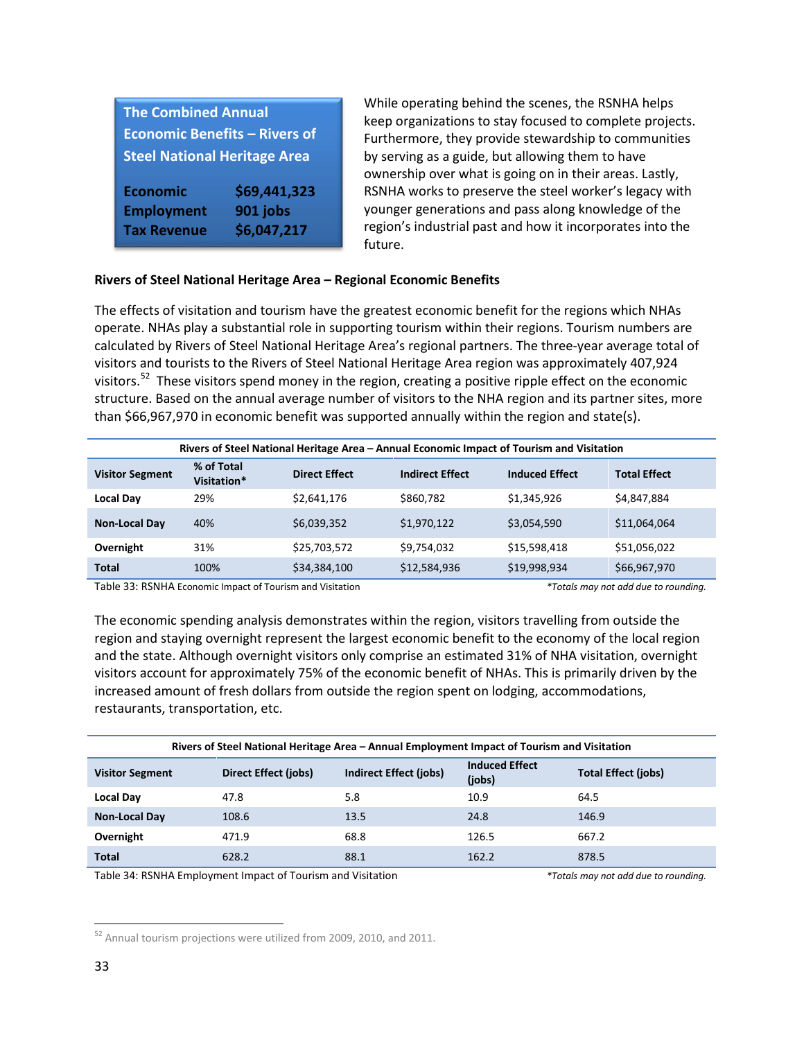**The Combined Annual Economic Benefits – Rivers of Steel National Heritage Area**

| | |
|---|---|
| **Economic** | **$69,441,323** |
| **Employment** | **901 jobs** |
| **Tax Revenue** | **$6,047,217** |

While operating behind the scenes, the RSNHA helps keep organizations to stay focused to complete projects. Furthermore, they provide stewardship to communities by serving as a guide, but allowing them to have ownership over what is going on in their areas. Lastly, RSNHA works to preserve the steel worker's legacy with younger generations and pass along knowledge of the region's industrial past and how it incorporates into the future.

### Rivers of Steel National Heritage Area – Regional Economic Benefits

The effects of visitation and tourism have the greatest economic benefit for the regions which NHAs operate. NHAs play a substantial role in supporting tourism within their regions. Tourism numbers are calculated by Rivers of Steel National Heritage Area's regional partners. The three-year average total of visitors and tourists to the Rivers of Steel National Heritage Area region was approximately 407,924 visitors.[52] These visitors spend money in the region, creating a positive ripple effect on the economic structure. Based on the annual average number of visitors to the NHA region and its partner sites, more than $66,967,970 in economic benefit was supported annually within the region and state(s).

**Rivers of Steel National Heritage Area – Annual Economic Impact of Tourism and Visitation**

| Visitor Segment | % of Total Visitation* | Direct Effect | Indirect Effect | Induced Effect | Total Effect |
|---|---|---|---|---|---|
| **Local Day** | 29% | $2,641,176 | $860,782 | $1,345,926 | $4,847,884 |
| **Non-Local Day** | 40% | $6,039,352 | $1,970,122 | $3,054,590 | $11,064,064 |
| **Overnight** | 31% | $25,703,572 | $9,754,032 | $15,598,418 | $51,056,022 |
| **Total** | 100% | $34,384,100 | $12,584,936 | $19,998,934 | $66,967,970 |

Table 33: RSNHA Economic Impact of Tourism and Visitation *\*Totals may not add due to rounding.*

The economic spending analysis demonstrates within the region, visitors travelling from outside the region and staying overnight represent the largest economic benefit to the economy of the local region and the state. Although overnight visitors only comprise an estimated 31% of NHA visitation, overnight visitors account for approximately 75% of the economic benefit of NHAs. This is primarily driven by the increased amount of fresh dollars from outside the region spent on lodging, accommodations, restaurants, transportation, etc.

**Rivers of Steel National Heritage Area – Annual Employment Impact of Tourism and Visitation**

| Visitor Segment | Direct Effect (jobs) | Indirect Effect (jobs) | Induced Effect (jobs) | Total Effect (jobs) |
|---|---|---|---|---|
| **Local Day** | 47.8 | 5.8 | 10.9 | 64.5 |
| **Non-Local Day** | 108.6 | 13.5 | 24.8 | 146.9 |
| **Overnight** | 471.9 | 68.8 | 126.5 | 667.2 |
| **Total** | 628.2 | 88.1 | 162.2 | 878.5 |

Table 34: RSNHA Employment Impact of Tourism and Visitation *\*Totals may not add due to rounding.*

[52] Annual tourism projections were utilized from 2009, 2010, and 2011.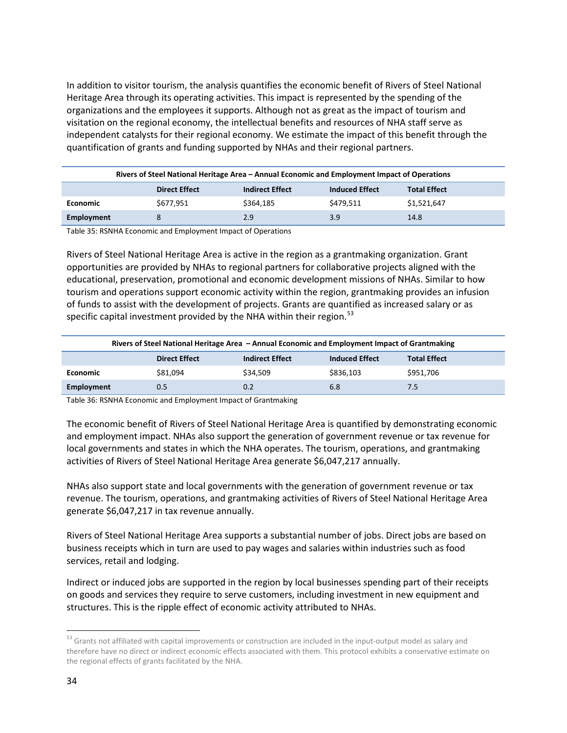In addition to visitor tourism, the analysis quantifies the economic benefit of Rivers of Steel National Heritage Area through its operating activities. This impact is represented by the spending of the organizations and the employees it supports. Although not as great as the impact of tourism and visitation on the regional economy, the intellectual benefits and resources of NHA staff serve as independent catalysts for their regional economy. We estimate the impact of this benefit through the quantification of grants and funding supported by NHAs and their regional partners.

| Rivers of Steel National Heritage Area – Annual Economic and Employment Impact of Operations | | | | |
|---|---|---|---|---|
| | **Direct Effect** | **Indirect Effect** | **Induced Effect** | **Total Effect** |
| **Economic** | $677,951 | $364,185 | $479,511 | $1,521,647 |
| **Employment** | 8 | 2.9 | 3.9 | 14.8 |

Table 35: RSNHA Economic and Employment Impact of Operations

Rivers of Steel National Heritage Area is active in the region as a grantmaking organization. Grant opportunities are provided by NHAs to regional partners for collaborative projects aligned with the educational, preservation, promotional and economic development missions of NHAs. Similar to how tourism and operations support economic activity within the region, grantmaking provides an infusion of funds to assist with the development of projects. Grants are quantified as increased salary or as specific capital investment provided by the NHA within their region.[53]

| Rivers of Steel National Heritage Area – Annual Economic and Employment Impact of Grantmaking | | | | |
|---|---|---|---|---|
| | **Direct Effect** | **Indirect Effect** | **Induced Effect** | **Total Effect** |
| **Economic** | $81,094 | $34,509 | $836,103 | $951,706 |
| **Employment** | 0.5 | 0.2 | 6.8 | 7.5 |

Table 36: RSNHA Economic and Employment Impact of Grantmaking

The economic benefit of Rivers of Steel National Heritage Area is quantified by demonstrating economic and employment impact. NHAs also support the generation of government revenue or tax revenue for local governments and states in which the NHA operates. The tourism, operations, and grantmaking activities of Rivers of Steel National Heritage Area generate $6,047,217 annually.

NHAs also support state and local governments with the generation of government revenue or tax revenue. The tourism, operations, and grantmaking activities of Rivers of Steel National Heritage Area generate $6,047,217 in tax revenue annually.

Rivers of Steel National Heritage Area supports a substantial number of jobs. Direct jobs are based on business receipts which in turn are used to pay wages and salaries within industries such as food services, retail and lodging.

Indirect or induced jobs are supported in the region by local businesses spending part of their receipts on goods and services they require to serve customers, including investment in new equipment and structures. This is the ripple effect of economic activity attributed to NHAs.

[53] Grants not affiliated with capital improvements or construction are included in the input-output model as salary and therefore have no direct or indirect economic effects associated with them. This protocol exhibits a conservative estimate on the regional effects of grants facilitated by the NHA.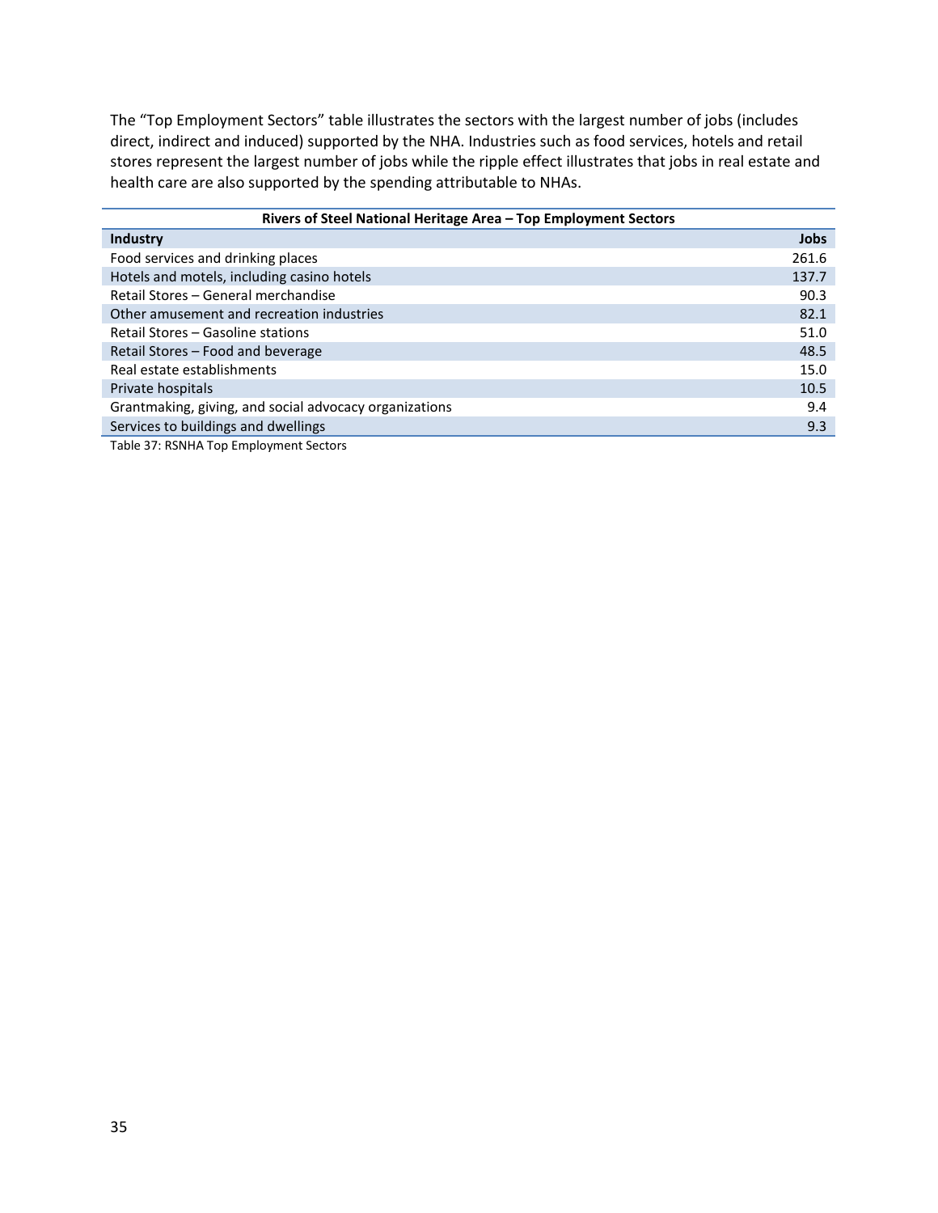The "Top Employment Sectors" table illustrates the sectors with the largest number of jobs (includes direct, indirect and induced) supported by the NHA. Industries such as food services, hotels and retail stores represent the largest number of jobs while the ripple effect illustrates that jobs in real estate and health care are also supported by the spending attributable to NHAs.

| Rivers of Steel National Heritage Area – Top Employment Sectors | |
|---|---|
| **Industry** | **Jobs** |
| Food services and drinking places | 261.6 |
| Hotels and motels, including casino hotels | 137.7 |
| Retail Stores – General merchandise | 90.3 |
| Other amusement and recreation industries | 82.1 |
| Retail Stores – Gasoline stations | 51.0 |
| Retail Stores – Food and beverage | 48.5 |
| Real estate establishments | 15.0 |
| Private hospitals | 10.5 |
| Grantmaking, giving, and social advocacy organizations | 9.4 |
| Services to buildings and dwellings | 9.3 |

Table 37: RSNHA Top Employment Sectors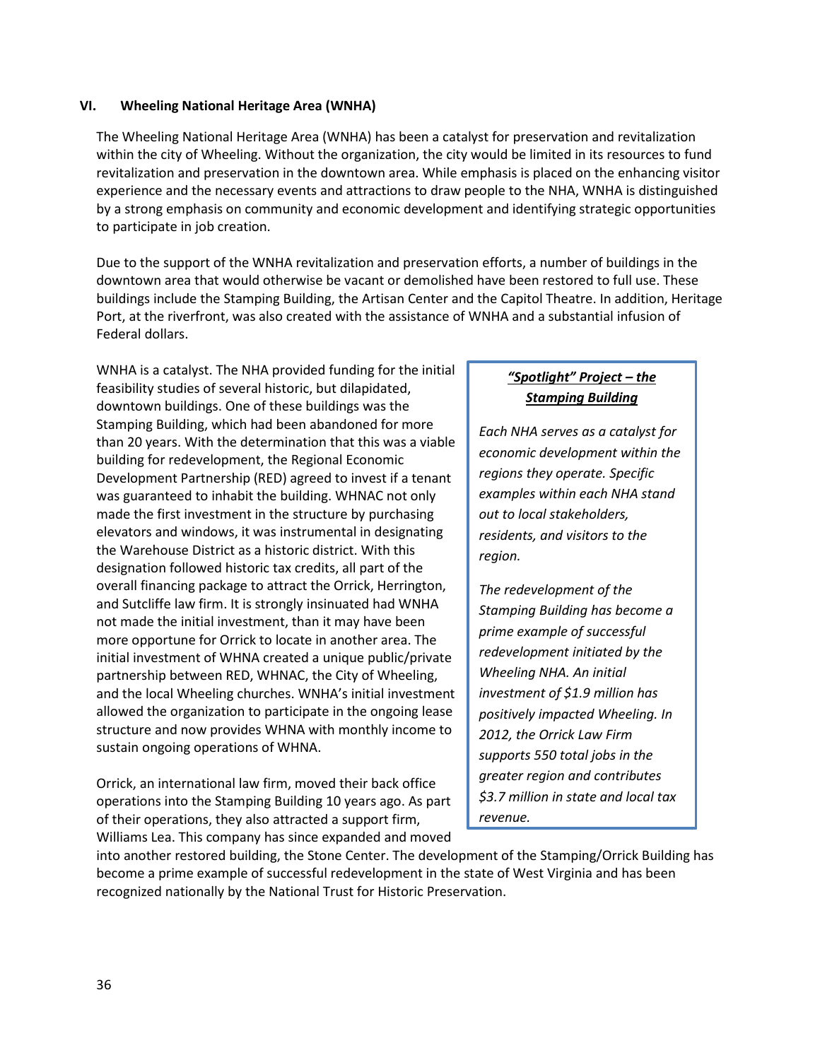### VI. Wheeling National Heritage Area (WNHA)

The Wheeling National Heritage Area (WNHA) has been a catalyst for preservation and revitalization within the city of Wheeling. Without the organization, the city would be limited in its resources to fund revitalization and preservation in the downtown area. While emphasis is placed on the enhancing visitor experience and the necessary events and attractions to draw people to the NHA, WNHA is distinguished by a strong emphasis on community and economic development and identifying strategic opportunities to participate in job creation.

Due to the support of the WNHA revitalization and preservation efforts, a number of buildings in the downtown area that would otherwise be vacant or demolished have been restored to full use. These buildings include the Stamping Building, the Artisan Center and the Capitol Theatre. In addition, Heritage Port, at the riverfront, was also created with the assistance of WNHA and a substantial infusion of Federal dollars.

WNHA is a catalyst. The NHA provided funding for the initial feasibility studies of several historic, but dilapidated, downtown buildings. One of these buildings was the Stamping Building, which had been abandoned for more than 20 years. With the determination that this was a viable building for redevelopment, the Regional Economic Development Partnership (RED) agreed to invest if a tenant was guaranteed to inhabit the building. WHNAC not only made the first investment in the structure by purchasing elevators and windows, it was instrumental in designating the Warehouse District as a historic district. With this designation followed historic tax credits, all part of the overall financing package to attract the Orrick, Herrington, and Sutcliffe law firm. It is strongly insinuated had WNHA not made the initial investment, than it may have been more opportune for Orrick to locate in another area. The initial investment of WHNA created a unique public/private partnership between RED, WHNAC, the City of Wheeling, and the local Wheeling churches. WNHA's initial investment allowed the organization to participate in the ongoing lease structure and now provides WHNA with monthly income to sustain ongoing operations of WHNA.

Orrick, an international law firm, moved their back office operations into the Stamping Building 10 years ago. As part of their operations, they also attracted a support firm, Williams Lea. This company has since expanded and moved into another restored building, the Stone Center. The development of the Stamping/Orrick Building has become a prime example of successful redevelopment in the state of West Virginia and has been recognized nationally by the National Trust for Historic Preservation.

> ***<u>"Spotlight" Project – the Stamping Building</u>***
>
> *Each NHA serves as a catalyst for economic development within the regions they operate. Specific examples within each NHA stand out to local stakeholders, residents, and visitors to the region.*
>
> *The redevelopment of the Stamping Building has become a prime example of successful redevelopment initiated by the Wheeling NHA. An initial investment of $1.9 million has positively impacted Wheeling. In 2012, the Orrick Law Firm supports 550 total jobs in the greater region and contributes $3.7 million in state and local tax revenue.*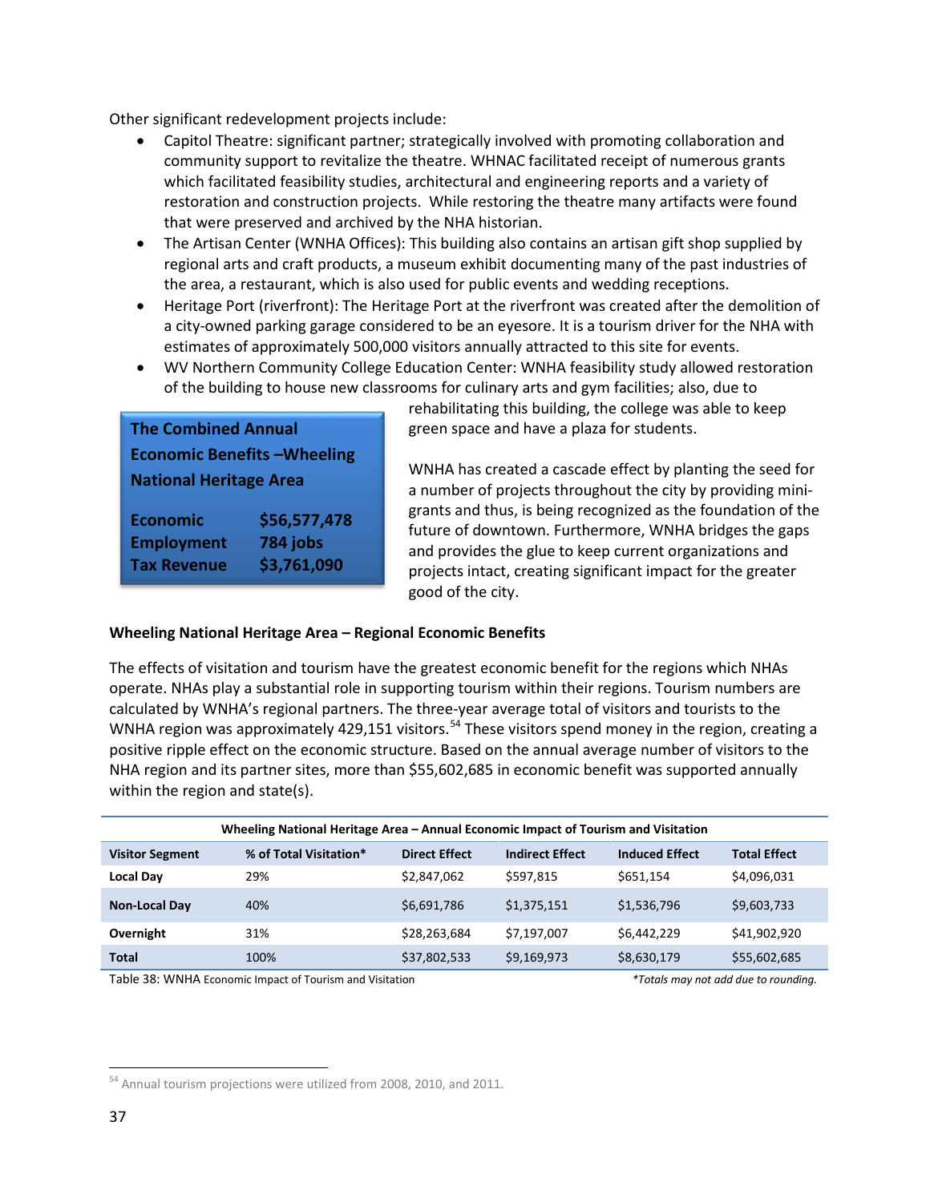Other significant redevelopment projects include:

- Capitol Theatre: significant partner; strategically involved with promoting collaboration and community support to revitalize the theatre. WHNAC facilitated receipt of numerous grants which facilitated feasibility studies, architectural and engineering reports and a variety of restoration and construction projects. While restoring the theatre many artifacts were found that were preserved and archived by the NHA historian.
- The Artisan Center (WNHA Offices): This building also contains an artisan gift shop supplied by regional arts and craft products, a museum exhibit documenting many of the past industries of the area, a restaurant, which is also used for public events and wedding receptions.
- Heritage Port (riverfront): The Heritage Port at the riverfront was created after the demolition of a city-owned parking garage considered to be an eyesore. It is a tourism driver for the NHA with estimates of approximately 500,000 visitors annually attracted to this site for events.
- WV Northern Community College Education Center: WNHA feasibility study allowed restoration of the building to house new classrooms for culinary arts and gym facilities; also, due to rehabilitating this building, the college was able to keep green space and have a plaza for students.

**The Combined Annual Economic Benefits –Wheeling National Heritage Area**

| | |
|---|---|
| **Economic** | **$56,577,478** |
| **Employment** | **784 jobs** |
| **Tax Revenue** | **$3,761,090** |

WNHA has created a cascade effect by planting the seed for a number of projects throughout the city by providing mini-grants and thus, is being recognized as the foundation of the future of downtown. Furthermore, WNHA bridges the gaps and provides the glue to keep current organizations and projects intact, creating significant impact for the greater good of the city.

**Wheeling National Heritage Area – Regional Economic Benefits**

The effects of visitation and tourism have the greatest economic benefit for the regions which NHAs operate. NHAs play a substantial role in supporting tourism within their regions. Tourism numbers are calculated by WNHA's regional partners. The three-year average total of visitors and tourists to the WNHA region was approximately 429,151 visitors.[54] These visitors spend money in the region, creating a positive ripple effect on the economic structure. Based on the annual average number of visitors to the NHA region and its partner sites, more than $55,602,685 in economic benefit was supported annually within the region and state(s).

**Wheeling National Heritage Area – Annual Economic Impact of Tourism and Visitation**

| Visitor Segment | % of Total Visitation* | Direct Effect | Indirect Effect | Induced Effect | Total Effect |
|---|---|---|---|---|---|
| **Local Day** | 29% | $2,847,062 | $597,815 | $651,154 | $4,096,031 |
| **Non-Local Day** | 40% | $6,691,786 | $1,375,151 | $1,536,796 | $9,603,733 |
| **Overnight** | 31% | $28,263,684 | $7,197,007 | $6,442,229 | $41,902,920 |
| **Total** | 100% | $37,802,533 | $9,169,973 | $8,630,179 | $55,602,685 |

Table 38: WNHA Economic Impact of Tourism and Visitation *\*Totals may not add due to rounding.*

[54] Annual tourism projections were utilized from 2008, 2010, and 2011.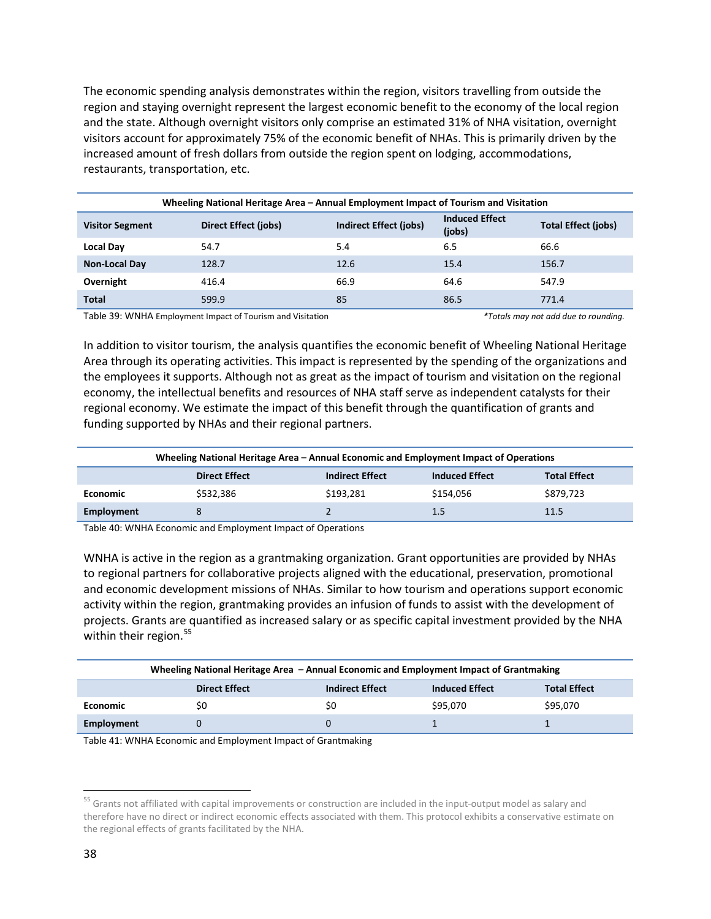The economic spending analysis demonstrates within the region, visitors travelling from outside the region and staying overnight represent the largest economic benefit to the economy of the local region and the state. Although overnight visitors only comprise an estimated 31% of NHA visitation, overnight visitors account for approximately 75% of the economic benefit of NHAs. This is primarily driven by the increased amount of fresh dollars from outside the region spent on lodging, accommodations, restaurants, transportation, etc.

| Wheeling National Heritage Area – Annual Employment Impact of Tourism and Visitation | | | | |
|---|---|---|---|---|
| **Visitor Segment** | **Direct Effect (jobs)** | **Indirect Effect (jobs)** | **Induced Effect (jobs)** | **Total Effect (jobs)** |
| **Local Day** | 54.7 | 5.4 | 6.5 | 66.6 |
| **Non-Local Day** | 128.7 | 12.6 | 15.4 | 156.7 |
| **Overnight** | 416.4 | 66.9 | 64.6 | 547.9 |
| **Total** | 599.9 | 85 | 86.5 | 771.4 |

Table 39: WNHA Employment Impact of Tourism and Visitation *\*Totals may not add due to rounding.*

In addition to visitor tourism, the analysis quantifies the economic benefit of Wheeling National Heritage Area through its operating activities. This impact is represented by the spending of the organizations and the employees it supports. Although not as great as the impact of tourism and visitation on the regional economy, the intellectual benefits and resources of NHA staff serve as independent catalysts for their regional economy. We estimate the impact of this benefit through the quantification of grants and funding supported by NHAs and their regional partners.

| Wheeling National Heritage Area – Annual Economic and Employment Impact of Operations | | | | |
|---|---|---|---|---|
| | **Direct Effect** | **Indirect Effect** | **Induced Effect** | **Total Effect** |
| **Economic** | $532,386 | $193,281 | $154,056 | $879,723 |
| **Employment** | 8 | 2 | 1.5 | 11.5 |

Table 40: WNHA Economic and Employment Impact of Operations

WNHA is active in the region as a grantmaking organization. Grant opportunities are provided by NHAs to regional partners for collaborative projects aligned with the educational, preservation, promotional and economic development missions of NHAs. Similar to how tourism and operations support economic activity within the region, grantmaking provides an infusion of funds to assist with the development of projects. Grants are quantified as increased salary or as specific capital investment provided by the NHA within their region.[55]

| Wheeling National Heritage Area – Annual Economic and Employment Impact of Grantmaking | | | | |
|---|---|---|---|---|
| | **Direct Effect** | **Indirect Effect** | **Induced Effect** | **Total Effect** |
| **Economic** | $0 | $0 | $95,070 | $95,070 |
| **Employment** | 0 | 0 | 1 | 1 |

Table 41: WNHA Economic and Employment Impact of Grantmaking

[55] Grants not affiliated with capital improvements or construction are included in the input-output model as salary and therefore have no direct or indirect economic effects associated with them. This protocol exhibits a conservative estimate on the regional effects of grants facilitated by the NHA.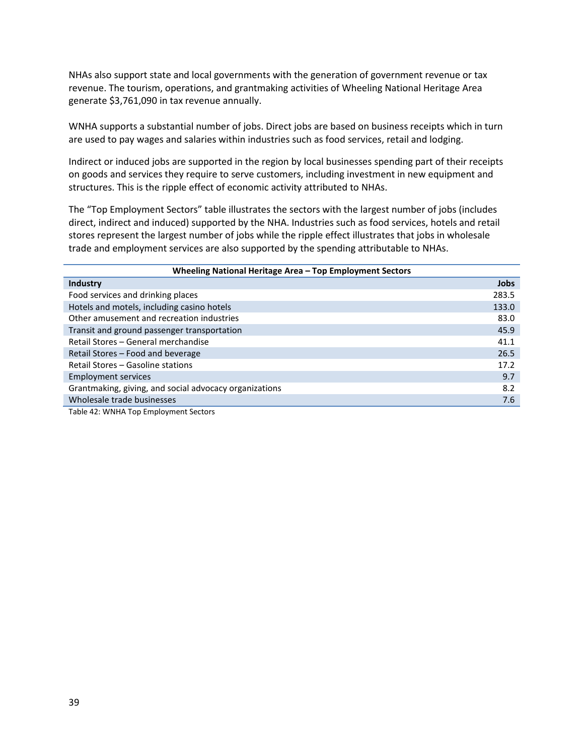NHAs also support state and local governments with the generation of government revenue or tax revenue. The tourism, operations, and grantmaking activities of Wheeling National Heritage Area generate $3,761,090 in tax revenue annually.

WNHA supports a substantial number of jobs. Direct jobs are based on business receipts which in turn are used to pay wages and salaries within industries such as food services, retail and lodging.

Indirect or induced jobs are supported in the region by local businesses spending part of their receipts on goods and services they require to serve customers, including investment in new equipment and structures. This is the ripple effect of economic activity attributed to NHAs.

The "Top Employment Sectors" table illustrates the sectors with the largest number of jobs (includes direct, indirect and induced) supported by the NHA. Industries such as food services, hotels and retail stores represent the largest number of jobs while the ripple effect illustrates that jobs in wholesale trade and employment services are also supported by the spending attributable to NHAs.

**Wheeling National Heritage Area – Top Employment Sectors**

| Industry | Jobs |
|---|---|
| Food services and drinking places | 283.5 |
| Hotels and motels, including casino hotels | 133.0 |
| Other amusement and recreation industries | 83.0 |
| Transit and ground passenger transportation | 45.9 |
| Retail Stores – General merchandise | 41.1 |
| Retail Stores – Food and beverage | 26.5 |
| Retail Stores – Gasoline stations | 17.2 |
| Employment services | 9.7 |
| Grantmaking, giving, and social advocacy organizations | 8.2 |
| Wholesale trade businesses | 7.6 |

Table 42: WNHA Top Employment Sectors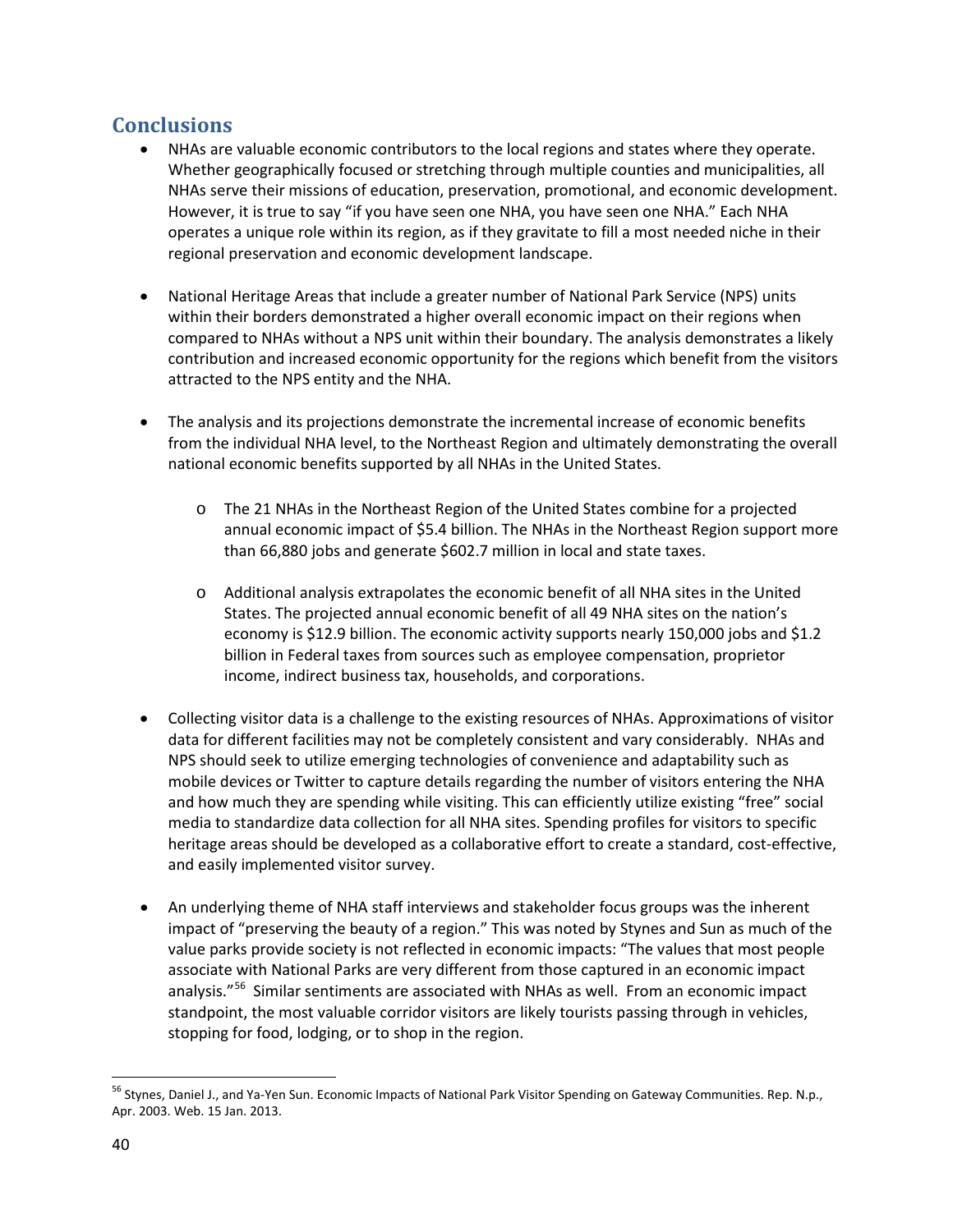## Conclusions

- NHAs are valuable economic contributors to the local regions and states where they operate. Whether geographically focused or stretching through multiple counties and municipalities, all NHAs serve their missions of education, preservation, promotional, and economic development. However, it is true to say "if you have seen one NHA, you have seen one NHA." Each NHA operates a unique role within its region, as if they gravitate to fill a most needed niche in their regional preservation and economic development landscape.

- National Heritage Areas that include a greater number of National Park Service (NPS) units within their borders demonstrated a higher overall economic impact on their regions when compared to NHAs without a NPS unit within their boundary. The analysis demonstrates a likely contribution and increased economic opportunity for the regions which benefit from the visitors attracted to the NPS entity and the NHA.

- The analysis and its projections demonstrate the incremental increase of economic benefits from the individual NHA level, to the Northeast Region and ultimately demonstrating the overall national economic benefits supported by all NHAs in the United States.

  - The 21 NHAs in the Northeast Region of the United States combine for a projected annual economic impact of $5.4 billion. The NHAs in the Northeast Region support more than 66,880 jobs and generate $602.7 million in local and state taxes.

  - Additional analysis extrapolates the economic benefit of all NHA sites in the United States. The projected annual economic benefit of all 49 NHA sites on the nation's economy is $12.9 billion. The economic activity supports nearly 150,000 jobs and $1.2 billion in Federal taxes from sources such as employee compensation, proprietor income, indirect business tax, households, and corporations.

- Collecting visitor data is a challenge to the existing resources of NHAs. Approximations of visitor data for different facilities may not be completely consistent and vary considerably. NHAs and NPS should seek to utilize emerging technologies of convenience and adaptability such as mobile devices or Twitter to capture details regarding the number of visitors entering the NHA and how much they are spending while visiting. This can efficiently utilize existing "free" social media to standardize data collection for all NHA sites. Spending profiles for visitors to specific heritage areas should be developed as a collaborative effort to create a standard, cost-effective, and easily implemented visitor survey.

- An underlying theme of NHA staff interviews and stakeholder focus groups was the inherent impact of "preserving the beauty of a region." This was noted by Stynes and Sun as much of the value parks provide society is not reflected in economic impacts: "The values that most people associate with National Parks are very different from those captured in an economic impact analysis."[56] Similar sentiments are associated with NHAs as well. From an economic impact standpoint, the most valuable corridor visitors are likely tourists passing through in vehicles, stopping for food, lodging, or to shop in the region.

[56] Stynes, Daniel J., and Ya-Yen Sun. Economic Impacts of National Park Visitor Spending on Gateway Communities. Rep. N.p., Apr. 2003. Web. 15 Jan. 2013.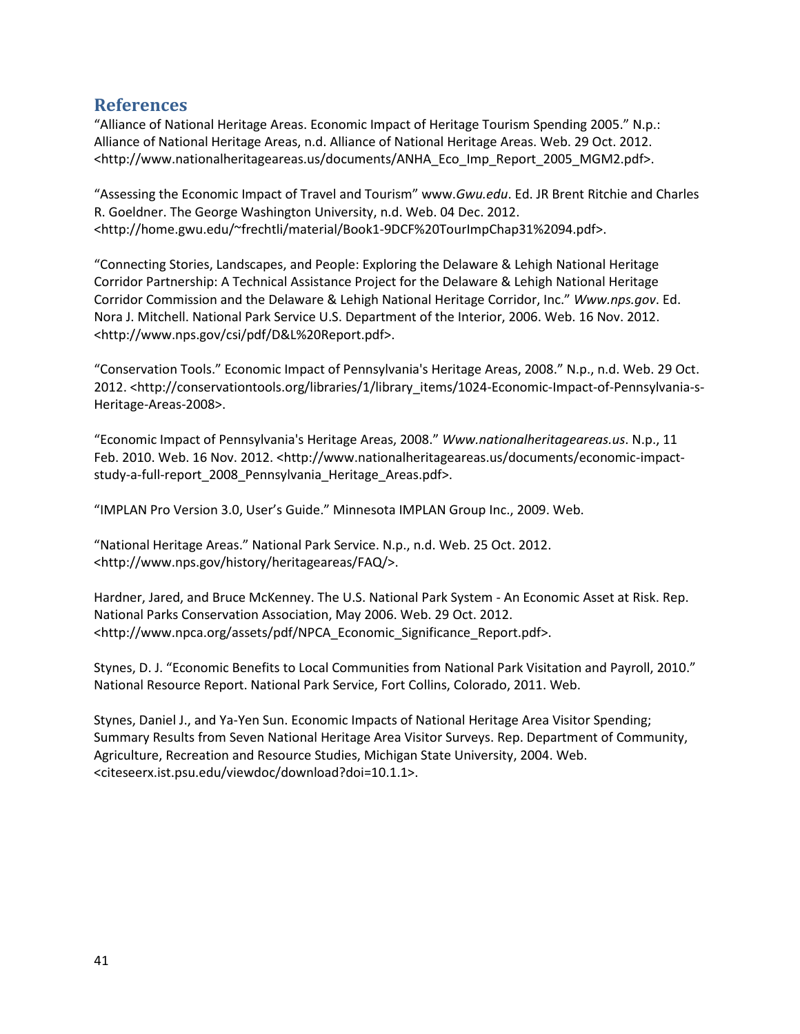## References

"Alliance of National Heritage Areas. Economic Impact of Heritage Tourism Spending 2005." N.p.: Alliance of National Heritage Areas, n.d. Alliance of National Heritage Areas. Web. 29 Oct. 2012. <http://www.nationalheritageareas.us/documents/ANHA_Eco_Imp_Report_2005_MGM2.pdf>.

"Assessing the Economic Impact of Travel and Tourism" www.*Gwu.edu*. Ed. JR Brent Ritchie and Charles R. Goeldner. The George Washington University, n.d. Web. 04 Dec. 2012. <http://home.gwu.edu/~frechtli/material/Book1-9DCF%20TourImpChap31%2094.pdf>.

"Connecting Stories, Landscapes, and People: Exploring the Delaware & Lehigh National Heritage Corridor Partnership: A Technical Assistance Project for the Delaware & Lehigh National Heritage Corridor Commission and the Delaware & Lehigh National Heritage Corridor, Inc." *Www.nps.gov*. Ed. Nora J. Mitchell. National Park Service U.S. Department of the Interior, 2006. Web. 16 Nov. 2012. <http://www.nps.gov/csi/pdf/D&L%20Report.pdf>.

"Conservation Tools." Economic Impact of Pennsylvania's Heritage Areas, 2008." N.p., n.d. Web. 29 Oct. 2012. <http://conservationtools.org/libraries/1/library_items/1024-Economic-Impact-of-Pennsylvania-s-Heritage-Areas-2008>.

"Economic Impact of Pennsylvania's Heritage Areas, 2008." *Www.nationalheritageareas.us*. N.p., 11 Feb. 2010. Web. 16 Nov. 2012. <http://www.nationalheritageareas.us/documents/economic-impact-study-a-full-report_2008_Pennsylvania_Heritage_Areas.pdf>.

"IMPLAN Pro Version 3.0, User's Guide." Minnesota IMPLAN Group Inc., 2009. Web.

"National Heritage Areas." National Park Service. N.p., n.d. Web. 25 Oct. 2012. <http://www.nps.gov/history/heritageareas/FAQ/>.

Hardner, Jared, and Bruce McKenney. The U.S. National Park System - An Economic Asset at Risk. Rep. National Parks Conservation Association, May 2006. Web. 29 Oct. 2012. <http://www.npca.org/assets/pdf/NPCA_Economic_Significance_Report.pdf>.

Stynes, D. J. "Economic Benefits to Local Communities from National Park Visitation and Payroll, 2010." National Resource Report. National Park Service, Fort Collins, Colorado, 2011. Web.

Stynes, Daniel J., and Ya-Yen Sun. Economic Impacts of National Heritage Area Visitor Spending; Summary Results from Seven National Heritage Area Visitor Surveys. Rep. Department of Community, Agriculture, Recreation and Resource Studies, Michigan State University, 2004. Web. <citeseerx.ist.psu.edu/viewdoc/download?doi=10.1.1>.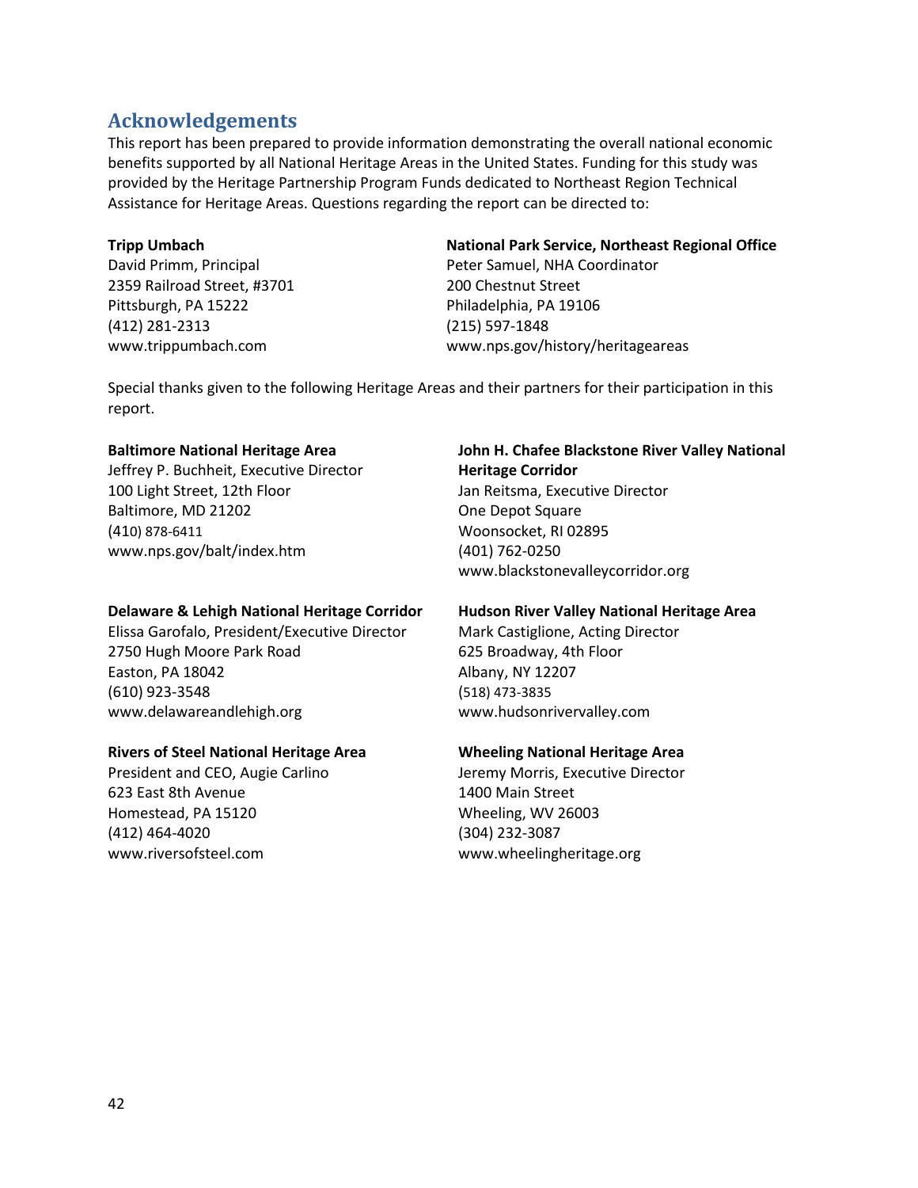## Acknowledgements

This report has been prepared to provide information demonstrating the overall national economic benefits supported by all National Heritage Areas in the United States. Funding for this study was provided by the Heritage Partnership Program Funds dedicated to Northeast Region Technical Assistance for Heritage Areas. Questions regarding the report can be directed to:

**Tripp Umbach**
David Primm, Principal
2359 Railroad Street, #3701
Pittsburgh, PA 15222
(412) 281-2313
www.trippumbach.com

**National Park Service, Northeast Regional Office**
Peter Samuel, NHA Coordinator
200 Chestnut Street
Philadelphia, PA 19106
(215) 597-1848
www.nps.gov/history/heritageareas

Special thanks given to the following Heritage Areas and their partners for their participation in this report.

**Baltimore National Heritage Area**
Jeffrey P. Buchheit, Executive Director
100 Light Street, 12th Floor
Baltimore, MD 21202
(410) 878-6411
www.nps.gov/balt/index.htm

**John H. Chafee Blackstone River Valley National Heritage Corridor**
Jan Reitsma, Executive Director
One Depot Square
Woonsocket, RI 02895
(401) 762-0250
www.blackstonevalleycorridor.org

**Delaware & Lehigh National Heritage Corridor**
Elissa Garofalo, President/Executive Director
2750 Hugh Moore Park Road
Easton, PA 18042
(610) 923-3548
www.delawareandlehigh.org

**Hudson River Valley National Heritage Area**
Mark Castiglione, Acting Director
625 Broadway, 4th Floor
Albany, NY 12207
(518) 473-3835
www.hudsonrivervalley.com

**Rivers of Steel National Heritage Area**
President and CEO, Augie Carlino
623 East 8th Avenue
Homestead, PA 15120
(412) 464-4020
www.riversofsteel.com

**Wheeling National Heritage Area**
Jeremy Morris, Executive Director
1400 Main Street
Wheeling, WV 26003
(304) 232-3087
www.wheelingheritage.org